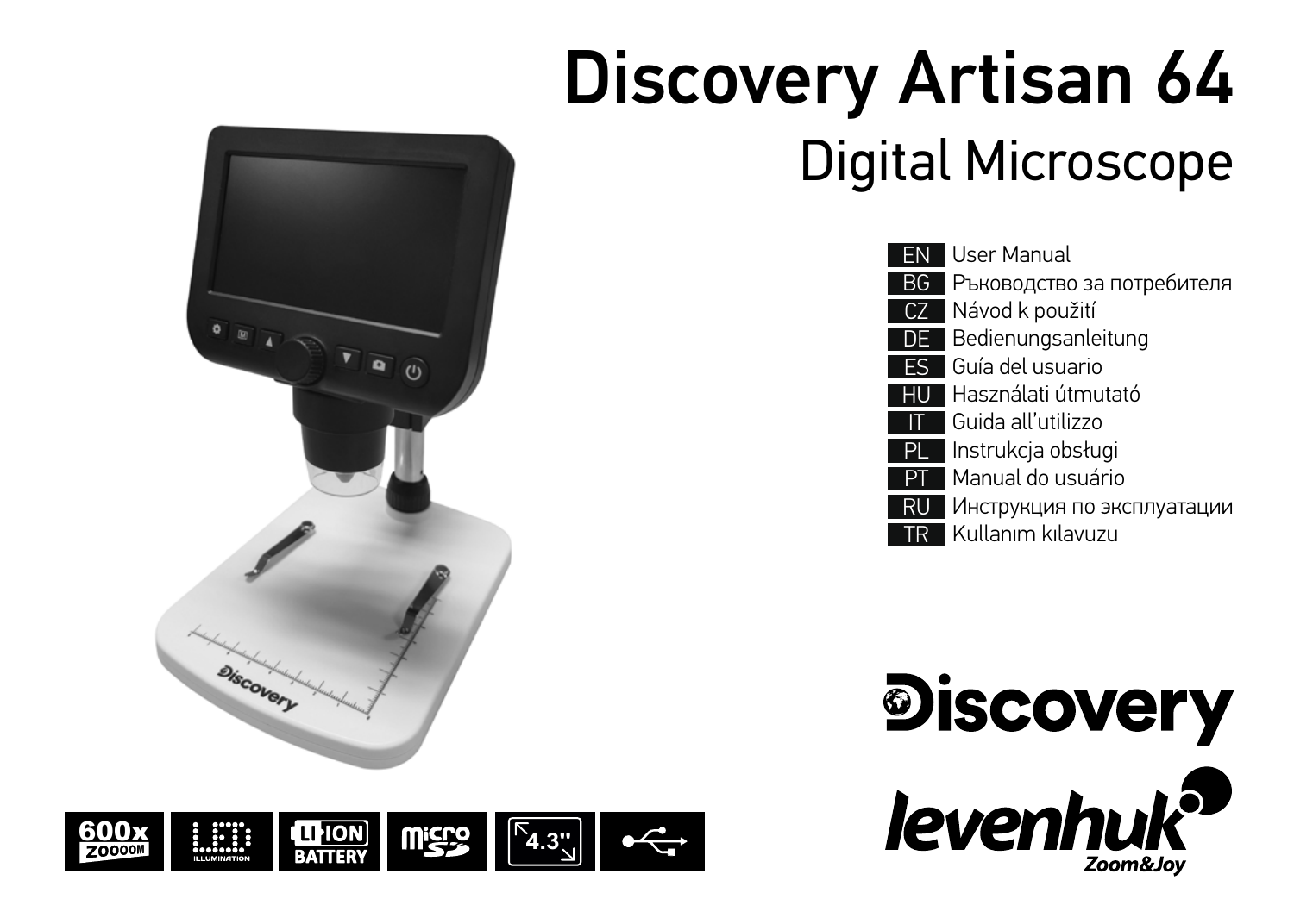# Discovery Artisan 64

## Digital Microscope

EN User Manual
BG Ръководство за потребителя
CZ Návod k použití
DE Bedienungsanleitung
ES Guía del usuario
HU Használati útmutató
IT Guida all'utilizzo
PL Instrukcja obsługi
PT Manual do usuário
RU Инструкция по эксплуатации
TR Kullanım kılavuzu

600x ZOOOOM | LED ILLUMINATION | LI-ION BATTERY | micro SD | 4.3"

Discovery

levenhuk Zoom&Joy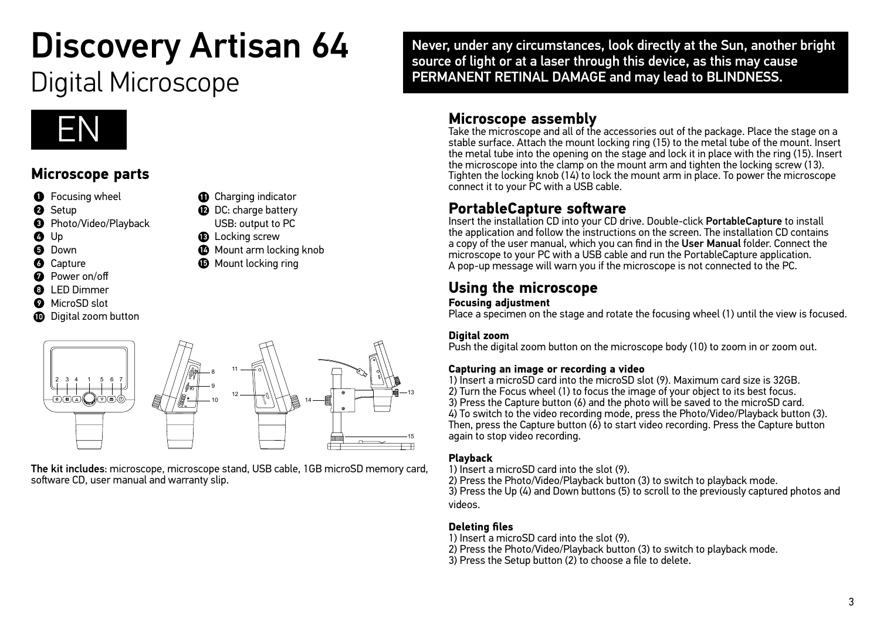# Discovery Artisan 64

Digital Microscope

**Never, under any circumstances, look directly at the Sun, another bright source of light or at a laser through this device, as this may cause PERMANENT RETINAL DAMAGE and may lead to BLINDNESS.**

EN

## Microscope parts

1. Focusing wheel
2. Setup
3. Photo/Video/Playback
4. Up
5. Down
6. Capture
7. Power on/off
8. LED Dimmer
9. MicroSD slot
10. Digital zoom button
11. Charging indicator
12. DC: charge battery
    USB: output to PC
13. Locking screw
14. Mount arm locking knob
15. Mount locking ring

2 3 4 1 5 6 7

8
9
10

11
12

14
13
15

**The kit includes**: microscope, microscope stand, USB cable, 1GB microSD memory card, software CD, user manual and warranty slip.

## Microscope assembly

Take the microscope and all of the accessories out of the package. Place the stage on a stable surface. Attach the mount locking ring (15) to the metal tube of the mount. Insert the metal tube into the opening on the stage and lock it in place with the ring (15). Insert the microscope into the clamp on the mount arm and tighten the locking screw (13). Tighten the locking knob (14) to lock the mount arm in place. To power the microscope connect it to your PC with a USB cable.

## PortableCapture software

Insert the installation CD into your CD drive. Double-click **PortableCapture** to install the application and follow the instructions on the screen. The installation CD contains a copy of the user manual, which you can find in the **User Manual** folder. Connect the microscope to your PC with a USB cable and run the PortableCapture application. A pop-up message will warn you if the microscope is not connected to the PC.

## Using the microscope

### Focusing adjustment

Place a specimen on the stage and rotate the focusing wheel (1) until the view is focused.

### Digital zoom

Push the digital zoom button on the microscope body (10) to zoom in or zoom out.

### Capturing an image or recording a video

1) Insert a microSD card into the microSD slot (9). Maximum card size is 32GB.
2) Turn the Focus wheel (1) to focus the image of your object to its best focus.
3) Press the Capture button (6) and the photo will be saved to the microSD card.
4) To switch to the video recording mode, press the Photo/Video/Playback button (3). Then, press the Capture button (6) to start video recording. Press the Capture button again to stop video recording.

### Playback

1) Insert a microSD card into the slot (9).
2) Press the Photo/Video/Playback button (3) to switch to playback mode.
3) Press the Up (4) and Down buttons (5) to scroll to the previously captured photos and videos.

### Deleting files

1) Insert a microSD card into the slot (9).
2) Press the Photo/Video/Playback button (3) to switch to playback mode.
3) Press the Setup button (2) to choose a file to delete.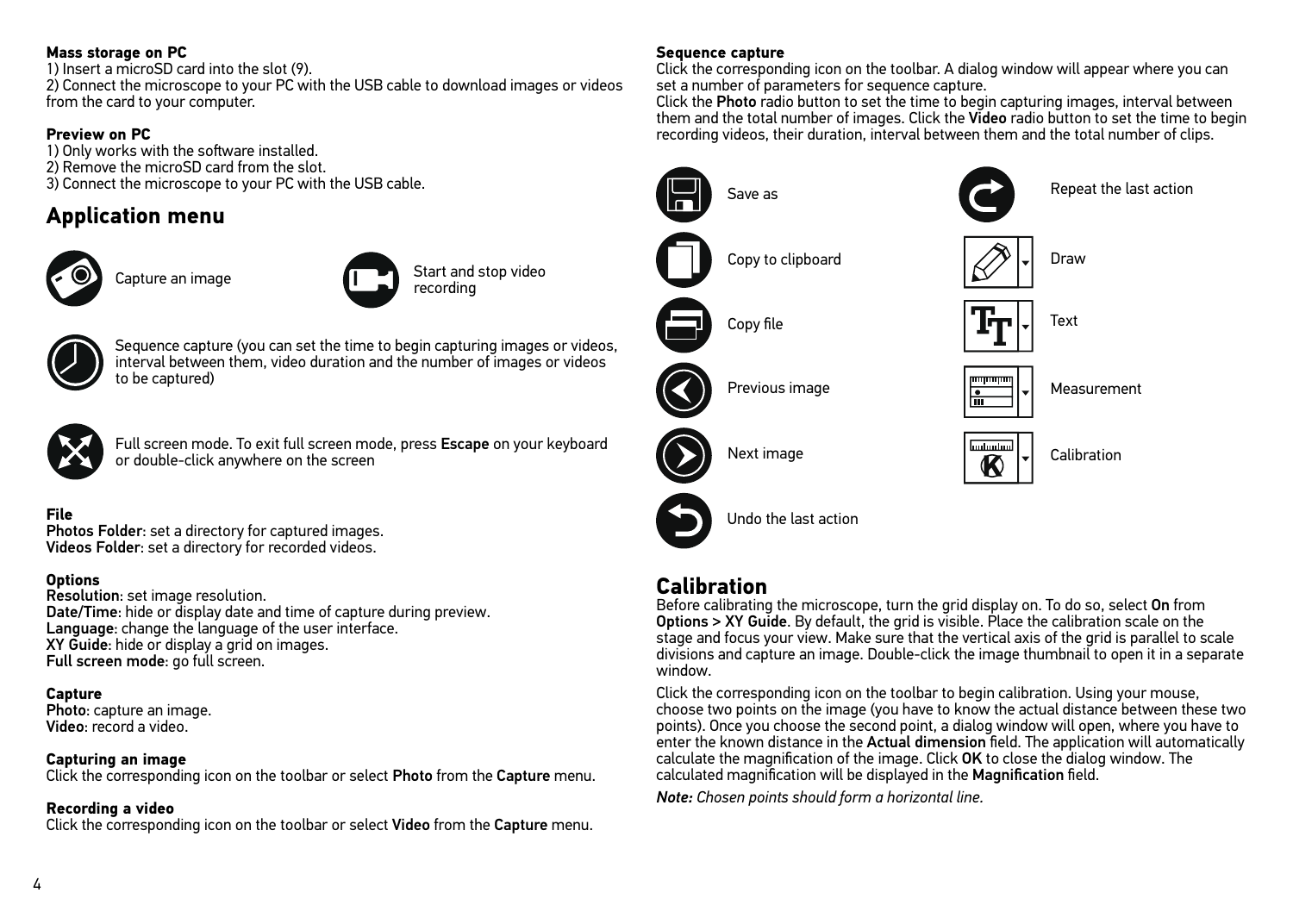**Mass storage on PC**

1) Insert a microSD card into the slot (9).
2) Connect the microscope to your PC with the USB cable to download images or videos from the card to your computer.

**Preview on PC**

1) Only works with the software installed.
2) Remove the microSD card from the slot.
3) Connect the microscope to your PC with the USB cable.

## Application menu

Capture an image

Start and stop video recording

Sequence capture (you can set the time to begin capturing images or videos, interval between them, video duration and the number of images or videos to be captured)

Full screen mode. To exit full screen mode, press **Escape** on your keyboard or double-click anywhere on the screen

**File**

**Photos Folder**: set a directory for captured images.
**Videos Folder**: set a directory for recorded videos.

**Options**

**Resolution**: set image resolution.
**Date/Time**: hide or display date and time of capture during preview.
**Language**: change the language of the user interface.
**XY Guide**: hide or display a grid on images.
**Full screen mode**: go full screen.

**Capture**

**Photo**: capture an image.
**Video**: record a video.

**Capturing an image**

Click the corresponding icon on the toolbar or select **Photo** from the **Capture** menu.

**Recording a video**

Click the corresponding icon on the toolbar or select **Video** from the **Capture** menu.

**Sequence capture**

Click the corresponding icon on the toolbar. A dialog window will appear where you can set a number of parameters for sequence capture.
Click the **Photo** radio button to set the time to begin capturing images, interval between them and the total number of images. Click the **Video** radio button to set the time to begin recording videos, their duration, interval between them and the total number of clips.

Save as

Copy to clipboard

Copy file

Previous image

Next image

Undo the last action

Repeat the last action

Draw

Text

Measurement

Calibration

## Calibration

Before calibrating the microscope, turn the grid display on. To do so, select **On** from **Options > XY Guide**. By default, the grid is visible. Place the calibration scale on the stage and focus your view. Make sure that the vertical axis of the grid is parallel to scale divisions and capture an image. Double-click the image thumbnail to open it in a separate window.

Click the corresponding icon on the toolbar to begin calibration. Using your mouse, choose two points on the image (you have to know the actual distance between these two points). Once you choose the second point, a dialog window will open, where you have to enter the known distance in the **Actual dimension** field. The application will automatically calculate the magnification of the image. Click **OK** to close the dialog window. The calculated magnification will be displayed in the **Magnification** field.

***Note:*** *Chosen points should form a horizontal line.*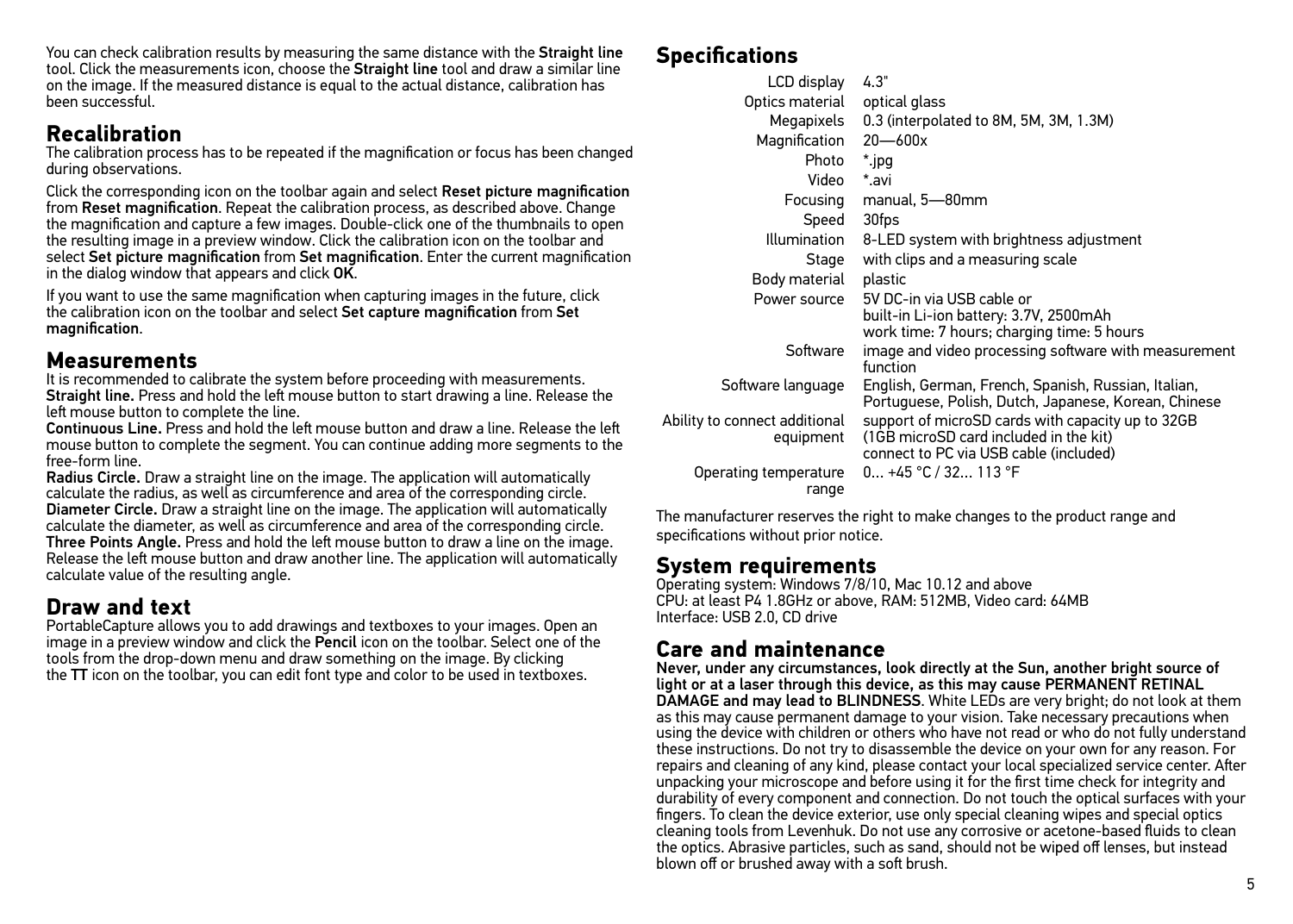You can check calibration results by measuring the same distance with the **Straight line** tool. Click the measurements icon, choose the **Straight line** tool and draw a similar line on the image. If the measured distance is equal to the actual distance, calibration has been successful.

## Recalibration

The calibration process has to be repeated if the magnification or focus has been changed during observations.

Click the corresponding icon on the toolbar again and select **Reset picture magnification** from **Reset magnification**. Repeat the calibration process, as described above. Change the magnification and capture a few images. Double-click one of the thumbnails to open the resulting image in a preview window. Click the calibration icon on the toolbar and select **Set picture magnification** from **Set magnification**. Enter the current magnification in the dialog window that appears and click **OK**.

If you want to use the same magnification when capturing images in the future, click the calibration icon on the toolbar and select **Set capture magnification** from **Set magnification**.

## Measurements

It is recommended to calibrate the system before proceeding with measurements.
**Straight line.** Press and hold the left mouse button to start drawing a line. Release the left mouse button to complete the line.
**Continuous Line.** Press and hold the left mouse button and draw a line. Release the left mouse button to complete the segment. You can continue adding more segments to the free-form line.
**Radius Circle.** Draw a straight line on the image. The application will automatically calculate the radius, as well as circumference and area of the corresponding circle.
**Diameter Circle.** Draw a straight line on the image. The application will automatically calculate the diameter, as well as circumference and area of the corresponding circle.
**Three Points Angle.** Press and hold the left mouse button to draw a line on the image. Release the left mouse button and draw another line. The application will automatically calculate value of the resulting angle.

## Draw and text

PortableCapture allows you to add drawings and textboxes to your images. Open an image in a preview window and click the **Pencil** icon on the toolbar. Select one of the tools from the drop-down menu and draw something on the image. By clicking the **TT** icon on the toolbar, you can edit font type and color to be used in textboxes.

## Specifications

| | |
|---|---|
| LCD display | 4.3" |
| Optics material | optical glass |
| Megapixels | 0.3 (interpolated to 8M, 5M, 3M, 1.3M) |
| Magnification | 20—600x |
| Photo | *.jpg |
| Video | *.avi |
| Focusing | manual, 5—80mm |
| Speed | 30fps |
| Illumination | 8-LED system with brightness adjustment |
| Stage | with clips and a measuring scale |
| Body material | plastic |
| Power source | 5V DC-in via USB cable or<br>built-in Li-ion battery: 3.7V, 2500mAh<br>work time: 7 hours; charging time: 5 hours |
| Software | image and video processing software with measurement function |
| Software language | English, German, French, Spanish, Russian, Italian, Portuguese, Polish, Dutch, Japanese, Korean, Chinese |
| Ability to connect additional equipment | support of microSD cards with capacity up to 32GB (1GB microSD card included in the kit)<br>connect to PC via USB cable (included) |
| Operating temperature range | 0... +45 °C / 32... 113 °F |

The manufacturer reserves the right to make changes to the product range and specifications without prior notice.

## System requirements

Operating system: Windows 7/8/10, Mac 10.12 and above
CPU: at least P4 1.8GHz or above, RAM: 512MB, Video card: 64MB
Interface: USB 2.0, CD drive

## Care and maintenance

**Never, under any circumstances, look directly at the Sun, another bright source of light or at a laser through this device, as this may cause PERMANENT RETINAL DAMAGE and may lead to BLINDNESS**. White LEDs are very bright; do not look at them as this may cause permanent damage to your vision. Take necessary precautions when using the device with children or others who have not read or who do not fully understand these instructions. Do not try to disassemble the device on your own for any reason. For repairs and cleaning of any kind, please contact your local specialized service center. After unpacking your microscope and before using it for the first time check for integrity and durability of every component and connection. Do not touch the optical surfaces with your fingers. To clean the device exterior, use only special cleaning wipes and special optics cleaning tools from Levenhuk. Do not use any corrosive or acetone-based fluids to clean the optics. Abrasive particles, such as sand, should not be wiped off lenses, but instead blown off or brushed away with a soft brush.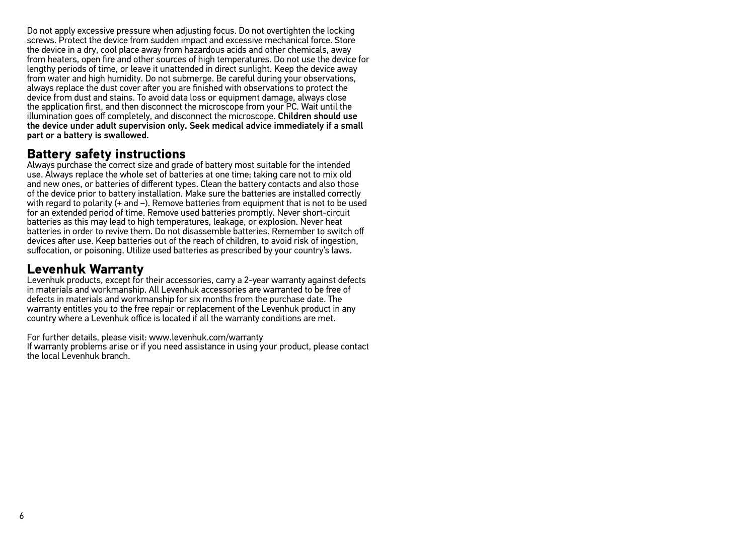Do not apply excessive pressure when adjusting focus. Do not overtighten the locking screws. Protect the device from sudden impact and excessive mechanical force. Store the device in a dry, cool place away from hazardous acids and other chemicals, away from heaters, open fire and other sources of high temperatures. Do not use the device for lengthy periods of time, or leave it unattended in direct sunlight. Keep the device away from water and high humidity. Do not submerge. Be careful during your observations, always replace the dust cover after you are finished with observations to protect the device from dust and stains. To avoid data loss or equipment damage, always close the application first, and then disconnect the microscope from your PC. Wait until the illumination goes off completely, and disconnect the microscope. **Children should use the device under adult supervision only. Seek medical advice immediately if a small part or a battery is swallowed.**

## Battery safety instructions

Always purchase the correct size and grade of battery most suitable for the intended use. Always replace the whole set of batteries at one time; taking care not to mix old and new ones, or batteries of different types. Clean the battery contacts and also those of the device prior to battery installation. Make sure the batteries are installed correctly with regard to polarity (+ and –). Remove batteries from equipment that is not to be used for an extended period of time. Remove used batteries promptly. Never short-circuit batteries as this may lead to high temperatures, leakage, or explosion. Never heat batteries in order to revive them. Do not disassemble batteries. Remember to switch off devices after use. Keep batteries out of the reach of children, to avoid risk of ingestion, suffocation, or poisoning. Utilize used batteries as prescribed by your country's laws.

## Levenhuk Warranty

Levenhuk products, except for their accessories, carry a 2-year warranty against defects in materials and workmanship. All Levenhuk accessories are warranted to be free of defects in materials and workmanship for six months from the purchase date. The warranty entitles you to the free repair or replacement of the Levenhuk product in any country where a Levenhuk office is located if all the warranty conditions are met.

For further details, please visit: www.levenhuk.com/warranty
If warranty problems arise or if you need assistance in using your product, please contact the local Levenhuk branch.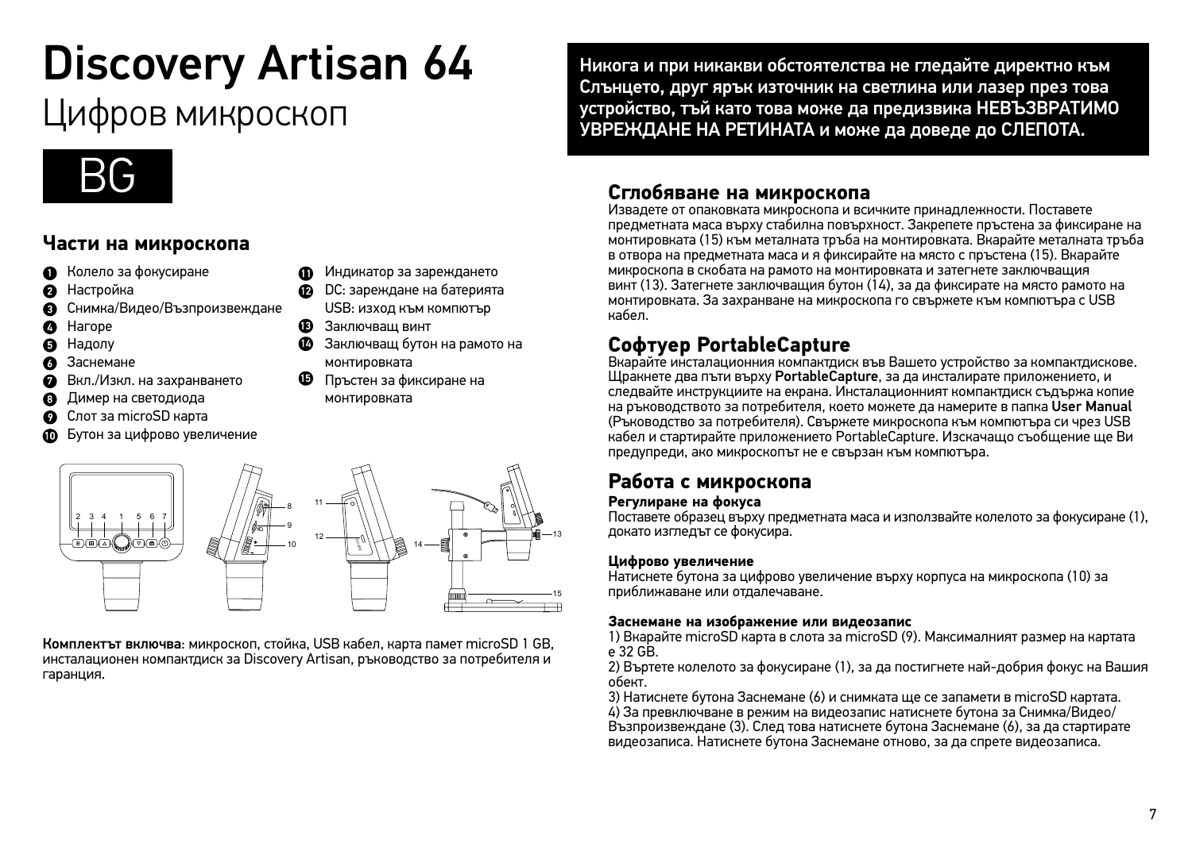# Discovery Artisan 64

Цифров микроскоп

BG

## Части на микроскопа

1. Колело за фокусиране
2. Настройка
3. Снимка/Видео/Възпроизвеждане
4. Нагоре
5. Надолу
6. Заснемане
7. Вкл./Изкл. на захранването
8. Димер на светодиода
9. Слот за microSD карта
10. Бутон за цифрово увеличение
11. Индикатор за зареждането
12. DC: зареждане на батерията
    USB: изход към компютър
13. Заключващ винт
14. Заключващ бутон на рамото на монтировката
15. Пръстен за фиксиране на монтировката

2 3 4 1 5 6 7

8
9
10

11
12

14
13
15

**Комплектът включва**: микроскоп, стойка, USB кабел, карта памет microSD 1 GB, инсталационен компактдиск за Discovery Artisan, ръководство за потребителя и гаранция.

**Никога и при никакви обстоятелства не гледайте директно към Слънцето, друг ярък източник на светлина или лазер през това устройство, тъй като това може да предизвика НЕВЪЗВРАТИМО УВРЕЖДАНЕ НА РЕТИНАТА и може да доведе до СЛЕПОТА.**

## Сглобяване на микроскопа

Извадете от опаковката микроскопа и всичките принадлежности. Поставете предметната маса върху стабилна повърхност. Закрепете пръстена за фиксиране на монтировката (15) към металната тръба на монтировката. Вкарайте металната тръба в отвора на предметната маса и я фиксирайте на място с пръстена (15). Вкарайте микроскопа в скобата на рамото на монтировката и затегнете заключващия винт (13). Затегнете заключващия бутон (14), за да фиксирате на място рамото на монтировката. За захранване на микроскопа го свържете към компютъра с USB кабел.

## Софтуер PortableCapture

Вкарайте инсталационния компактдиск във Вашето устройство за компактдискове. Щракнете два пъти върху **PortableCapture**, за да инсталирате приложението, и следвайте инструкциите на екрана. Инсталационният компактдиск съдържа копие на ръководството за потребителя, което можете да намерите в папка **User Manual** (Ръководство за потребителя). Свържете микроскопа към компютъра си чрез USB кабел и стартирайте приложението PortableCapture. Изскачащо съобщение ще Ви предупреди, ако микроскопът не е свързан към компютъра.

## Работа с микроскопа

### Регулиране на фокуса

Поставете образец върху предметната маса и използвайте колелото за фокусиране (1), докато изгледът се фокусира.

### Цифрово увеличение

Натиснете бутона за цифрово увеличение върху корпуса на микроскопа (10) за приближаване или отдалечаване.

### Заснемане на изображение или видеозапис

1) Вкарайте microSD карта в слота за microSD (9). Максималният размер на картата е 32 GB.
2) Въртете колелото за фокусиране (1), за да постигнете най-добрия фокус на Вашия обект.
3) Натиснете бутона Заснемане (6) и снимката ще се запамети в microSD картата.
4) За превключване в режим на видеозапис натиснете бутона за Снимка/Видео/Възпроизвеждане (3). След това натиснете бутона Заснемане (6), за да стартирате видеозаписа. Натиснете бутона Заснемане отново, за да спрете видеозаписа.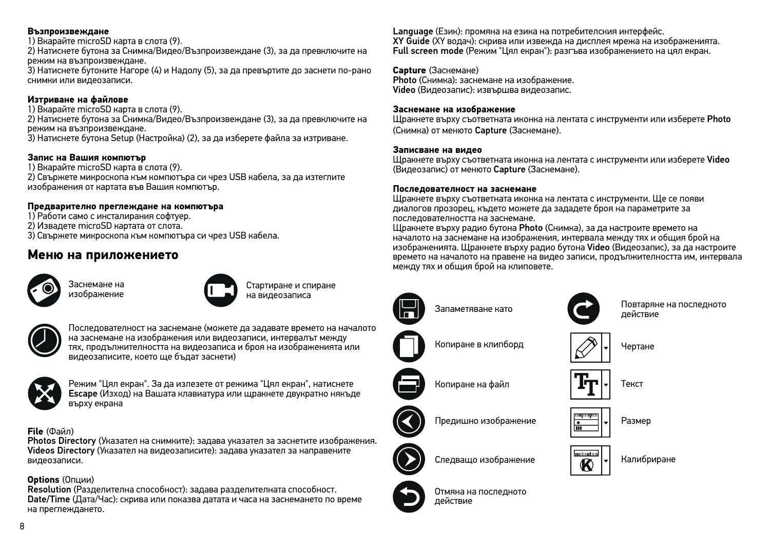**Възпроизвеждане**

1) Вкарайте microSD карта в слота (9).
2) Натиснете бутона за Снимка/Видео/Възпроизвеждане (3), за да превключите на режим на възпроизвеждане.
3) Натиснете бутоните Нагоре (4) и Надолу (5), за да превъртите до заснети по-рано снимки или видеозаписи.

**Изтриване на файлове**

1) Вкарайте microSD карта в слота (9).
2) Натиснете бутона за Снимка/Видео/Възпроизвеждане (3), за да превключите на режим на възпроизвеждане.
3) Натиснете бутона Setup (Настройка) (2), за да изберете файла за изтриване.

**Запис на Вашия компютър**

1) Вкарайте microSD карта в слота (9).
2) Свържете микроскопа към компютъра си чрез USB кабела, за да изтеглите изображения от картата във Вашия компютър.

**Предварително преглеждане на компютъра**

1) Работи само с инсталирания софтуер.
2) Извадете microSD картата от слота.
3) Свържете микроскопа към компютъра си чрез USB кабела.

## Меню на приложението

Заснемане на изображение

Стартиране и спиране на видеозаписа

Последователност на заснемане (можете да задавате времето на началото на заснемане на изображения или видеозаписи, интервалът между тях, продължителността на видеозаписа и броя на изображенията или видеозаписите, което ще бъдат заснети)

Режим "Цял екран". За да излезете от режима "Цял екран", натиснете **Escape** (Изход) на Вашата клавиатура или щракнете двукратно някъде върху екрана

**File** (Файл)
**Photos Directory** (Указател на снимките): задава указател за заснетите изображения.
**Videos Directory** (Указател на видеозаписите): задава указател за направените видеозаписи.

**Options** (Опции)
**Resolution** (Разделителна способност): задава разделителната способност.
**Date/Time** (Дата/Час): скрива или показва датата и часа на заснемането по време на преглеждането.
**Language** (Език): промяна на езика на потребителския интерфейс.
**XY Guide** (XY водач): скрива или извежда на дисплея мрежа на изображенията.
**Full screen mode** (Режим "Цял екран"): разгъва изображението на цял екран.

**Capture** (Заснемане)
**Photo** (Снимка): заснемане на изображение.
**Video** (Видеозапис): извършва видеозапис.

**Заснемане на изображение**

Щракнете върху съответната иконка на лентата с инструменти или изберете **Photo** (Снимка) от менюто **Capture** (Заснемане).

**Записване на видео**

Щракнете върху съответната иконка на лентата с инструменти или изберете **Video** (Видеозапис) от менюто **Capture** (Заснемане).

**Последователност на заснемане**

Щракнете върху съответната иконка на лентата с инструменти. Ще се появи диалогов прозорец, където можете да зададете броя на параметрите за последователността на заснемане.
Щракнете върху радио бутона **Photo** (Снимка), за да настроите времето на началото на заснемане на изображения, интервала между тях и общия брой на изображенията. Щракнете върху радио бутона **Video** (Видеозапис), за да настроите времето на началото на правене на видео записи, продължителността им, интервала между тях и общия брой на клиповете.

Запаметяване като

Копиране в клипборд

Копиране на файл

Предишно изображение

Следващо изображение

Отмяна на последното действие

Повтаряне на последното действие

Чертане

Текст

Размер

Калибриране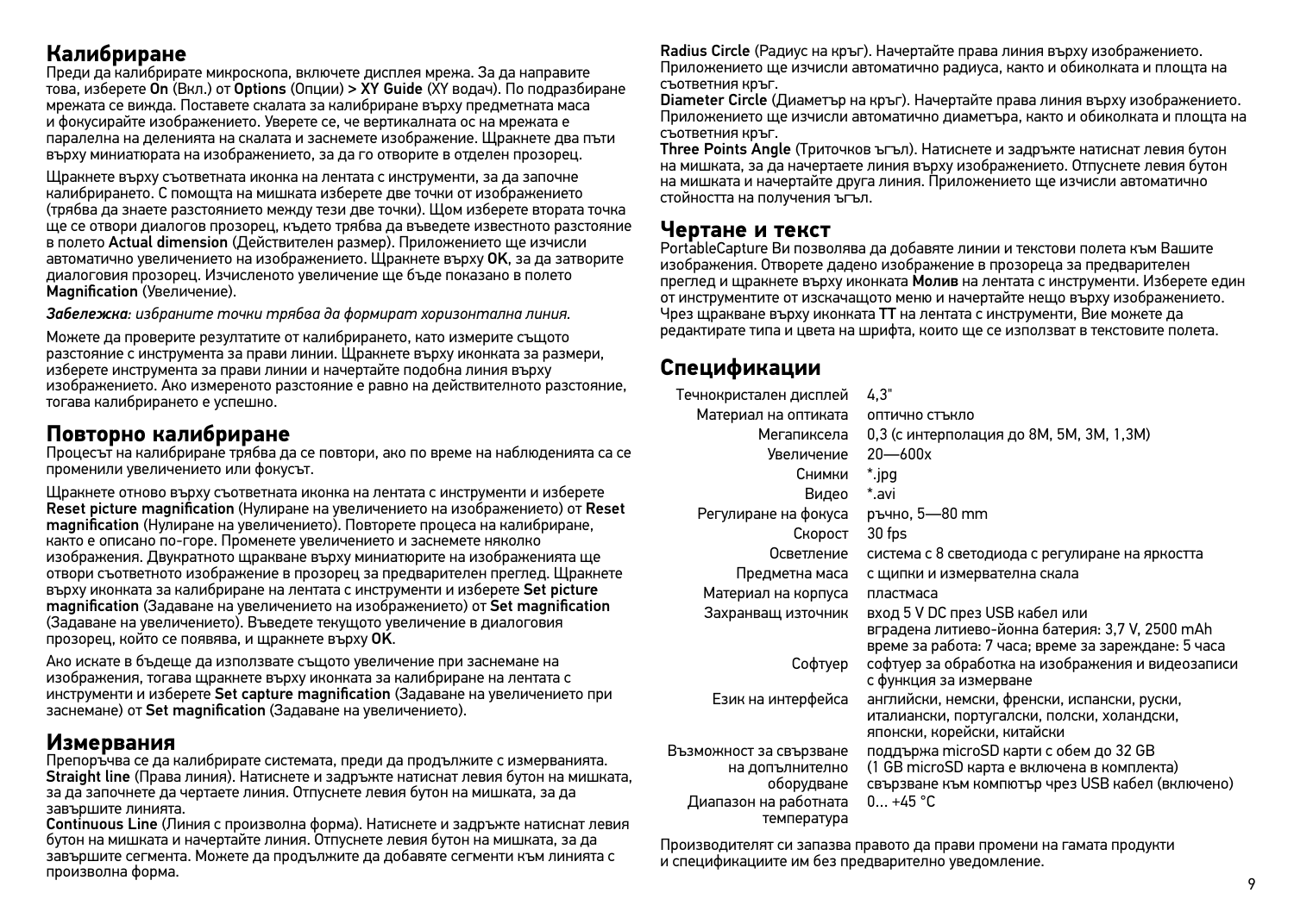## Калибриране

Преди да калибрирате микроскопа, включете дисплея мрежа. За да направите това, изберете **On** (Вкл.) от **Options** (Опции) > **XY Guide** (XY водач). По подразбиране мрежата се вижда. Поставете скалата за калибриране върху предметната маса и фокусирайте изображението. Уверете се, че вертикалната ос на мрежата е паралелна на деленията на скалата и заснемете изображение. Щракнете два пъти върху миниатюрата на изображението, за да го отворите в отделен прозорец.

Щракнете върху съответната иконка на лентата с инструменти, за да започне калибрирането. С помощта на мишката изберете две точки от изображението (трябва да знаете разстоянието между тези две точки). Щом изберете втората точка ще се отвори диалогов прозорец, където трябва да въведете известното разстояние в полето **Actual dimension** (Действителен размер). Приложението ще изчисли автоматично увеличението на изображението. Щракнете върху **OK**, за да затворите диалоговия прозорец. Изчисленото увеличение ще бъде показано в полето **Magnification** (Увеличение).

***Забележка:*** *избраните точки трябва да формират хоризонтална линия.*

Можете да проверите резултатите от калибрирането, като измерите същото разстояние с инструмента за прави линии. Щракнете върху иконката за размери, изберете инструмента за прави линии и начертайте подобна линия върху изображението. Ако измереното разстояние е равно на действителното разстояние, тогава калибрирането е успешно.

## Повторно калибриране

Процесът на калибриране трябва да се повтори, ако по време на наблюденията са се променили увеличението или фокусът.

Щракнете отново върху съответната иконка на лентата с инструменти и изберете **Reset picture magnification** (Нулиране на увеличението на изображението) от **Reset magnification** (Нулиране на увеличението). Повторете процеса на калибриране, както е описано по-горе. Променете увеличението и заснемете няколко изображения. Двукратното щракване върху миниатюрите на изображенията ще отвори съответното изображение в прозорец за предварителен преглед. Щракнете върху иконката за калибриране на лентата с инструменти и изберете **Set picture magnification** (Задаване на увеличението на изображението) от **Set magnification** (Задаване на увеличението). Въведете текущото увеличение в диалоговия прозорец, който се появява, и щракнете върху **OK**.

Ако искате в бъдеще да използвате същото увеличение при заснемане на изображения, тогава щракнете върху иконката за калибриране на лентата с инструменти и изберете **Set capture magnification** (Задаване на увеличението при заснемане) от **Set magnification** (Задаване на увеличението).

## Измервания

Препоръчва се да калибрирате системата, преди да продължите с измерванията.
**Straight line** (Права линия). Натиснете и задръжте натиснат левия бутон на мишката, за да започнете да чертаете линия. Отпуснете левия бутон на мишката, за да завършите линията.
**Continuous Line** (Линия с произволна форма). Натиснете и задръжте натиснат левия бутон на мишката и начертайте линия. Отпуснете левия бутон на мишката, за да завършите сегмента. Можете да продължите да добавяте сегменти към линията с произволна форма.
**Radius Circle** (Радиус на кръг). Начертайте права линия върху изображението. Приложението ще изчисли автоматично радиуса, както и обиколката и площта на съответния кръг.
**Diameter Circle** (Диаметър на кръг). Начертайте права линия върху изображението. Приложението ще изчисли автоматично диаметъра, както и обиколката и площта на съответния кръг.
**Three Points Angle** (Триточков ъгъл). Натиснете и задръжте натиснат левия бутон на мишката, за да начертаете линия върху изображението. Отпуснете левия бутон на мишката и начертайте друга линия. Приложението ще изчисли автоматично стойността на получения ъгъл.

## Чертане и текст

PortableCapture Ви позволява да добавяте линии и текстови полета към Вашите изображения. Отворете дадено изображение в прозореца за предварителен преглед и щракнете върху иконката **Молив** на лентата с инструменти. Изберете един от инструментите от изскачащото меню и начертайте нещо върху изображението. Чрез щракване върху иконката **TT** на лентата с инструменти, Вие можете да редактирате типа и цвета на шрифта, които ще се използват в текстовите полета.

## Спецификации

| | |
|---|---|
| Течнокристален дисплей | 4,3" |
| Материал на оптиката | оптично стъкло |
| Мегапиксела | 0,3 (с интерполация до 8M, 5M, 3M, 1,3M) |
| Увеличение | 20—600x |
| Снимки | *.jpg |
| Видео | *.avi |
| Регулиране на фокуса | ръчно, 5—80 mm |
| Скорост | 30 fps |
| Осветление | система с 8 светодиода с регулиране на яркостта |
| Предметна маса | с щипки и измервателна скала |
| Материал на корпуса | пластмаса |
| Захранващ източник | вход 5 V DC през USB кабел или вградена литиево-йонна батерия: 3,7 V, 2500 mAh време за работа: 7 часа; време за зареждане: 5 часа |
| Софтуер | софтуер за обработка на изображения и видеозаписи с функция за измерване |
| Език на интерфейса | английски, немски, френски, испански, руски, италиански, португалски, полски, холандски, японски, корейски, китайски |
| Възможност за свързване на допълнително оборудване | поддържа microSD карти с обем до 32 GB (1 GB microSD карта е включена в комплекта) свързване към компютър чрез USB кабел (включено) |
| Диапазон на работната температура | 0... +45 °C |

Производителят си запазва правото да прави промени на гамата продукти и спецификациите им без предварително уведомление.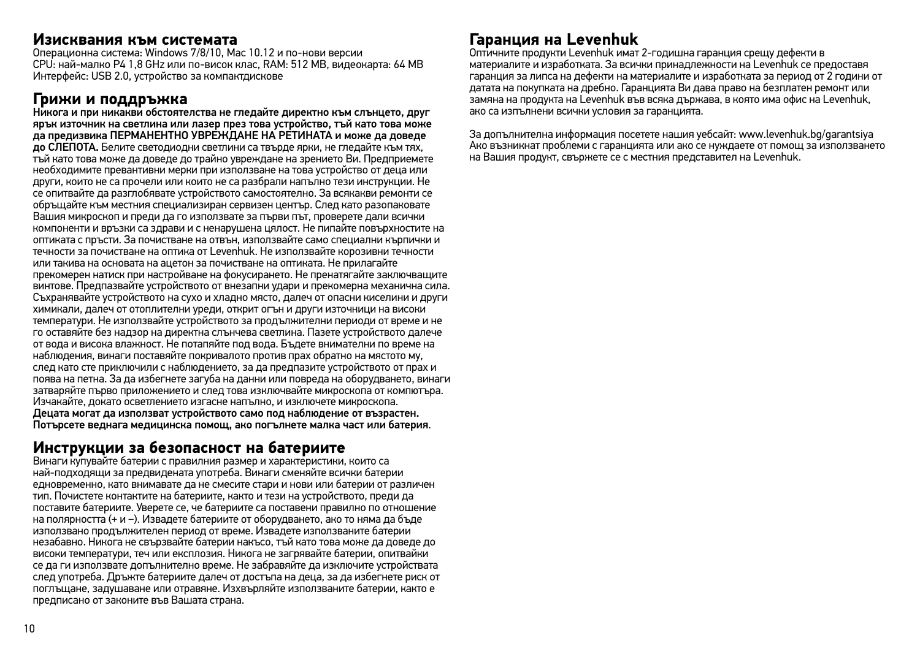## Изисквания към системата

Операционна система: Windows 7/8/10, Mac 10.12 и по-нови версии
CPU: най-малко P4 1,8 GHz или по-висок клас, RAM: 512 MB, видеокарта: 64 MB
Интерфейс: USB 2.0, устройство за компактдискове

## Грижи и поддръжка

**Никога и при никакви обстоятелства не гледайте директно към слънцето, друг ярък източник на светлина или лазер през това устройство, тъй като това може да предизвика ПЕРМАНЕНТНО УВРЕЖДАНЕ НА РЕТИНАТА и може да доведе до СЛЕПОТА.** Белите светодиодни светлини са твърде ярки, не гледайте към тях, тъй като това може да доведе до трайно увреждане на зрението Ви. Предприемете необходимите превантивни мерки при използване на това устройство от деца или други, които не са прочели или които не са разбрали напълно тези инструкции. Не се опитвайте да разглобявате устройството самостоятелно. За всякакви ремонти се обръщайте към местния специализиран сервизен център. След като разопаковате Вашия микроскоп и преди да го използвате за първи път, проверете дали всички компоненти и връзки са здрави и с ненарушена цялост. Не пипайте повърхностите на оптиката с пръсти. За почистване на отвън, използвайте само специални кърпички и течности за почистване на оптика от Levenhuk. Не използвайте корозивни течности или такива на основата на ацетон за почистване на оптиката. Не прилагайте прекомерен натиск при настройване на фокусирането. Не пренатягайте заключващите винтове. Предпазвайте устройството от внезапни удари и прекомерна механична сила. Съхранявайте устройството на сухо и хладно място, далеч от опасни киселини и други химикали, далеч от отоплителни уреди, открит огън и други източници на високи температури. Не използвайте устройството за продължителни периоди от време и не го оставяйте без надзор на директна слънчева светлина. Пазете устройството далече от вода и висока влажност. Не потапяйте под вода. Бъдете внимателни по време на наблюдения, винаги поставяйте покривалото против прах обратно на мястото му, след като сте приключили с наблюдението, за да предпазите устройството от прах и поява на петна. За да избегнете загуба на данни или повреда на оборудването, винаги затваряйте първо приложението и след това изключвайте микроскопа от компютъра. Изчакайте, докато осветлението изгасне напълно, и изключете микроскопа.
**Децата могат да използват устройството само под наблюдение от възрастен. Потърсете веднага медицинска помощ, ако погълнете малка част или батерия.**

## Инструкции за безопасност на батериите

Винаги купувайте батерии с правилния размер и характеристики, които са най-подходящи за предвидената употреба. Винаги сменяйте всички батерии едновременно, като внимавате да не смесите стари и нови или батерии от различен тип. Почистете контактите на батериите, както и тези на устройството, преди да поставите батериите. Уверете се, че батериите са поставени правилно по отношение на полярността (+ и –). Извадете батериите от оборудването, ако то няма да бъде използвано продължителен период от време. Извадете използваните батерии незабавно. Никога не свързвайте батерии накъсо, тъй като това може да доведе до високи температури, теч или експлозия. Никога не загрявайте батерии, опитвайки се да ги използвате допълнително време. Не забравяйте да изключите устройствата след употреба. Дръжте батериите далеч от достъпа на деца, за да избегнете риск от поглъщане, задушаване или отравяне. Изхвърляйте използваните батерии, както е предписано от законите във Вашата страна.

## Гаранция на Levenhuk

Оптичните продукти Levenhuk имат 2-годишна гаранция срещу дефекти в материалите и изработката. За всички принадлежности на Levenhuk се предоставя гаранция за липса на дефекти на материалите и изработката за период от 2 години от датата на покупката на дребно. Гаранцията Ви дава право на безплатен ремонт или замяна на продукта на Levenhuk във всяка държава, в която има офис на Levenhuk, ако са изпълнени всички условия за гаранцията.

За допълнителна информация посетете нашия уебсайт: www.levenhuk.bg/garantsiya
Ако възникнат проблеми с гаранцията или ако се нуждаете от помощ за използването на Вашия продукт, свържете се с местния представител на Levenhuk.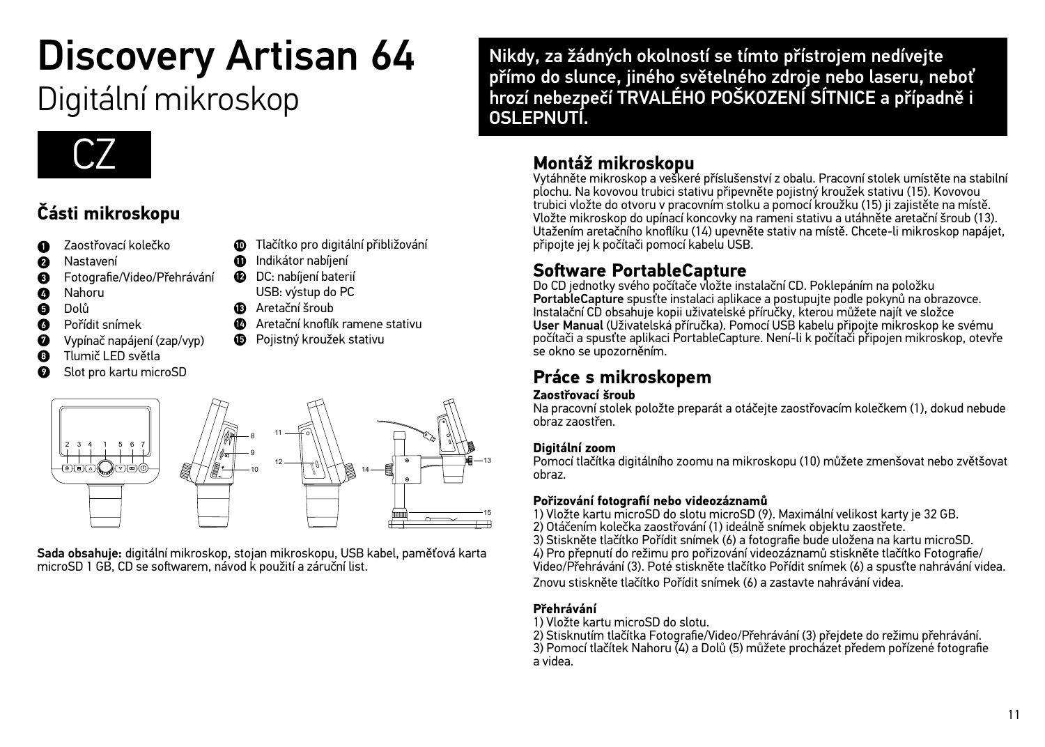# Discovery Artisan 64

Digitální mikroskop

CZ

## Části mikroskopu

1. Zaostřovací kolečko
2. Nastavení
3. Fotografie/Video/Přehrávání
4. Nahoru
5. Dolů
6. Pořídit snímek
7. Vypínač napájení (zap/vyp)
8. Tlumič LED světla
9. Slot pro kartu microSD
10. Tlačítko pro digitální přibližování
11. Indikátor nabíjení
12. DC: nabíjení baterií
    USB: výstup do PC
13. Aretační šroub
14. Aretační knoflík ramene stativu
15. Pojistný kroužek stativu

**Sada obsahuje:** digitální mikroskop, stojan mikroskopu, USB kabel, paměťová karta microSD 1 GB, CD se softwarem, návod k použití a záruční list.

**Nikdy, za žádných okolností se tímto přístrojem nedívejte přímo do slunce, jiného světelného zdroje nebo laseru, neboť hrozí nebezpečí TRVALÉHO POŠKOZENÍ SÍTNICE a případně i OSLEPNUTÍ.**

## Montáž mikroskopu

Vytáhněte mikroskop a veškeré příslušenství z obalu. Pracovní stolek umístěte na stabilní plochu. Na kovovou trubici stativu připevněte pojistný kroužek stativu (15). Kovovou trubici vložte do otvoru v pracovním stolku a pomocí kroužku (15) ji zajistěte na místě. Vložte mikroskop do upínací koncovky na rameni stativu a utáhněte aretační šroub (13). Utažením aretačního knoflíku (14) upevněte stativ na místě. Chcete-li mikroskop napájet, připojte jej k počítači pomocí kabelu USB.

## Software PortableCapture

Do CD jednotky svého počítače vložte instalační CD. Poklepáním na položku **PortableCapture** spusťte instalaci aplikace a postupujte podle pokynů na obrazovce. Instalační CD obsahuje kopii uživatelské příručky, kterou můžete najít ve složce **User Manual** (Uživatelská příručka). Pomocí USB kabelu připojte mikroskop ke svému počítači a spusťte aplikaci PortableCapture. Není-li k počítači připojen mikroskop, otevře se okno se upozorněním.

## Práce s mikroskopem

**Zaostřovací šroub**

Na pracovní stolek položte preparát a otáčejte zaostřovacím kolečkem (1), dokud nebude obraz zaostřen.

**Digitální zoom**

Pomocí tlačítka digitálního zoomu na mikroskopu (10) můžete zmenšovat nebo zvětšovat obraz.

**Pořizování fotografií nebo videozáznamů**

1) Vložte kartu microSD do slotu microSD (9). Maximální velikost karty je 32 GB.
2) Otáčením kolečka zaostřování (1) ideálně snímek objektu zaostřete.
3) Stiskněte tlačítko Pořídit snímek (6) a fotografie bude uložena na kartu microSD.
4) Pro přepnutí do režimu pro pořizování videozáznamů stiskněte tlačítko Fotografie/Video/Přehrávání (3). Poté stiskněte tlačítko Pořídit snímek (6) a spusťte nahrávání videa. Znovu stiskněte tlačítko Pořídit snímek (6) a zastavte nahrávání videa.

**Přehrávání**

1) Vložte kartu microSD do slotu.
2) Stisknutím tlačítka Fotografie/Video/Přehrávání (3) přejdete do režimu přehrávání.
3) Pomocí tlačítek Nahoru (4) a Dolů (5) můžete procházet předem pořízené fotografie a videa.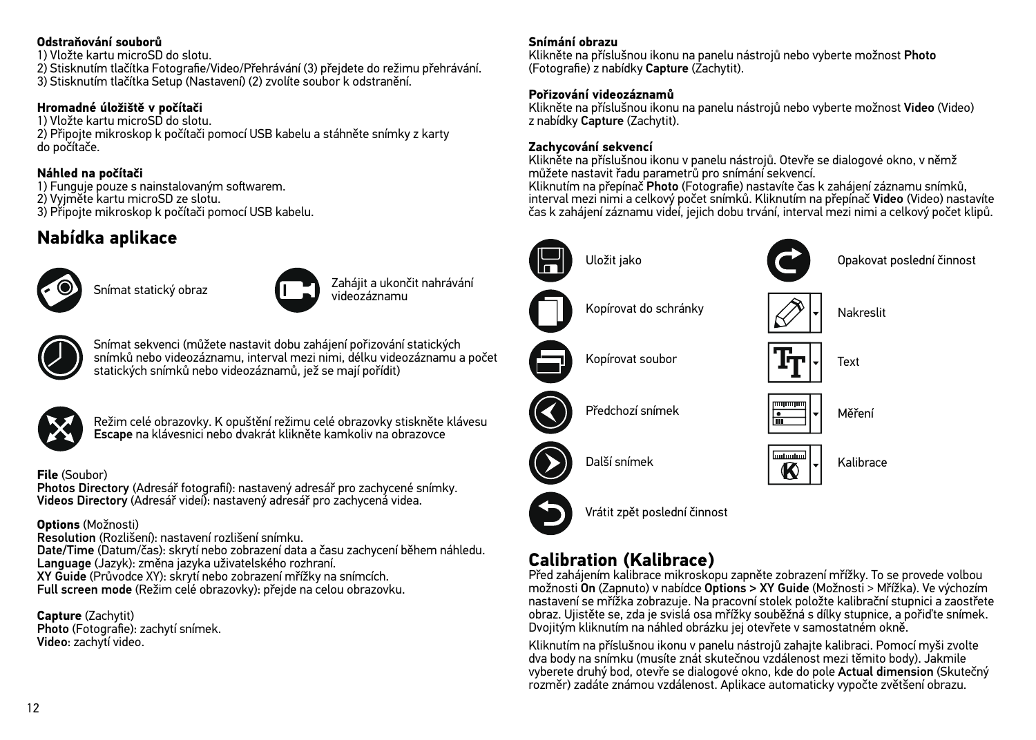**Odstraňování souborů**
1) Vložte kartu microSD do slotu.
2) Stisknutím tlačítka Fotografie/Video/Přehrávání (3) přejdete do režimu přehrávání.
3) Stisknutím tlačítka Setup (Nastavení) (2) zvolíte soubor k odstranění.

**Hromadné úložiště v počítači**
1) Vložte kartu microSD do slotu.
2) Připojte mikroskop k počítači pomocí USB kabelu a stáhněte snímky z karty do počítače.

**Náhled na počítači**
1) Funguje pouze s nainstalovaným softwarem.
2) Vyjměte kartu microSD ze slotu.
3) Připojte mikroskop k počítači pomocí USB kabelu.

## Nabídka aplikace

Snímat statický obraz

Zahájit a ukončit nahrávání videozáznamu

Snímat sekvenci (můžete nastavit dobu zahájení pořizování statických snímků nebo videozáznamu, interval mezi nimi, délku videozáznamu a počet statických snímků nebo videozáznamů, jež se mají pořídit)

Režim celé obrazovky. K opuštění režimu celé obrazovky stiskněte klávesu **Escape** na klávesnici nebo dvakrát klikněte kamkoliv na obrazovce

**File** (Soubor)
**Photos Directory** (Adresář fotografií): nastavený adresář pro zachycené snímky.
**Videos Directory** (Adresář videí): nastavený adresář pro zachycená videa.

**Options** (Možnosti)
**Resolution** (Rozlišení): nastavení rozlišení snímku.
**Date/Time** (Datum/čas): skrytí nebo zobrazení data a času zachycení během náhledu.
**Language** (Jazyk): změna jazyka uživatelského rozhraní.
**XY Guide** (Průvodce XY): skrytí nebo zobrazení mřížky na snímcích.
**Full screen mode** (Režim celé obrazovky): přejde na celou obrazovku.

**Capture** (Zachytit)
**Photo** (Fotografie): zachytí snímek.
**Video**: zachytí video.

**Snímání obrazu**
Klikněte na příslušnou ikonu na panelu nástrojů nebo vyberte možnost **Photo** (Fotografie) z nabídky **Capture** (Zachytit).

**Pořizování videozáznamů**
Klikněte na příslušnou ikonu na panelu nástrojů nebo vyberte možnost **Video** (Video) z nabídky **Capture** (Zachytit).

**Zachycování sekvencí**
Klikněte na příslušnou ikonu v panelu nástrojů. Otevře se dialogové okno, v němž můžete nastavit řadu parametrů pro snímání sekvencí.
Kliknutím na přepínač **Photo** (Fotografie) nastavíte čas k zahájení záznamu snímků, interval mezi nimi a celkový počet snímků. Kliknutím na přepínač **Video** (Video) nastavíte čas k zahájení záznamu videí, jejich dobu trvání, interval mezi nimi a celkový počet klipů.

Uložit jako

Kopírovat do schránky

Kopírovat soubor

Předchozí snímek

Další snímek

Vrátit zpět poslední činnost

Opakovat poslední činnost

Nakreslit

Text

Měření

Kalibrace

## Calibration (Kalibrace)

Před zahájením kalibrace mikroskopu zapněte zobrazení mřížky. To se provede volbou možnosti **On** (Zapnuto) v nabídce **Options > XY Guide** (Možnosti > Mřížka). Ve výchozím nastavení se mřížka zobrazuje. Na pracovní stolek položte kalibrační stupnici a zaostřete obraz. Ujistěte se, zda je svislá osa mřížky souběžná s dílky stupnice, a pořiďte snímek. Dvojitým kliknutím na náhled obrázku jej otevřete v samostatném okně.

Kliknutím na příslušnou ikonu v panelu nástrojů zahajte kalibraci. Pomocí myši zvolte dva body na snímku (musíte znát skutečnou vzdálenost mezi těmito body). Jakmile vyberete druhý bod, otevře se dialogové okno, kde do pole **Actual dimension** (Skutečný rozměr) zadáte známou vzdálenost. Aplikace automaticky vypočte zvětšení obrazu.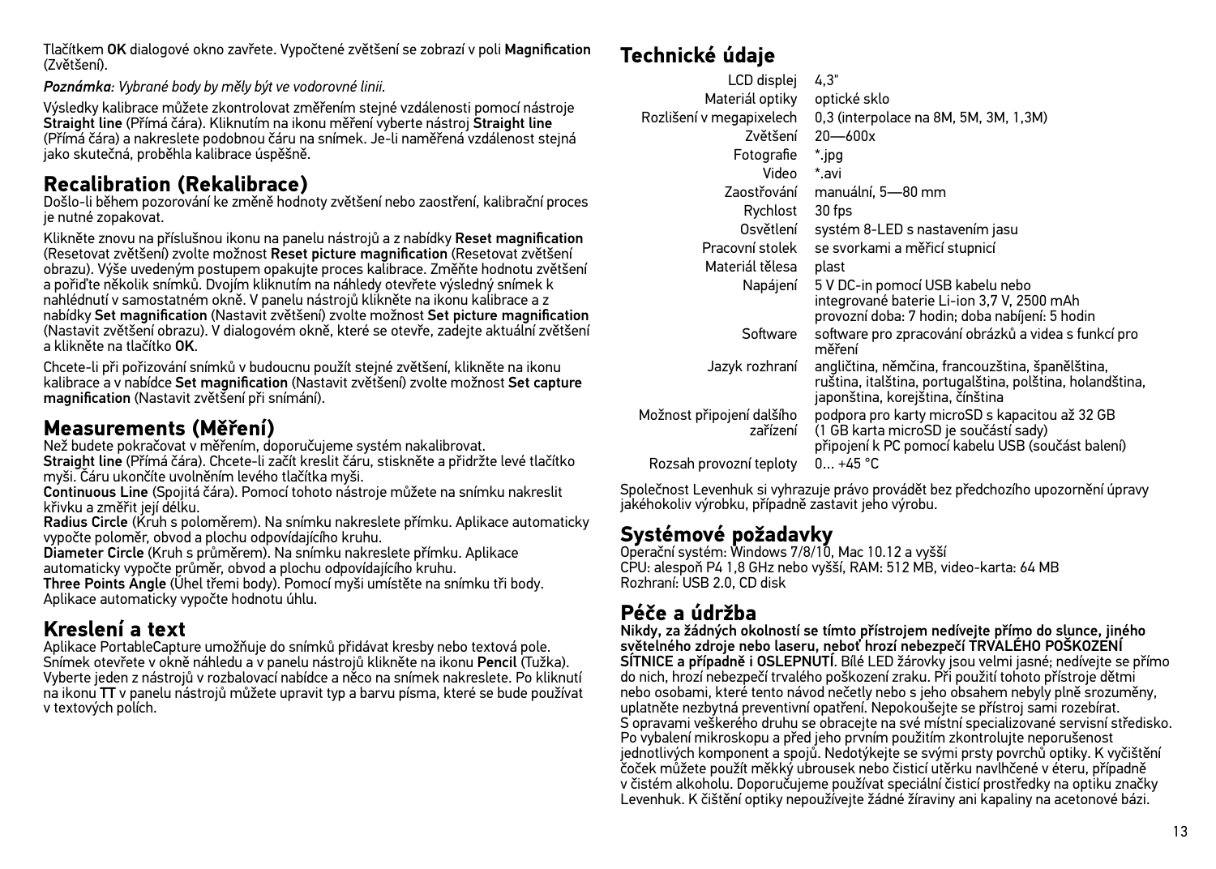Tlačítkem **OK** dialogové okno zavřete. Vypočtené zvětšení se zobrazí v poli **Magnification** (Zvětšení).

***Poznámka****: Vybrané body by měly být ve vodorovné linii.*

Výsledky kalibrace můžete zkontrolovat změřením stejné vzdálenosti pomocí nástroje **Straight line** (Přímá čára). Kliknutím na ikonu měření vyberte nástroj **Straight line** (Přímá čára) a nakreslete podobnou čáru na snímek. Je-li naměřená vzdálenost stejná jako skutečná, proběhla kalibrace úspěšně.

## Recalibration (Rekalibrace)

Došlo-li během pozorování ke změně hodnoty zvětšení nebo zaostření, kalibrační proces je nutné zopakovat.

Klikněte znovu na příslušnou ikonu na panelu nástrojů a z nabídky **Reset magnification** (Resetovat zvětšení) zvolte možnost **Reset picture magnification** (Resetovat zvětšení obrazu). Výše uvedeným postupem opakujte proces kalibrace. Změňte hodnotu zvětšení a pořiďte několik snímků. Dvojím kliknutím na náhledy otevřete výsledný snímek k nahlédnutí v samostatném okně. V panelu nástrojů klikněte na ikonu kalibrace a z nabídky **Set magnification** (Nastavit zvětšení) zvolte možnost **Set picture magnification** (Nastavit zvětšení obrazu). V dialogovém okně, které se otevře, zadejte aktuální zvětšení a klikněte na tlačítko **OK**.

Chcete-li při pořizování snímků v budoucnu použít stejné zvětšení, klikněte na ikonu kalibrace a v nabídce **Set magnification** (Nastavit zvětšení) zvolte možnost **Set capture magnification** (Nastavit zvětšení při snímání).

## Measurements (Měření)

Než budete pokračovat v měřením, doporučujeme systém nakalibrovat.
**Straight line** (Přímá čára). Chcete-li začít kreslit čáru, stiskněte a přidržte levé tlačítko myši. Čáru ukončíte uvolněním levého tlačítka myši.
**Continuous Line** (Spojitá čára). Pomocí tohoto nástroje můžete na snímku nakreslit křivku a změřit její délku.
**Radius Circle** (Kruh s poloměrem). Na snímku nakreslete přímku. Aplikace automaticky vypočte poloměr, obvod a plochu odpovídajícího kruhu.
**Diameter Circle** (Kruh s průměrem). Na snímku nakreslete přímku. Aplikace automaticky vypočte průměr, obvod a plochu odpovídajícího kruhu.
**Three Points Angle** (Úhel třemi body). Pomocí myši umístěte na snímku tři body. Aplikace automaticky vypočte hodnotu úhlu.

## Kreslení a text

Aplikace PortableCapture umožňuje do snímků přidávat kresby nebo textová pole. Snímek otevřete v okně náhledu a v panelu nástrojů klikněte na ikonu **Pencil** (Tužka). Vyberte jeden z nástrojů v rozbalovací nabídce a něco na snímek nakreslete. Po kliknutí na ikonu **TT** v panelu nástrojů můžete upravit typ a barvu písma, které se bude používat v textových polích.

## Technické údaje

| | |
|---|---|
| LCD displej | 4,3" |
| Materiál optiky | optické sklo |
| Rozlišení v megapixelech | 0,3 (interpolace na 8M, 5M, 3M, 1,3M) |
| Zvětšení | 20—600x |
| Fotografie | *.jpg |
| Video | *.avi |
| Zaostřování | manuální, 5—80 mm |
| Rychlost | 30 fps |
| Osvětlení | systém 8-LED s nastavením jasu |
| Pracovní stolek | se svorkami a měřicí stupnicí |
| Materiál tělesa | plast |
| Napájení | 5 V DC-in pomocí USB kabelu nebo integrované baterie Li-ion 3,7 V, 2500 mAh provozní doba: 7 hodin; doba nabíjení: 5 hodin |
| Software | software pro zpracování obrázků a videa s funkcí pro měření |
| Jazyk rozhraní | angličtina, němčina, francouzština, španělština, ruština, italština, portugalština, polština, holandština, japonština, korejština, čínština |
| Možnost připojení dalšího zařízení | podpora pro karty microSD s kapacitou až 32 GB (1 GB karta microSD je součástí sady) připojení k PC pomocí kabelu USB (součást balení) |
| Rozsah provozní teploty | 0… +45 °C |

Společnost Levenhuk si vyhrazuje právo provádět bez předchozího upozornění úpravy jakéhokoliv výrobku, případně zastavit jeho výrobu.

## Systémové požadavky

Operační systém: Windows 7/8/10, Mac 10.12 a vyšší
CPU: alespoň P4 1,8 GHz nebo vyšší, RAM: 512 MB, video-karta: 64 MB
Rozhraní: USB 2.0, CD disk

## Péče a údržba

**Nikdy, za žádných okolností se tímto přístrojem nedívejte přímo do slunce, jiného světelného zdroje nebo laseru, neboť hrozí nebezpečí TRVALÉHO POŠKOZENÍ SÍTNICE a případně i OSLEPNUTÍ**. Bílé LED žárovky jsou velmi jasné; nedívejte se přímo do nich, hrozí nebezpečí trvalého poškození zraku. Při použití tohoto přístroje dětmi nebo osobami, které tento návod nečetly nebo s jeho obsahem nebyly plně srozuměny, uplatněte nezbytná preventivní opatření. Nepokoušejte se přístroj sami rozebírat. S opravami veškerého druhu se obracejte na své místní specializované servisní středisko. Po vybalení mikroskopu a před jeho prvním použitím zkontrolujte neporušenost jednotlivých komponent a spojů. Nedotýkejte se svými prsty povrchů optiky. K vyčištění čoček můžete použít měkký ubrousek nebo čisticí utěrku navlhčené v éteru, případně v čistém alkoholu. Doporučujeme používat speciální čisticí prostředky na optiku značky Levenhuk. K čištění optiky nepoužívejte žádné žíraviny ani kapaliny na acetonové bázi.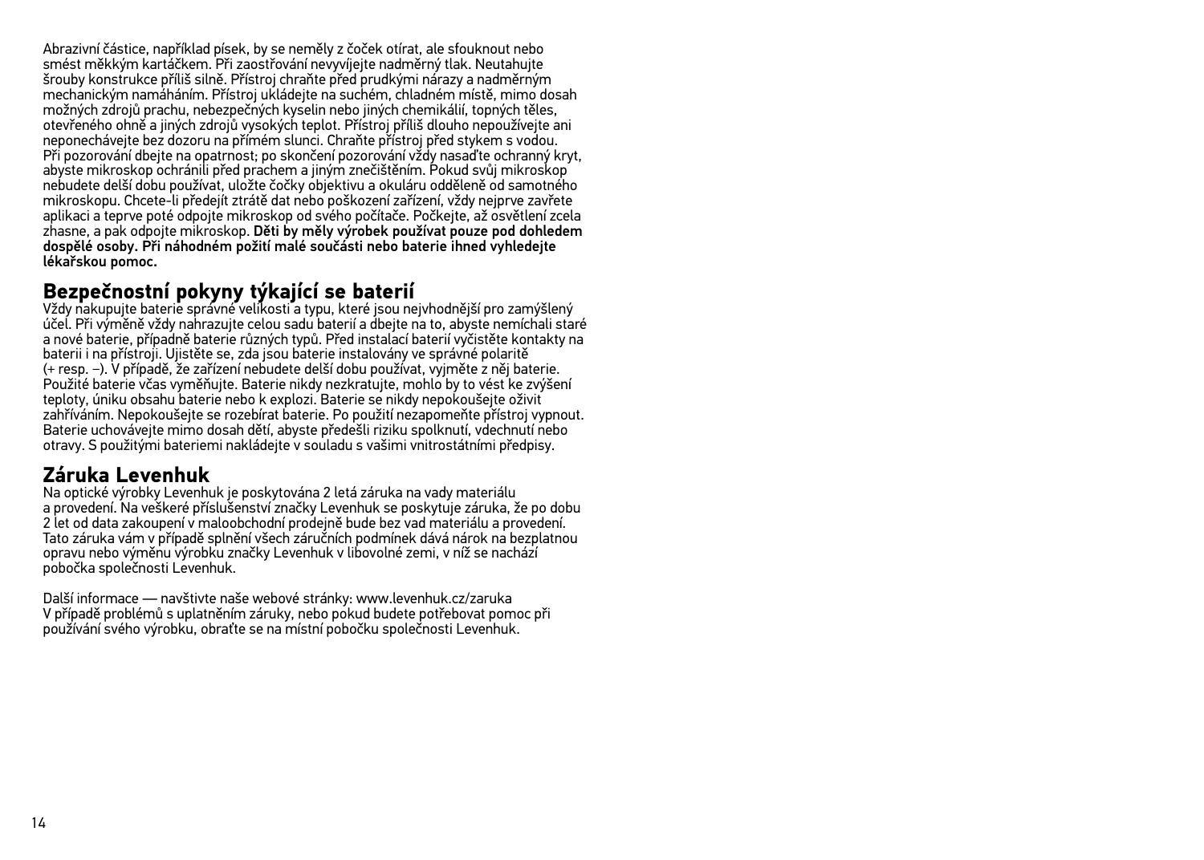Abrazivní částice, například písek, by se neměly z čoček otírat, ale sfouknout nebo smést měkkým kartáčkem. Při zaostřování nevyvíjejte nadměrný tlak. Neutahujte šrouby konstrukce příliš silně. Přístroj chraňte před prudkými nárazy a nadměrným mechanickým namáháním. Přístroj ukládejte na suchém, chladném místě, mimo dosah možných zdrojů prachu, nebezpečných kyselin nebo jiných chemikálií, topných těles, otevřeného ohně a jiných zdrojů vysokých teplot. Přístroj příliš dlouho nepoužívejte ani neponechávejte bez dozoru na přímém slunci. Chraňte přístroj před stykem s vodou. Při pozorování dbejte na opatrnost; po skončení pozorování vždy nasaďte ochranný kryt, abyste mikroskop ochránili před prachem a jiným znečištěním. Pokud svůj mikroskop nebudete delší dobu používat, uložte čočky objektivu a okuláru odděleně od samotného mikroskopu. Chcete-li předejít ztrátě dat nebo poškození zařízení, vždy nejprve zavřete aplikaci a teprve poté odpojte mikroskop od svého počítače. Počkejte, až osvětlení zcela zhasne, a pak odpojte mikroskop. **Děti by měly výrobek používat pouze pod dohledem dospělé osoby. Při náhodném požití malé součásti nebo baterie ihned vyhledejte lékařskou pomoc.**

## Bezpečnostní pokyny týkající se baterií

Vždy nakupujte baterie správné velikosti a typu, které jsou nejvhodnější pro zamýšlený účel. Při výměně vždy nahrazujte celou sadu baterií a dbejte na to, abyste nemíchali staré a nové baterie, případně baterie různých typů. Před instalací baterií vyčistěte kontakty na baterii i na přístroji. Ujistěte se, zda jsou baterie instalovány ve správné polaritě (+ resp. –). V případě, že zařízení nebudete delší dobu používat, vyjměte z něj baterie. Použité baterie včas vyměňujte. Baterie nikdy nezkratujte, mohlo by to vést ke zvýšení teploty, úniku obsahu baterie nebo k explozi. Baterie se nikdy nepokoušejte oživit zahříváním. Nepokoušejte se rozebírat baterie. Po použití nezapomeňte přístroj vypnout. Baterie uchovávejte mimo dosah dětí, abyste předešli riziku spolknutí, vdechnutí nebo otravy. S použitými bateriemi nakládejte v souladu s vašimi vnitrostátními předpisy.

## Záruka Levenhuk

Na optické výrobky Levenhuk je poskytována 2 letá záruka na vady materiálu a provedení. Na veškeré příslušenství značky Levenhuk se poskytuje záruka, že po dobu 2 let od data zakoupení v maloobchodní prodejně bude bez vad materiálu a provedení. Tato záruka vám v případě splnění všech záručních podmínek dává nárok na bezplatnou opravu nebo výměnu výrobku značky Levenhuk v libovolné zemi, v níž se nachází pobočka společnosti Levenhuk.

Další informace — navštivte naše webové stránky: www.levenhuk.cz/zaruka
V případě problémů s uplatněním záruky, nebo pokud budete potřebovat pomoc při používání svého výrobku, obraťte se na místní pobočku společnosti Levenhuk.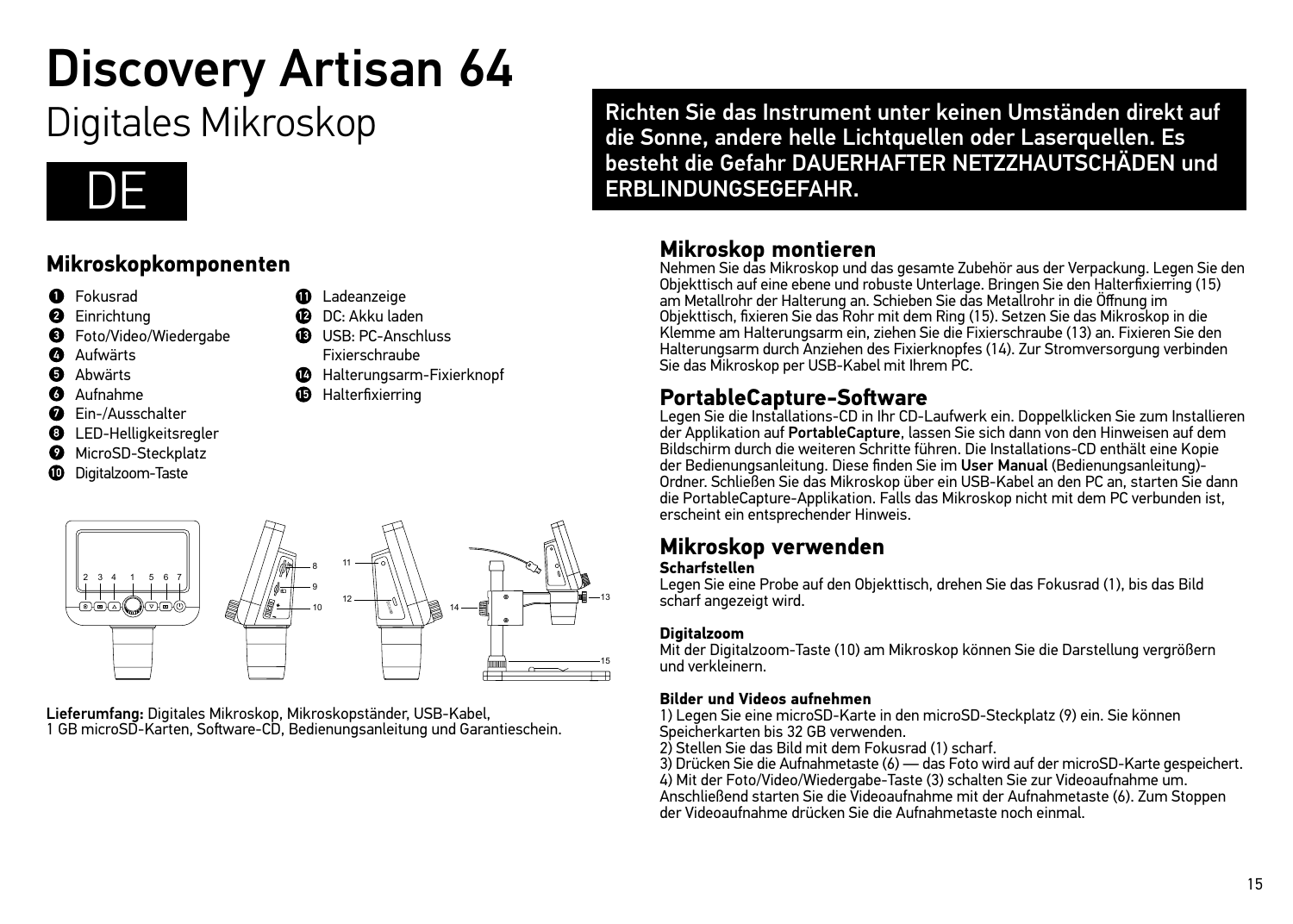# Discovery Artisan 64

## Digitales Mikroskop

DE

**Richten Sie das Instrument unter keinen Umständen direkt auf die Sonne, andere helle Lichtquellen oder Laserquellen. Es besteht die Gefahr DAUERHAFTER NETZHAUTSCHÄDEN und ERBLINDUNGSGEFAHR.**

### Mikroskopkomponenten

1. Fokusrad
2. Einrichtung
3. Foto/Video/Wiedergabe
4. Aufwärts
5. Abwärts
6. Aufnahme
7. Ein-/Ausschalter
8. LED-Helligkeitsregler
9. MicroSD-Steckplatz
10. Digitalzoom-Taste
11. Ladeanzeige
12. DC: Akku laden
13. USB: PC-Anschluss Fixierschraube
14. Halterungsarm-Fixierknopf
15. Halterfixierring

2 3 4 1 5 6 7

8

9

10

11

12

14

13

15

**Lieferumfang:** Digitales Mikroskop, Mikroskopständer, USB-Kabel, 1 GB microSD-Karten, Software-CD, Bedienungsanleitung und Garantieschein.

### Mikroskop montieren

Nehmen Sie das Mikroskop und das gesamte Zubehör aus der Verpackung. Legen Sie den Objekttisch auf eine ebene und robuste Unterlage. Bringen Sie den Halterfixierring (15) am Metallrohr der Halterung an. Schieben Sie das Metallrohr in die Öffnung im Objekttisch, fixieren Sie das Rohr mit dem Ring (15). Setzen Sie das Mikroskop in die Klemme am Halterungsarm ein, ziehen Sie die Fixierschraube (13) an. Fixieren Sie den Halterungsarm durch Anziehen des Fixierknopfes (14). Zur Stromversorgung verbinden Sie das Mikroskop per USB-Kabel mit Ihrem PC.

### PortableCapture-Software

Legen Sie die Installations-CD in Ihr CD-Laufwerk ein. Doppelklicken Sie zum Installieren der Applikation auf **PortableCapture**, lassen Sie sich dann von den Hinweisen auf dem Bildschirm durch die weiteren Schritte führen. Die Installations-CD enthält eine Kopie der Bedienungsanleitung. Diese finden Sie im **User Manual** (Bedienungsanleitung)-Ordner. Schließen Sie das Mikroskop über ein USB-Kabel an den PC an, starten Sie dann die PortableCapture-Applikation. Falls das Mikroskop nicht mit dem PC verbunden ist, erscheint ein entsprechender Hinweis.

### Mikroskop verwenden

#### Scharfstellen

Legen Sie eine Probe auf den Objekttisch, drehen Sie das Fokusrad (1), bis das Bild scharf angezeigt wird.

#### Digitalzoom

Mit der Digitalzoom-Taste (10) am Mikroskop können Sie die Darstellung vergrößern und verkleinern.

#### Bilder und Videos aufnehmen

1) Legen Sie eine microSD-Karte in den microSD-Steckplatz (9) ein. Sie können Speicherkarten bis 32 GB verwenden.
2) Stellen Sie das Bild mit dem Fokusrad (1) scharf.
3) Drücken Sie die Aufnahmetaste (6) — das Foto wird auf der microSD-Karte gespeichert.
4) Mit der Foto/Video/Wiedergabe-Taste (3) schalten Sie zur Videoaufnahme um. Anschließend starten Sie die Videoaufnahme mit der Aufnahmetaste (6). Zum Stoppen der Videoaufnahme drücken Sie die Aufnahmetaste noch einmal.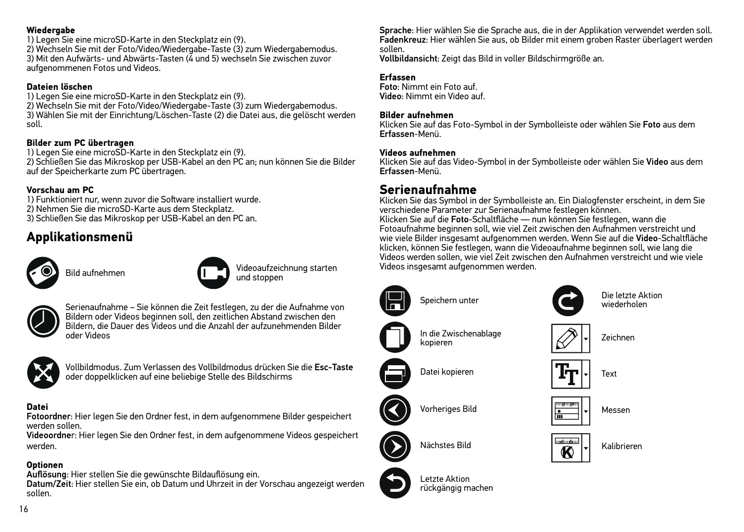**Wiedergabe**
1) Legen Sie eine microSD-Karte in den Steckplatz ein (9).
2) Wechseln Sie mit der Foto/Video/Wiedergabe-Taste (3) zum Wiedergabemodus.
3) Mit den Aufwärts- und Abwärts-Tasten (4 und 5) wechseln Sie zwischen zuvor aufgenommenen Fotos und Videos.

**Dateien löschen**
1) Legen Sie eine microSD-Karte in den Steckplatz ein (9).
2) Wechseln Sie mit der Foto/Video/Wiedergabe-Taste (3) zum Wiedergabemodus.
3) Wählen Sie mit der Einrichtung/Löschen-Taste (2) die Datei aus, die gelöscht werden soll.

**Bilder zum PC übertragen**
1) Legen Sie eine microSD-Karte in den Steckplatz ein (9).
2) Schließen Sie das Mikroskop per USB-Kabel an den PC an; nun können Sie die Bilder auf der Speicherkarte zum PC übertragen.

**Vorschau am PC**
1) Funktioniert nur, wenn zuvor die Software installiert wurde.
2) Nehmen Sie die microSD-Karte aus dem Steckplatz.
3) Schließen Sie das Mikroskop per USB-Kabel an den PC an.

## Applikationsmenü

Bild aufnehmen

Videoaufzeichnung starten und stoppen

Serienaufnahme – Sie können die Zeit festlegen, zu der die Aufnahme von Bildern oder Videos beginnen soll, den zeitlichen Abstand zwischen den Bildern, die Dauer des Videos und die Anzahl der aufzunehmenden Bilder oder Videos

Vollbildmodus. Zum Verlassen des Vollbildmodus drücken Sie die **Esc-Taste** oder doppelklicken auf eine beliebige Stelle des Bildschirms

**Datei**
**Fotoordner**: Hier legen Sie den Ordner fest, in dem aufgenommene Bilder gespeichert werden sollen.
**Videoordner**: Hier legen Sie den Ordner fest, in dem aufgenommene Videos gespeichert werden.

**Optionen**
**Auflösung**: Hier stellen Sie die gewünschte Bildauflösung ein.
**Datum/Zeit**: Hier stellen Sie ein, ob Datum und Uhrzeit in der Vorschau angezeigt werden sollen.
**Sprache**: Hier wählen Sie die Sprache aus, die in der Applikation verwendet werden soll.
**Fadenkreuz**: Hier wählen Sie aus, ob Bilder mit einem groben Raster überlagert werden sollen.
**Vollbildansicht**: Zeigt das Bild in voller Bildschirmgröße an.

**Erfassen**
**Foto**: Nimmt ein Foto auf.
**Video**: Nimmt ein Video auf.

**Bilder aufnehmen**
Klicken Sie auf das Foto-Symbol in der Symbolleiste oder wählen Sie **Foto** aus dem **Erfassen**-Menü.

**Videos aufnehmen**
Klicken Sie auf das Video-Symbol in der Symbolleiste oder wählen Sie **Video** aus dem **Erfassen**-Menü.

## Serienaufnahme

Klicken Sie das Symbol in der Symbolleiste an. Ein Dialogfenster erscheint, in dem Sie verschiedene Parameter zur Serienaufnahme festlegen können.
Klicken Sie auf die **Foto**-Schaltfläche — nun können Sie festlegen, wann die Fotoaufnahme beginnen soll, wie viel Zeit zwischen den Aufnahmen verstreicht und wie viele Bilder insgesamt aufgenommen werden. Wenn Sie auf die **Video**-Schaltfläche klicken, können Sie festlegen, wann die Videoaufnahme beginnen soll, wie lang die Videos werden sollen, wie viel Zeit zwischen den Aufnahmen verstreicht und wie viele Videos insgesamt aufgenommen werden.

Speichern unter

In die Zwischenablage kopieren

Datei kopieren

Vorheriges Bild

Nächstes Bild

Letzte Aktion rückgängig machen

Die letzte Aktion wiederholen

Zeichnen

Text

Messen

Kalibrieren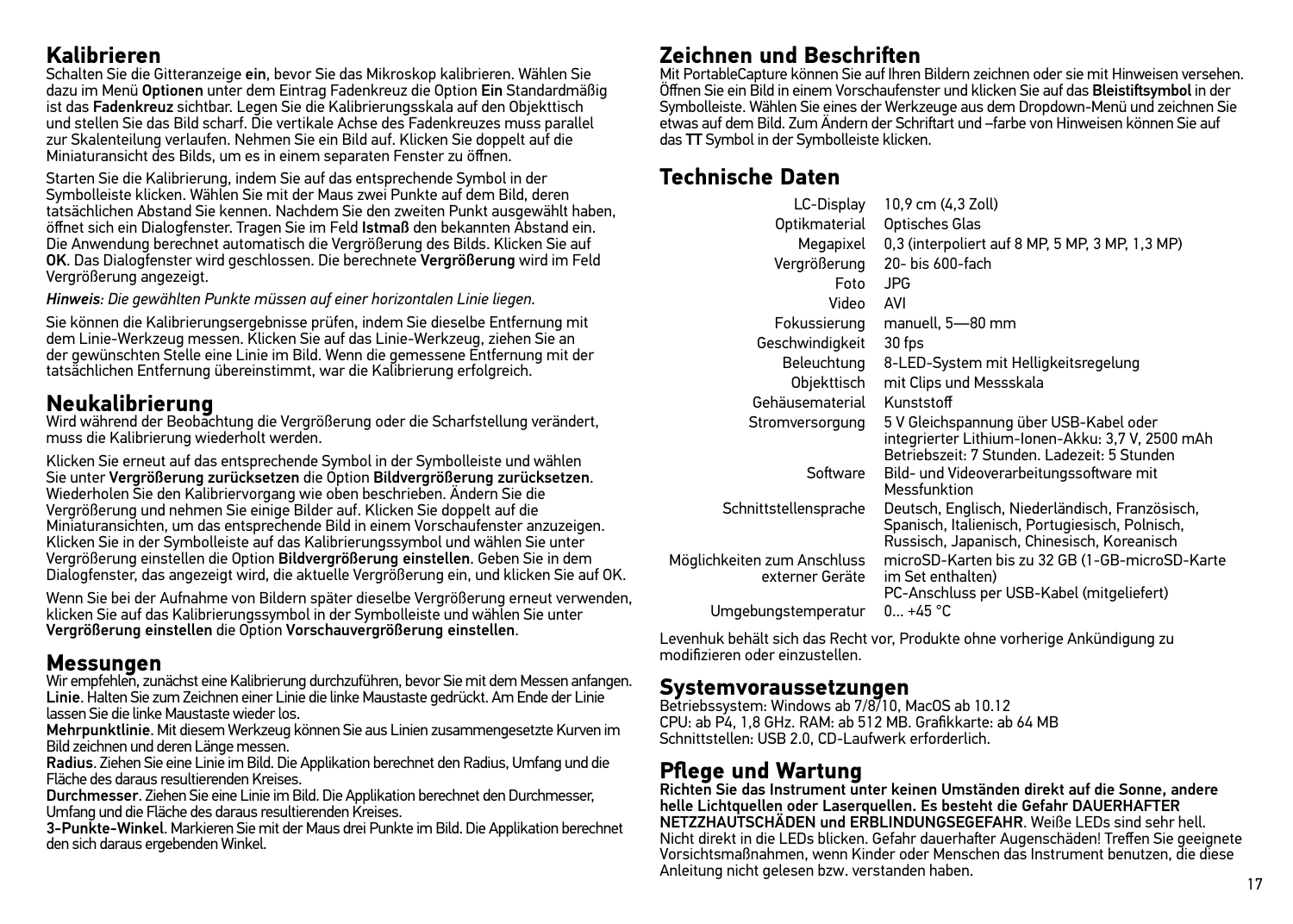## Kalibrieren

Schalten Sie die Gitteranzeige **ein**, bevor Sie das Mikroskop kalibrieren. Wählen Sie dazu im Menü **Optionen** unter dem Eintrag Fadenkreuz die Option **Ein** Standardmäßig ist das **Fadenkreuz** sichtbar. Legen Sie die Kalibrierungsskala auf den Objekttisch und stellen Sie das Bild scharf. Die vertikale Achse des Fadenkreuzes muss parallel zur Skalenteilung verlaufen. Nehmen Sie ein Bild auf. Klicken Sie doppelt auf die Miniaturansicht des Bilds, um es in einem separaten Fenster zu öffnen.

Starten Sie die Kalibrierung, indem Sie auf das entsprechende Symbol in der Symbolleiste klicken. Wählen Sie mit der Maus zwei Punkte auf dem Bild, deren tatsächlichen Abstand Sie kennen. Nachdem Sie den zweiten Punkt ausgewählt haben, öffnet sich ein Dialogfenster. Tragen Sie im Feld **Istmaß** den bekannten Abstand ein. Die Anwendung berechnet automatisch die Vergrößerung des Bilds. Klicken Sie auf **OK**. Das Dialogfenster wird geschlossen. Die berechnete **Vergrößerung** wird im Feld Vergrößerung angezeigt.

***Hinweis**: Die gewählten Punkte müssen auf einer horizontalen Linie liegen.*

Sie können die Kalibrierungsergebnisse prüfen, indem Sie dieselbe Entfernung mit dem Linie-Werkzeug messen. Klicken Sie auf das Linie-Werkzeug, ziehen Sie an der gewünschten Stelle eine Linie im Bild. Wenn die gemessene Entfernung mit der tatsächlichen Entfernung übereinstimmt, war die Kalibrierung erfolgreich.

## Neukalibrierung

Wird während der Beobachtung die Vergrößerung oder die Scharfstellung verändert, muss die Kalibrierung wiederholt werden.

Klicken Sie erneut auf das entsprechende Symbol in der Symbolleiste und wählen Sie unter **Vergrößerung zurücksetzen** die Option **Bildvergrößerung zurücksetzen**. Wiederholen Sie den Kalibriervorgang wie oben beschrieben. Ändern Sie die Vergrößerung und nehmen Sie einige Bilder auf. Klicken Sie doppelt auf die Miniaturansichten, um das entsprechende Bild in einem Vorschaufenster anzuzeigen. Klicken Sie in der Symbolleiste auf das Kalibrierungssymbol und wählen Sie unter Vergrößerung einstellen die Option **Bildvergrößerung einstellen**. Geben Sie in dem Dialogfenster, das angezeigt wird, die aktuelle Vergrößerung ein, und klicken Sie auf OK.

Wenn Sie bei der Aufnahme von Bildern später dieselbe Vergrößerung erneut verwenden, klicken Sie auf das Kalibrierungssymbol in der Symbolleiste und wählen Sie unter **Vergrößerung einstellen** die Option **Vorschauvergrößerung einstellen**.

## Messungen

Wir empfehlen, zunächst eine Kalibrierung durchzuführen, bevor Sie mit dem Messen anfangen.
**Linie**. Halten Sie zum Zeichnen einer Linie die linke Maustaste gedrückt. Am Ende der Linie lassen Sie die linke Maustaste wieder los.
**Mehrpunktlinie**. Mit diesem Werkzeug können Sie aus Linien zusammengesetzte Kurven im Bild zeichnen und deren Länge messen.
**Radius**. Ziehen Sie eine Linie im Bild. Die Applikation berechnet den Radius, Umfang und die Fläche des daraus resultierenden Kreises.
**Durchmesser**. Ziehen Sie eine Linie im Bild. Die Applikation berechnet den Durchmesser, Umfang und die Fläche des daraus resultierenden Kreises.
**3-Punkte-Winkel**. Markieren Sie mit der Maus drei Punkte im Bild. Die Applikation berechnet den sich daraus ergebenden Winkel.

## Zeichnen und Beschriften

Mit PortableCapture können Sie auf Ihren Bildern zeichnen oder sie mit Hinweisen versehen. Öffnen Sie ein Bild in einem Vorschaufenster und klicken Sie auf das **Bleistiftsymbol** in der Symbolleiste. Wählen Sie eines der Werkzeuge aus dem Dropdown-Menü und zeichnen Sie etwas auf dem Bild. Zum Ändern der Schriftart und –farbe von Hinweisen können Sie auf das **TT** Symbol in der Symbolleiste klicken.

## Technische Daten

| | |
|---|---|
| LC-Display | 10,9 cm (4,3 Zoll) |
| Optikmaterial | Optisches Glas |
| Megapixel | 0,3 (interpoliert auf 8 MP, 5 MP, 3 MP, 1,3 MP) |
| Vergrößerung | 20- bis 600-fach |
| Foto | JPG |
| Video | AVI |
| Fokussierung | manuell, 5—80 mm |
| Geschwindigkeit | 30 fps |
| Beleuchtung | 8-LED-System mit Helligkeitsregelung |
| Objekttisch | mit Clips und Messskala |
| Gehäusematerial | Kunststoff |
| Stromversorgung | 5 V Gleichspannung über USB-Kabel oder integrierter Lithium-Ionen-Akku: 3,7 V, 2500 mAh Betriebszeit: 7 Stunden. Ladezeit: 5 Stunden |
| Software | Bild- und Videoverarbeitungssoftware mit Messfunktion |
| Schnittstellensprache | Deutsch, Englisch, Niederländisch, Französisch, Spanisch, Italienisch, Portugiesisch, Polnisch, Russisch, Japanisch, Chinesisch, Koreanisch |
| Möglichkeiten zum Anschluss externer Geräte | microSD-Karten bis zu 32 GB (1-GB-microSD-Karte im Set enthalten) PC-Anschluss per USB-Kabel (mitgeliefert) |
| Umgebungstemperatur | 0... +45 °C |

Levenhuk behält sich das Recht vor, Produkte ohne vorherige Ankündigung zu modifizieren oder einzustellen.

## Systemvoraussetzungen

Betriebssystem: Windows ab 7/8/10, MacOS ab 10.12
CPU: ab P4, 1,8 GHz. RAM: ab 512 MB. Grafikkarte: ab 64 MB
Schnittstellen: USB 2.0, CD-Laufwerk erforderlich.

## Pflege und Wartung

**Richten Sie das Instrument unter keinen Umständen direkt auf die Sonne, andere helle Lichtquellen oder Laserquellen. Es besteht die Gefahr DAUERHAFTER NETZZHAUTSCHÄDEN und ERBLINDUNGSEGEFAHR**. Weiße LEDs sind sehr hell. Nicht direkt in die LEDs blicken. Gefahr dauerhafter Augenschäden! Treffen Sie geeignete Vorsichtsmaßnahmen, wenn Kinder oder Menschen das Instrument benutzen, die diese Anleitung nicht gelesen bzw. verstanden haben.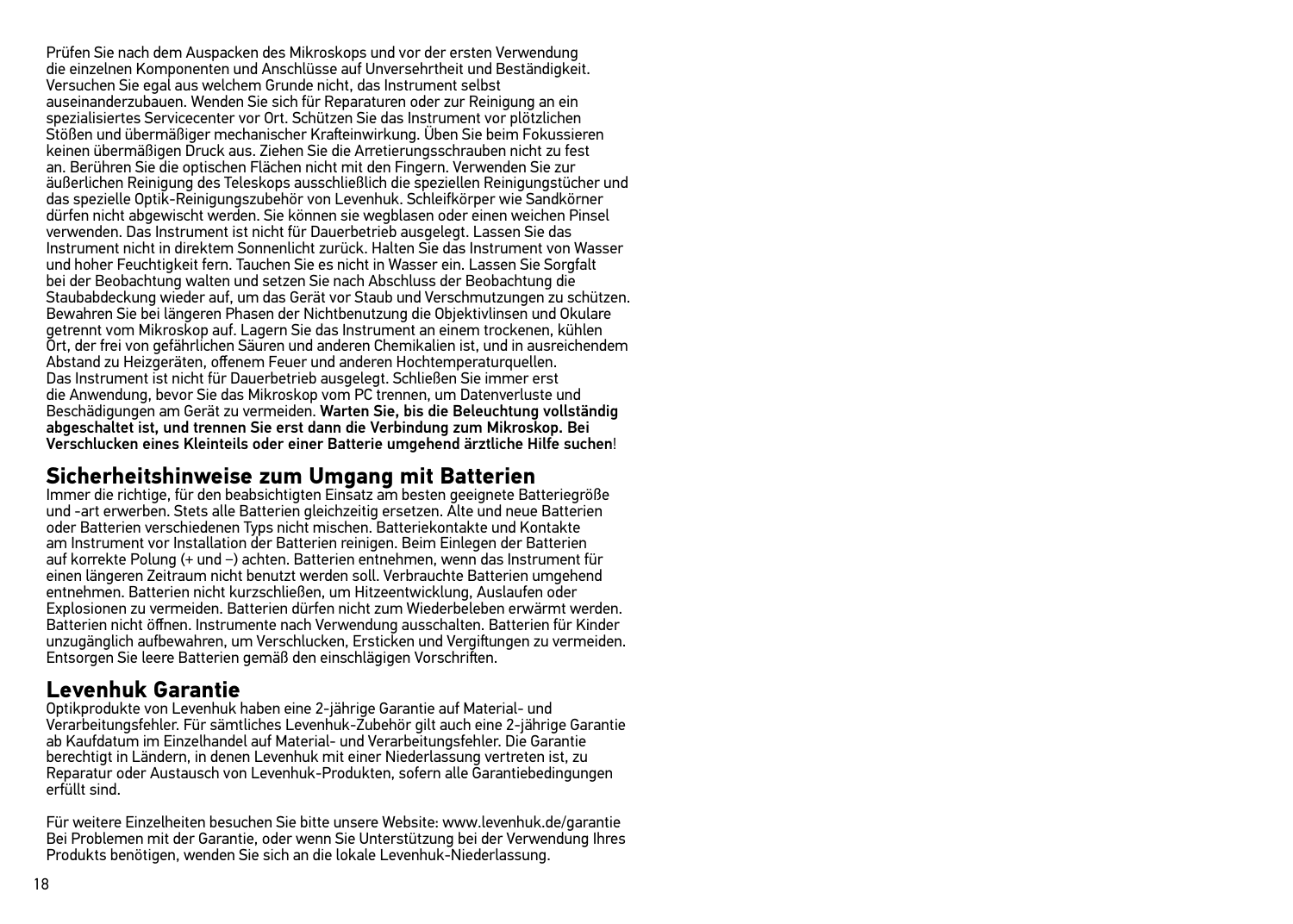Prüfen Sie nach dem Auspacken des Mikroskops und vor der ersten Verwendung die einzelnen Komponenten und Anschlüsse auf Unversehrtheit und Beständigkeit. Versuchen Sie egal aus welchem Grunde nicht, das Instrument selbst auseinanderzubauen. Wenden Sie sich für Reparaturen oder zur Reinigung an ein spezialisiertes Servicecenter vor Ort. Schützen Sie das Instrument vor plötzlichen Stößen und übermäßiger mechanischer Krafteinwirkung. Üben Sie beim Fokussieren keinen übermäßigen Druck aus. Ziehen Sie die Arretierungsschrauben nicht zu fest an. Berühren Sie die optischen Flächen nicht mit den Fingern. Verwenden Sie zur äußerlichen Reinigung des Teleskops ausschließlich die speziellen Reinigungstücher und das spezielle Optik-Reinigungszubehör von Levenhuk. Schleifkörper wie Sandkörner dürfen nicht abgewischt werden. Sie können sie wegblasen oder einen weichen Pinsel verwenden. Das Instrument ist nicht für Dauerbetrieb ausgelegt. Lassen Sie das Instrument nicht in direktem Sonnenlicht zurück. Halten Sie das Instrument von Wasser und hoher Feuchtigkeit fern. Tauchen Sie es nicht in Wasser ein. Lassen Sie Sorgfalt bei der Beobachtung walten und setzen Sie nach Abschluss der Beobachtung die Staubabdeckung wieder auf, um das Gerät vor Staub und Verschmutzungen zu schützen. Bewahren Sie bei längeren Phasen der Nichtbenutzung die Objektivlinsen und Okulare getrennt vom Mikroskop auf. Lagern Sie das Instrument an einem trockenen, kühlen Ort, der frei von gefährlichen Säuren und anderen Chemikalien ist, und in ausreichendem Abstand zu Heizgeräten, offenem Feuer und anderen Hochtemperaturquellen. Das Instrument ist nicht für Dauerbetrieb ausgelegt. Schließen Sie immer erst die Anwendung, bevor Sie das Mikroskop vom PC trennen, um Datenverluste und Beschädigungen am Gerät zu vermeiden. **Warten Sie, bis die Beleuchtung vollständig abgeschaltet ist, und trennen Sie erst dann die Verbindung zum Mikroskop. Bei Verschlucken eines Kleinteils oder einer Batterie umgehend ärztliche Hilfe suchen**!

## Sicherheitshinweise zum Umgang mit Batterien

Immer die richtige, für den beabsichtigten Einsatz am besten geeignete Batteriegröße und -art erwerben. Stets alle Batterien gleichzeitig ersetzen. Alte und neue Batterien oder Batterien verschiedenen Typs nicht mischen. Batteriekontakte und Kontakte am Instrument vor Installation der Batterien reinigen. Beim Einlegen der Batterien auf korrekte Polung (+ und –) achten. Batterien entnehmen, wenn das Instrument für einen längeren Zeitraum nicht benutzt werden soll. Verbrauchte Batterien umgehend entnehmen. Batterien nicht kurzschließen, um Hitzeentwicklung, Auslaufen oder Explosionen zu vermeiden. Batterien dürfen nicht zum Wiederbeleben erwärmt werden. Batterien nicht öffnen. Instrumente nach Verwendung ausschalten. Batterien für Kinder unzugänglich aufbewahren, um Verschlucken, Ersticken und Vergiftungen zu vermeiden. Entsorgen Sie leere Batterien gemäß den einschlägigen Vorschriften.

## Levenhuk Garantie

Optikprodukte von Levenhuk haben eine 2-jährige Garantie auf Material- und Verarbeitungsfehler. Für sämtliches Levenhuk-Zubehör gilt auch eine 2-jährige Garantie ab Kaufdatum im Einzelhandel auf Material- und Verarbeitungsfehler. Die Garantie berechtigt in Ländern, in denen Levenhuk mit einer Niederlassung vertreten ist, zu Reparatur oder Austausch von Levenhuk-Produkten, sofern alle Garantiebedingungen erfüllt sind.

Für weitere Einzelheiten besuchen Sie bitte unsere Website: www.levenhuk.de/garantie
Bei Problemen mit der Garantie, oder wenn Sie Unterstützung bei der Verwendung Ihres Produkts benötigen, wenden Sie sich an die lokale Levenhuk-Niederlassung.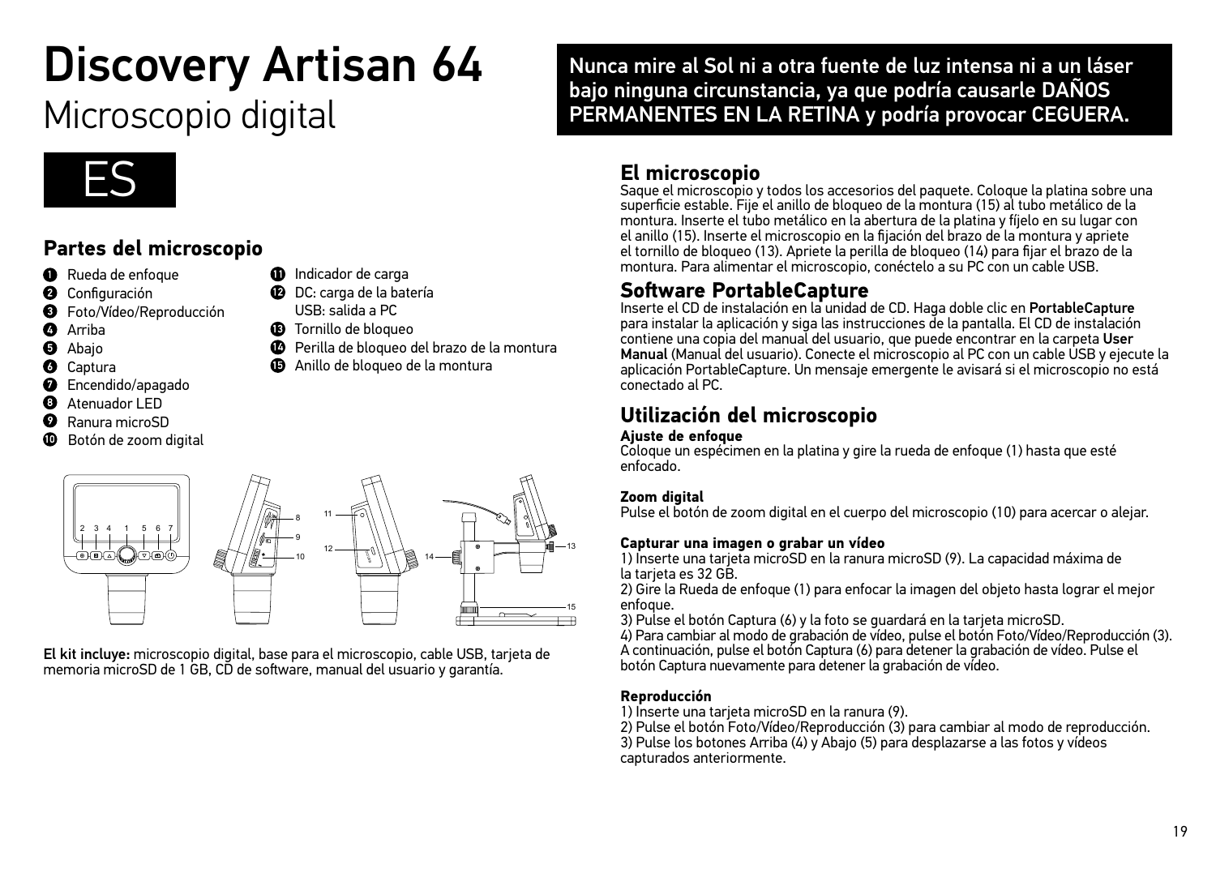# Discovery Artisan 64

Microscopio digital

ES

## Partes del microscopio

1. Rueda de enfoque
2. Configuración
3. Foto/Vídeo/Reproducción
4. Arriba
5. Abajo
6. Captura
7. Encendido/apagado
8. Atenuador LED
9. Ranura microSD
10. Botón de zoom digital
11. Indicador de carga
12. DC: carga de la batería  
    USB: salida a PC
13. Tornillo de bloqueo
14. Perilla de bloqueo del brazo de la montura
15. Anillo de bloqueo de la montura

2 3 4 1 5 6 7

8
9
10

11
12

14
13
15

**El kit incluye:** microscopio digital, base para el microscopio, cable USB, tarjeta de memoria microSD de 1 GB, CD de software, manual del usuario y garantía.

**Nunca mire al Sol ni a otra fuente de luz intensa ni a un láser bajo ninguna circunstancia, ya que podría causarle DAÑOS PERMANENTES EN LA RETINA y podría provocar CEGUERA.**

## El microscopio

Saque el microscopio y todos los accesorios del paquete. Coloque la platina sobre una superficie estable. Fije el anillo de bloqueo de la montura (15) al tubo metálico de la montura. Inserte el tubo metálico en la abertura de la platina y fíjelo en su lugar con el anillo (15). Inserte el microscopio en la fijación del brazo de la montura y apriete el tornillo de bloqueo (13). Apriete la perilla de bloqueo (14) para fijar el brazo de la montura. Para alimentar el microscopio, conéctelo a su PC con un cable USB.

## Software PortableCapture

Inserte el CD de instalación en la unidad de CD. Haga doble clic en **PortableCapture** para instalar la aplicación y siga las instrucciones de la pantalla. El CD de instalación contiene una copia del manual del usuario, que puede encontrar en la carpeta **User Manual** (Manual del usuario). Conecte el microscopio al PC con un cable USB y ejecute la aplicación PortableCapture. Un mensaje emergente le avisará si el microscopio no está conectado al PC.

## Utilización del microscopio

**Ajuste de enfoque**

Coloque un espécimen en la platina y gire la rueda de enfoque (1) hasta que esté enfocado.

**Zoom digital**

Pulse el botón de zoom digital en el cuerpo del microscopio (10) para acercar o alejar.

**Capturar una imagen o grabar un vídeo**

1) Inserte una tarjeta microSD en la ranura microSD (9). La capacidad máxima de la tarjeta es 32 GB.  
2) Gire la Rueda de enfoque (1) para enfocar la imagen del objeto hasta lograr el mejor enfoque.  
3) Pulse el botón Captura (6) y la foto se guardará en la tarjeta microSD.  
4) Para cambiar al modo de grabación de vídeo, pulse el botón Foto/Vídeo/Reproducción (3). A continuación, pulse el botón Captura (6) para detener la grabación de vídeo. Pulse el botón Captura nuevamente para detener la grabación de vídeo.

**Reproducción**

1) Inserte una tarjeta microSD en la ranura (9).  
2) Pulse el botón Foto/Vídeo/Reproducción (3) para cambiar al modo de reproducción.  
3) Pulse los botones Arriba (4) y Abajo (5) para desplazarse a las fotos y vídeos capturados anteriormente.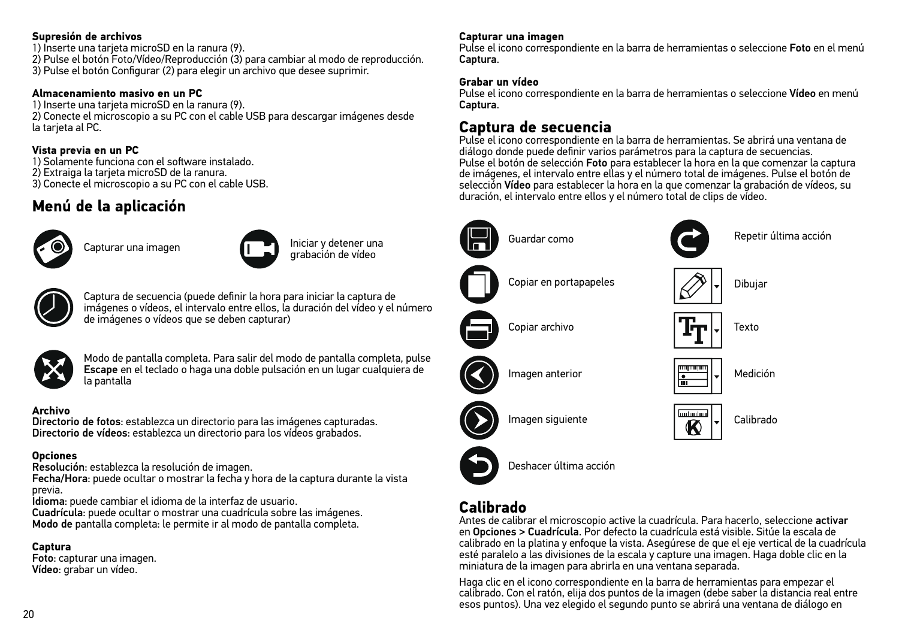**Supresión de archivos**
1) Inserte una tarjeta microSD en la ranura (9).
2) Pulse el botón Foto/Vídeo/Reproducción (3) para cambiar al modo de reproducción.
3) Pulse el botón Configurar (2) para elegir un archivo que desee suprimir.

**Almacenamiento masivo en un PC**
1) Inserte una tarjeta microSD en la ranura (9).
2) Conecte el microscopio a su PC con el cable USB para descargar imágenes desde la tarjeta al PC.

**Vista previa en un PC**
1) Solamente funciona con el software instalado.
2) Extraiga la tarjeta microSD de la ranura.
3) Conecte el microscopio a su PC con el cable USB.

## Menú de la aplicación

Capturar una imagen

Iniciar y detener una grabación de vídeo

Captura de secuencia (puede definir la hora para iniciar la captura de imágenes o vídeos, el intervalo entre ellos, la duración del vídeo y el número de imágenes o vídeos que se deben capturar)

Modo de pantalla completa. Para salir del modo de pantalla completa, pulse **Escape** en el teclado o haga una doble pulsación en un lugar cualquiera de la pantalla

**Archivo**
**Directorio de fotos**: establezca un directorio para las imágenes capturadas.
**Directorio de vídeos**: establezca un directorio para los vídeos grabados.

**Opciones**
**Resolución**: establezca la resolución de imagen.
**Fecha/Hora**: puede ocultar o mostrar la fecha y hora de la captura durante la vista previa.
**Idioma**: puede cambiar el idioma de la interfaz de usuario.
**Cuadrícula**: puede ocultar o mostrar una cuadrícula sobre las imágenes.
**Modo de** pantalla completa: le permite ir al modo de pantalla completa.

**Captura**
**Foto**: capturar una imagen.
**Vídeo**: grabar un vídeo.

**Capturar una imagen**
Pulse el icono correspondiente en la barra de herramientas o seleccione **Foto** en el menú **Captura**.

**Grabar un vídeo**
Pulse el icono correspondiente en la barra de herramientas o seleccione **Vídeo** en menú **Captura**.

## Captura de secuencia

Pulse el icono correspondiente en la barra de herramientas. Se abrirá una ventana de diálogo donde puede definir varios parámetros para la captura de secuencias.
Pulse el botón de selección **Foto** para establecer la hora en la que comenzar la captura de imágenes, el intervalo entre ellas y el número total de imágenes. Pulse el botón de selección **Vídeo** para establecer la hora en la que comenzar la grabación de vídeos, su duración, el intervalo entre ellos y el número total de clips de vídeo.

Guardar como

Copiar en portapapeles

Copiar archivo

Imagen anterior

Imagen siguiente

Deshacer última acción

Repetir última acción

Dibujar

Texto

Medición

Calibrado

## Calibrado

Antes de calibrar el microscopio active la cuadrícula. Para hacerlo, seleccione **activar** en **Opciones > Cuadrícula**. Por defecto la cuadrícula está visible. Sitúe la escala de calibrado en la platina y enfoque la vista. Asegúrese de que el eje vertical de la cuadrícula esté paralelo a las divisiones de la escala y capture una imagen. Haga doble clic en la miniatura de la imagen para abrirla en una ventana separada.

Haga clic en el icono correspondiente en la barra de herramientas para empezar el calibrado. Con el ratón, elija dos puntos de la imagen (debe saber la distancia real entre esos puntos). Una vez elegido el segundo punto se abrirá una ventana de diálogo en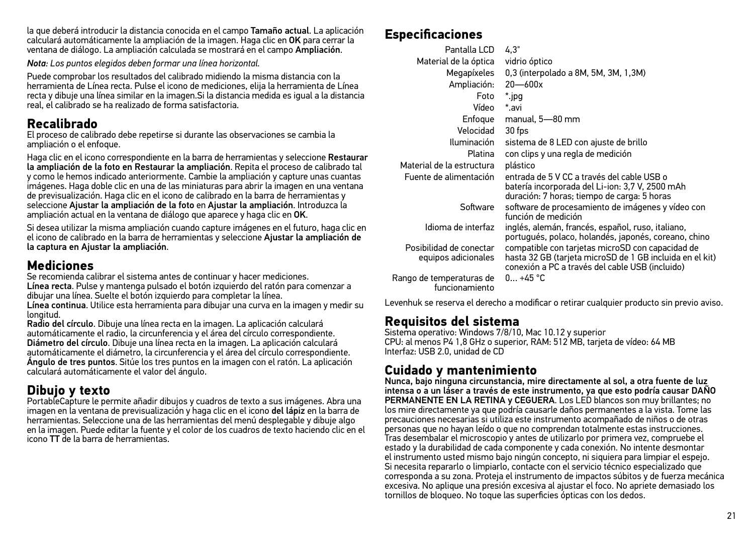la que deberá introducir la distancia conocida en el campo **Tamaño actual**. La aplicación calculará automáticamente la ampliación de la imagen. Haga clic en **OK** para cerrar la ventana de diálogo. La ampliación calculada se mostrará en el campo **Ampliación**.

***Nota****: Los puntos elegidos deben formar una línea horizontal.*

Puede comprobar los resultados del calibrado midiendo la misma distancia con la herramienta de Línea recta. Pulse el icono de mediciones, elija la herramienta de Línea recta y dibuje una línea similar en la imagen.Si la distancia medida es igual a la distancia real, el calibrado se ha realizado de forma satisfactoria.

## Recalibrado

El proceso de calibrado debe repetirse si durante las observaciones se cambia la ampliación o el enfoque.

Haga clic en el icono correspondiente en la barra de herramientas y seleccione **Restaurar la ampliación de la foto en Restaurar la ampliación**. Repita el proceso de calibrado tal y como le hemos indicado anteriormente. Cambie la ampliación y capture unas cuantas imágenes. Haga doble clic en una de las miniaturas para abrir la imagen en una ventana de previsualización. Haga clic en el icono de calibrado en la barra de herramientas y seleccione **Ajustar la ampliación de la foto** en **Ajustar la ampliación**. Introduzca la ampliación actual en la ventana de diálogo que aparece y haga clic en **OK**.

Si desea utilizar la misma ampliación cuando capture imágenes en el futuro, haga clic en el icono de calibrado en la barra de herramientas y seleccione **Ajustar la ampliación de la captura en Ajustar la ampliación**.

## Mediciones

Se recomienda calibrar el sistema antes de continuar y hacer mediciones.
**Línea recta**. Pulse y mantenga pulsado el botón izquierdo del ratón para comenzar a dibujar una línea. Suelte el botón izquierdo para completar la línea.
**Línea continua**. Utilice esta herramienta para dibujar una curva en la imagen y medir su longitud.
**Radio del círculo**. Dibuje una línea recta en la imagen. La aplicación calculará automáticamente el radio, la circunferencia y el área del círculo correspondiente.
**Diámetro del círculo**. Dibuje una línea recta en la imagen. La aplicación calculará automáticamente el diámetro, la circunferencia y el área del círculo correspondiente.
**Ángulo de tres puntos**. Sitúe los tres puntos en la imagen con el ratón. La aplicación calculará automáticamente el valor del ángulo.

## Dibujo y texto

PortableCapture le permite añadir dibujos y cuadros de texto a sus imágenes. Abra una imagen en la ventana de previsualización y haga clic en el icono **del lápiz** en la barra de herramientas. Seleccione una de las herramientas del menú desplegable y dibuje algo en la imagen. Puede editar la fuente y el color de los cuadros de texto haciendo clic en el icono **TT** de la barra de herramientas.

## Especificaciones

| | |
|---|---|
| Pantalla LCD | 4,3" |
| Material de la óptica | vidrio óptico |
| Megapíxeles | 0,3 (interpolado a 8M, 5M, 3M, 1,3M) |
| Ampliación: | 20—600x |
| Foto | *.jpg |
| Vídeo | *.avi |
| Enfoque | manual, 5—80 mm |
| Velocidad | 30 fps |
| Iluminación | sistema de 8 LED con ajuste de brillo |
| Platina | con clips y una regla de medición |
| Material de la estructura | plástico |
| Fuente de alimentación | entrada de 5 V CC a través del cable USB o batería incorporada del Li-ion: 3,7 V, 2500 mAh duración: 7 horas; tiempo de carga: 5 horas |
| Software | software de procesamiento de imágenes y vídeo con función de medición |
| Idioma de interfaz | inglés, alemán, francés, español, ruso, italiano, portugués, polaco, holandés, japonés, coreano, chino |
| Posibilidad de conectar equipos adicionales | compatible con tarjetas microSD con capacidad de hasta 32 GB (tarjeta microSD de 1 GB incluida en el kit) conexión a PC a través del cable USB (incluido) |
| Rango de temperaturas de funcionamiento | 0... +45 °C |

Levenhuk se reserva el derecho a modificar o retirar cualquier producto sin previo aviso.

## Requisitos del sistema

Sistema operativo: Windows 7/8/10, Mac 10.12 y superior
CPU: al menos P4 1,8 GHz o superior, RAM: 512 MB, tarjeta de vídeo: 64 MB
Interfaz: USB 2.0, unidad de CD

## Cuidado y mantenimiento

**Nunca, bajo ninguna circunstancia, mire directamente al sol, a otra fuente de luz intensa o a un láser a través de este instrumento, ya que esto podría causar DAÑO PERMANENTE EN LA RETINA y CEGUERA**. Los LED blancos son muy brillantes; no los mire directamente ya que podría causarle daños permanentes a la vista. Tome las precauciones necesarias si utiliza este instrumento acompañado de niños o de otras personas que no hayan leído o que no comprendan totalmente estas instrucciones. Tras desembalar el microscopio y antes de utilizarlo por primera vez, compruebe el estado y la durabilidad de cada componente y cada conexión. No intente desmontar el instrumento usted mismo bajo ningún concepto, ni siquiera para limpiar el espejo. Si necesita repararlo o limpiarlo, contacte con el servicio técnico especializado que corresponda a su zona. Proteja el instrumento de impactos súbitos y de fuerza mecánica excesiva. No aplique una presión excesiva al ajustar el foco. No apriete demasiado los tornillos de bloqueo. No toque las superficies ópticas con los dedos.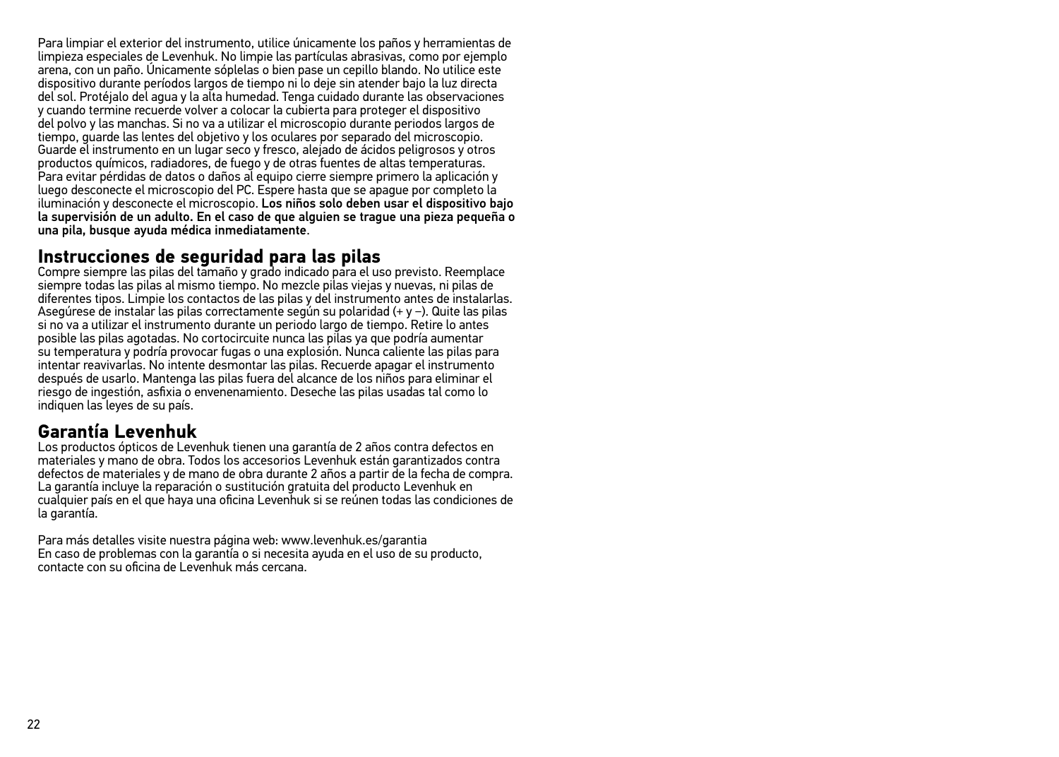Para limpiar el exterior del instrumento, utilice únicamente los paños y herramientas de limpieza especiales de Levenhuk. No limpie las partículas abrasivas, como por ejemplo arena, con un paño. Únicamente sóplelas o bien pase un cepillo blando. No utilice este dispositivo durante períodos largos de tiempo ni lo deje sin atender bajo la luz directa del sol. Protéjalo del agua y la alta humedad. Tenga cuidado durante las observaciones y cuando termine recuerde volver a colocar la cubierta para proteger el dispositivo del polvo y las manchas. Si no va a utilizar el microscopio durante periodos largos de tiempo, guarde las lentes del objetivo y los oculares por separado del microscopio. Guarde el instrumento en un lugar seco y fresco, alejado de ácidos peligrosos y otros productos químicos, radiadores, de fuego y de otras fuentes de altas temperaturas. Para evitar pérdidas de datos o daños al equipo cierre siempre primero la aplicación y luego desconecte el microscopio del PC. Espere hasta que se apague por completo la iluminación y desconecte el microscopio. **Los niños solo deben usar el dispositivo bajo la supervisión de un adulto. En el caso de que alguien se trague una pieza pequeña o una pila, busque ayuda médica inmediatamente**.

## Instrucciones de seguridad para las pilas

Compre siempre las pilas del tamaño y grado indicado para el uso previsto. Reemplace siempre todas las pilas al mismo tiempo. No mezcle pilas viejas y nuevas, ni pilas de diferentes tipos. Limpie los contactos de las pilas y del instrumento antes de instalarlas. Asegúrese de instalar las pilas correctamente según su polaridad (+ y –). Quite las pilas si no va a utilizar el instrumento durante un periodo largo de tiempo. Retire lo antes posible las pilas agotadas. No cortocircuite nunca las pilas ya que podría aumentar su temperatura y podría provocar fugas o una explosión. Nunca caliente las pilas para intentar reavivarlas. No intente desmontar las pilas. Recuerde apagar el instrumento después de usarlo. Mantenga las pilas fuera del alcance de los niños para eliminar el riesgo de ingestión, asfixia o envenenamiento. Deseche las pilas usadas tal como lo indiquen las leyes de su país.

## Garantía Levenhuk

Los productos ópticos de Levenhuk tienen una garantía de 2 años contra defectos en materiales y mano de obra. Todos los accesorios Levenhuk están garantizados contra defectos de materiales y de mano de obra durante 2 años a partir de la fecha de compra. La garantía incluye la reparación o sustitución gratuita del producto Levenhuk en cualquier país en el que haya una oficina Levenhuk si se reúnen todas las condiciones de la garantía.

Para más detalles visite nuestra página web: www.levenhuk.es/garantia
En caso de problemas con la garantía o si necesita ayuda en el uso de su producto, contacte con su oficina de Levenhuk más cercana.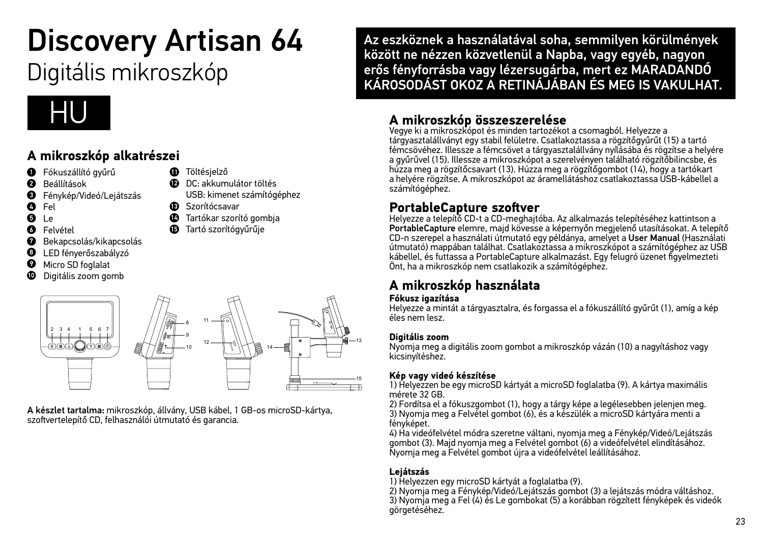# Discovery Artisan 64

Digitális mikroszkóp

HU

## A mikroszkóp alkatrészei

1. Fókuszállító gyűrű
2. Beállítások
3. Fénykép/Videó/Lejátszás
4. Fel
5. Le
6. Felvétel
7. Bekapcsolás/kikapcsolás
8. LED fényerőszabályzó
9. Micro SD foglalat
10. Digitális zoom gomb
11. Töltésjelző
12. DC: akkumulátor töltés
    USB: kimenet számítógéphez
13. Szorítócsavar
14. Tartókar szorító gombja
15. Tartó szorítógyűrűje

**A készlet tartalma:** mikroszkóp, állvány, USB kábel, 1 GB-os microSD-kártya, szoftvertelepítő CD, felhasználói útmutató és garancia.

**Az eszköznek a használatával soha, semmilyen körülmények között ne nézzen közvetlenül a Napba, vagy egyéb, nagyon erős fényforrásba vagy lézersugárba, mert ez MARADANDÓ KÁROSODÁST OKOZ A RETINÁJÁBAN ÉS MEG IS VAKULHAT.**

## A mikroszkóp összeszerelése

Vegye ki a mikroszkópot és minden tartozékot a csomagból. Helyezze a tárgyasztalállványt egy stabil felületre. Csatlakoztassa a rögzítőgyűrűt (15) a tartó fémcsövéhez. Illessze a fémcsövet a tárgyasztalállvány nyílásába és rögzítse a helyére a gyűrűvel (15). Illessze a mikroszkópot a szerelvényen található rögzítőbilincsbe, és húzza meg a rögzítőcsavart (13). Húzza meg a rögzítőgombot (14), hogy a tartókart a helyére rögzítse. A mikroszkópot az áramellátáshoz csatlakoztassa USB-kábellel a számítógéphez.

## PortableCapture szoftver

Helyezze a telepítő CD-t a CD-meghajtóba. Az alkalmazás telepítéséhez kattintson a **PortableCapture** elemre, majd kövesse a képernyőn megjelenő utasításokat. A telepítő CD-n szerepel a használati útmutató egy példánya, amelyet a **User Manual** (Használati útmutató) mappában találhat. Csatlakoztassa a mikroszkópot a számítógéphez az USB kábellel, és futtassa a PortableCapture alkalmazást. Egy felugró üzenet figyelmezteti Önt, ha a mikroszkóp nem csatlakozik a számítógéphez.

## A mikroszkóp használata

**Fókusz igazítása**

Helyezze a mintát a tárgyasztalra, és forgassa el a fókuszállító gyűrűt (1), amíg a kép éles nem lesz.

**Digitális zoom**

Nyomja meg a digitális zoom gombot a mikroszkóp vázán (10) a nagyításhoz vagy kicsinyítéshez.

**Kép vagy videó készítése**

1) Helyezzen be egy microSD kártyát a microSD foglalatba (9). A kártya maximális mérete 32 GB.
2) Fordítsa el a fókuszgombot (1), hogy a tárgy képe a legélesebben jelenjen meg.
3) Nyomja meg a Felvétel gombot (6), és a készülék a microSD kártyára menti a fényképet.
4) Ha videófelvétel módra szeretne váltani, nyomja meg a Fénykép/Videó/Lejátszás gombot (3). Majd nyomja meg a Felvétel gombot (6) a videófelvétel elindításához. Nyomja meg a Felvétel gombot újra a videófelvétel leállításához.

**Lejátszás**

1) Helyezzen egy microSD kártyát a foglalatba (9).
2) Nyomja meg a Fénykép/Videó/Lejátszás gombot (3) a lejátszás módra váltáshoz.
3) Nyomja meg a Fel (4) és Le gombokat (5) a korábban rögzített fényképek és videók görgetéséhez.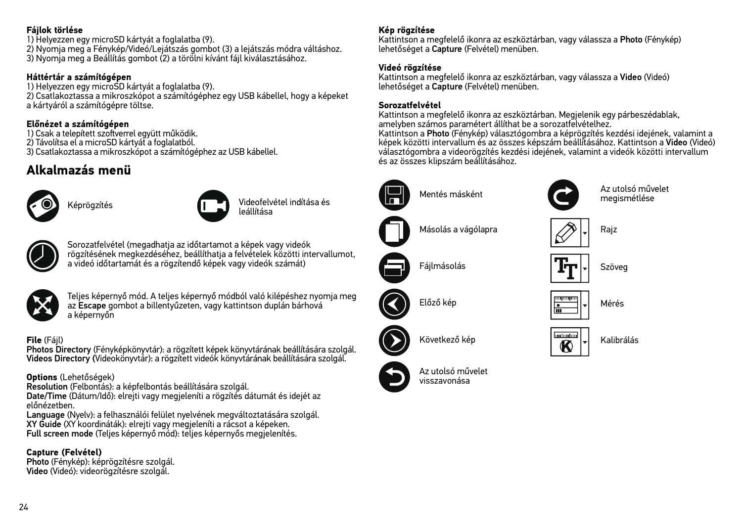**Fájlok törlése**

1) Helyezzen egy microSD kártyát a foglalatba (9).
2) Nyomja meg a Fénykép/Videó/Lejátszás gombot (3) a lejátszás módra váltáshoz.
3) Nyomja meg a Beállítás gombot (2) a törölni kívánt fájl kiválasztásához.

**Háttértár a számítógépen**

1) Helyezzen egy microSD kártyát a foglalatba (9).
2) Csatlakoztassa a mikroszkópot a számítógéphez egy USB kábellel, hogy a képeket a kártyáról a számítógépre töltse.

**Előnézet a számítógépen**

1) Csak a telepített szoftverrel együtt működik.
2) Távolítsa el a microSD kártyát a foglalatból.
3) Csatlakoztassa a mikroszkópot a számítógéphez az USB kábellel.

## Alkalmazás menü

Képrögzítés

Videofelvétel indítása és leállítása

Sorozatfelvétel (megadhatja az időtartamot a képek vagy videók rögzítésének megkezdéséhez, beállíthatja a felvételek közötti intervallumot, a videó időtartamát és a rögzítendő képek vagy videók számát)

Teljes képernyő mód. A teljes képernyő módból való kilépéshez nyomja meg az **Escape** gombot a billentyűzeten, vagy kattintson duplán bárhová a képernyőn

**File** (Fájl)
**Photos Directory** (Fényképkönyvtár): a rögzített képek könyvtárának beállítására szolgál.
**Videos Directory (**Videokönyvtár): a rögzített videók könyvtárának beállítására szolgál.

**Options** (Lehetőségek)
**Resolution** (Felbontás): a képfelbontás beállítására szolgál.
**Date/Time** (Dátum/Idő): elrejti vagy megjeleníti a rögzítés dátumát és idejét az előnézetben.
**Language** (Nyelv): a felhasználói felület nyelvének megváltoztatására szolgál.
**XY Guide** (XY koordináták): elrejti vagy megjeleníti a rácsot a képeken.
**Full screen mode** (Teljes képernyő mód): teljes képernyős megjelenítés.

**Capture (Felvétel)**
**Photo** (Fénykép): képrögzítésre szolgál.
**Video** (Videó): videorögzítésre szolgál.

**Kép rögzítése**

Kattintson a megfelelő ikonra az eszköztárban, vagy válassza a **Photo** (Fénykép) lehetőséget a **Capture** (Felvétel) menüben.

**Videó rögzítése**

Kattintson a megfelelő ikonra az eszköztárban, vagy válassza a **Video** (Videó) lehetőséget a **Capture** (Felvétel) menüben.

**Sorozatfelvétel**

Kattintson a megfelelő ikonra az eszköztárban. Megjelenik egy párbeszédablak, amelyben számos paramétert állíthat be a sorozatfelvételhez.
Kattintson a **Photo** (Fénykép) választógombra a képrögzítés kezdési idejének, valamint a képek közötti intervallum és az összes képszám beállításához. Kattintson a **Video** (Videó) választógombra a videorögzítés kezdési idejének, valamint a videók közötti intervallum és az összes klipszám beállításához.

Mentés másként

Másolás a vágólapra

Fájlmásolás

Előző kép

Következő kép

Az utolsó művelet visszavonása

Az utolsó művelet megismétlése

Rajz

Szöveg

Mérés

Kalibrálás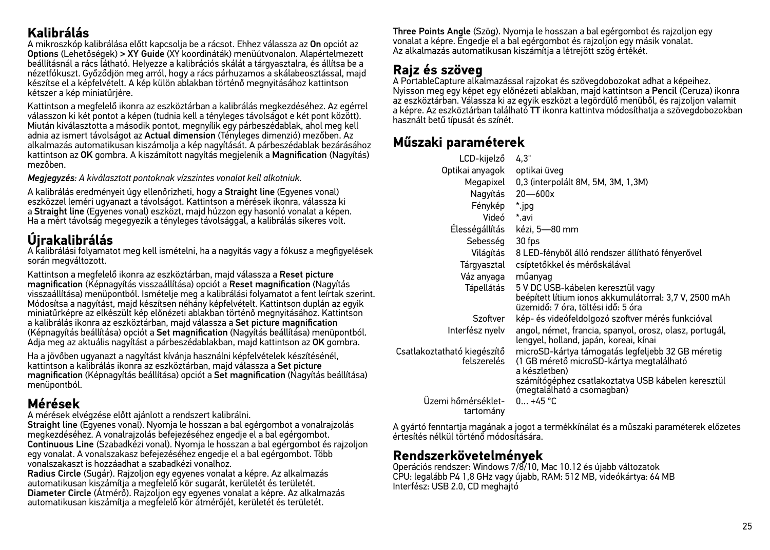## Kalibrálás

A mikroszkóp kalibrálása előtt kapcsolja be a rácsot. Ehhez válassza az **On** opciót az **Options** (Lehetőségek) > **XY Guide** (XY koordináták) menüútvonalon. Alapértelmezett beállításnál a rács látható. Helyezze a kalibrációs skálát a tárgyasztalra, és állítsa be a nézetfókuszt. Győződjön meg arról, hogy a rács párhuzamos a skálabeosztással, majd készítse el a képfelvételt. A kép külön ablakban történő megnyitásához kattintson kétszer a kép miniatűrjére.

Kattintson a megfelelő ikonra az eszköztárban a kalibrálás megkezdéséhez. Az egérrel válasszon ki két pontot a képen (tudnia kell a tényleges távolságot e két pont között). Miután kiválasztotta a második pontot, megnyílik egy párbeszédablak, ahol meg kell adnia az ismert távolságot az **Actual dimension** (Tényleges dimenzió) mezőben. Az alkalmazás automatikusan kiszámolja a kép nagyítását. A párbeszédablak bezárásához kattintson az **OK** gombra. A kiszámított nagyítás megjelenik a **Magnification** (Nagyítás) mezőben.

***Megjegyzés****: A kiválasztott pontoknak vízszintes vonalat kell alkotniuk.*

A kalibrálás eredményeit úgy ellenőrizheti, hogy a **Straight line** (Egyenes vonal) eszközzel leméri ugyanazt a távolságot. Kattintson a mérések ikonra, válassza ki a **Straight line** (Egyenes vonal) eszközt, majd húzzon egy hasonló vonalat a képen. Ha a mért távolság megegyezik a tényleges távolsággal, a kalibrálás sikeres volt.

## Újrakalibrálás

A kalibrálási folyamatot meg kell ismételni, ha a nagyítás vagy a fókusz a megfigyelések során megváltozott.

Kattintson a megfelelő ikonra az eszköztárban, majd válassza a **Reset picture magnification** (Képnagyítás visszaállítása) opciót a **Reset magnification** (Nagyítás visszaállítása) menüpontból. Ismételje meg a kalibrálási folyamatot a fent leírtak szerint. Módosítsa a nagyítást, majd készítsen néhány képfelvételt. Kattintson duplán az egyik miniatűrképre az elkészült kép előnézeti ablakban történő megnyitásához. Kattintson a kalibrálás ikonra az eszköztárban, majd válassza a **Set picture magnification** (Képnagyítás beállítása) opciót a **Set magnification** (Nagyítás beállítása) menüpontból. Adja meg az aktuális nagyítást a párbeszédablakban, majd kattintson az **OK** gombra.

Ha a jövőben ugyanazt a nagyítást kívánja használni képfelvételek készítésénél, kattintson a kalibrálás ikonra az eszköztárban, majd válassza a **Set picture magnification** (Képnagyítás beállítása) opciót a **Set magnification** (Nagyítás beállítása) menüpontból.

## Mérések

A mérések elvégzése előtt ajánlott a rendszert kalibrálni.

**Straight line** (Egyenes vonal). Nyomja le hosszan a bal egérgombot a vonalrajzolás megkezdéséhez. A vonalrajzolás befejezéséhez engedje el a bal egérgombot.

**Continuous Line** (Szabadkézi vonal). Nyomja le hosszan a bal egérgombot és rajzoljon egy vonalat. A vonalszakasz befejezéséhez engedje el a bal egérgombot. Több vonalszakaszt is hozzáadhat a szabadkézi vonalhoz.

**Radius Circle** (Sugár). Rajzoljon egy egyenes vonalat a képre. Az alkalmazás automatikusan kiszámítja a megfelelő kör sugarát, kerületét és területét.

**Diameter Circle** (Átmérő). Rajzoljon egy egyenes vonalat a képre. Az alkalmazás automatikusan kiszámítja a megfelelő kör átmérőjét, kerületét és területét.

**Three Points Angle** (Szög). Nyomja le hosszan a bal egérgombot és rajzoljon egy vonalat a képre. Engedje el a bal egérgombot és rajzoljon egy másik vonalat. Az alkalmazás automatikusan kiszámítja a létrejött szög értékét.

## Rajz és szöveg

A PortableCapture alkalmazással rajzokat és szövegdobozokat adhat a képeihez. Nyisson meg egy képet egy előnézeti ablakban, majd kattintson a **Pencil** (Ceruza) ikonra az eszköztárban. Válassza ki az egyik eszközt a legördülő menüből, és rajzoljon valamit a képre. Az eszköztárban található **TT** ikonra kattintva módosíthatja a szövegdobozokban használt betű típusát és színét.

## Műszaki paraméterek

| | |
|---|---|
| LCD-kijelző | 4,3" |
| Optikai anyagok | optikai üveg |
| Megapixel | 0,3 (interpolált 8M, 5M, 3M, 1,3M) |
| Nagyítás | 20—600x |
| Fénykép | *.jpg |
| Videó | *.avi |
| Élességállítás | kézi, 5—80 mm |
| Sebesség | 30 fps |
| Világítás | 8 LED-fényből álló rendszer állítható fényerővel |
| Tárgyasztal | csíptetőkkel és mérőskálával |
| Váz anyaga | műanyag |
| Tápellátás | 5 V DC USB-kábelen keresztül vagy beépített lítium ionos akkumulátorral: 3,7 V, 2500 mAh üzemidő: 7 óra, töltési idő: 5 óra |
| Szoftver | kép- és videófeldolgozó szoftver mérés funkcióval |
| Interfész nyelv | angol, német, francia, spanyol, orosz, olasz, portugál, lengyel, holland, japán, koreai, kínai |
| Csatlakoztatható kiegészítő felszerelés | microSD-kártya támogatás legfeljebb 32 GB méretig (1 GB méretű microSD-kártya megtalálható a készletben) számítógéphez csatlakoztatva USB kábelen keresztül (megtalálható a csomagban) |
| Üzemi hőmérséklet-tartomány | 0... +45 °C |

A gyártó fenntartja magának a jogot a termékkínálat és a műszaki paraméterek előzetes értesítés nélkül történő módosítására.

## Rendszerkövetelmények

Operációs rendszer: Windows 7/8/10, Mac 10.12 és újabb változatok
CPU: legalább P4 1,8 GHz vagy újabb, RAM: 512 MB, videókártya: 64 MB
Interfész: USB 2.0, CD meghajtó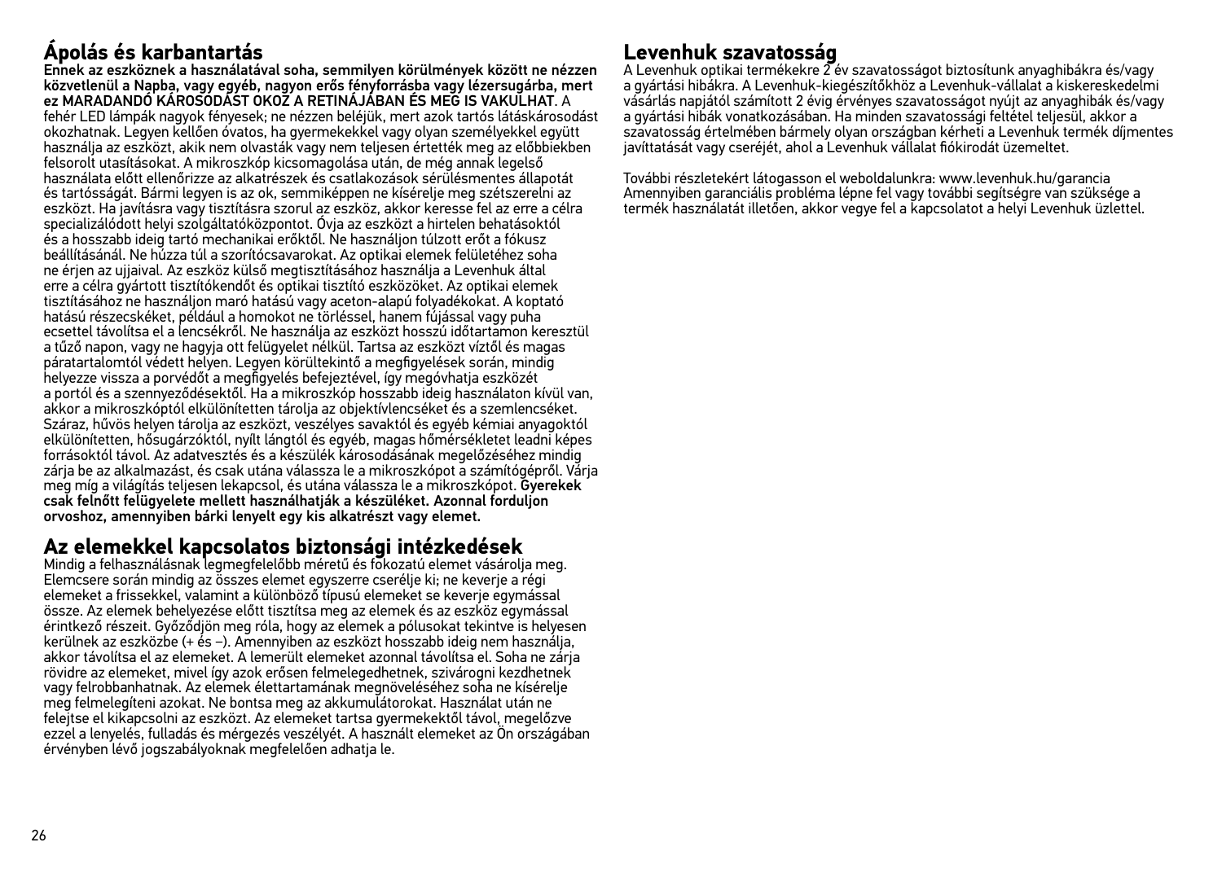## Ápolás és karbantartás

**Ennek az eszköznek a használatával soha, semmilyen körülmények között ne nézzen közvetlenül a Napba, vagy egyéb, nagyon erős fényforrásba vagy lézersugárba, mert ez MARADANDÓ KÁROSODÁST OKOZ A RETINÁJÁBAN ÉS MEG IS VAKULHAT**. A fehér LED lámpák nagyok fényesek; ne nézzen beléjük, mert azok tartós látáskárosodást okozhatnak. Legyen kellően óvatos, ha gyermekekkel vagy olyan személyekkel együtt használja az eszközt, akik nem olvasták vagy nem teljesen értették meg az előbbiekben felsorolt utasításokat. A mikroszkóp kicsomagolása után, de még annak legelső használata előtt ellenőrizze az alkatrészek és csatlakozások sérülésmentes állapotát és tartósságát. Bármi legyen is az ok, semmiképpen ne kísérelje meg szétszerelni az eszközt. Ha javításra vagy tisztításra szorul az eszköz, akkor keresse fel az erre a célra specializálódott helyi szolgáltatóközpontot. Óvja az eszközt a hirtelen behatásoktól és a hosszabb ideig tartó mechanikai erőktől. Ne használjon túlzott erőt a fókusz beállításánál. Ne húzza túl a szorítócsavarokat. Az optikai elemek felületéhez soha ne érjen az ujjaival. Az eszköz külső megtisztításához használja a Levenhuk által erre a célra gyártott tisztítókendőt és optikai tisztító eszközöket. Az optikai elemek tisztításához ne használjon maró hatású vagy aceton-alapú folyadékokat. A koptató hatású részecskéket, például a homokot ne törléssel, hanem fújással vagy puha ecsettel távolítsa el a lencsékről. Ne használja az eszközt hosszú időtartamon keresztül a tűző napon, vagy ne hagyja ott felügyelet nélkül. Tartsa az eszközt víztől és magas páratartalomtól védett helyen. Legyen körültekintő a megfigyelések során, mindig helyezze vissza a porvédőt a megfigyelés befejeztével, így megóvhatja eszközét a portól és a szennyeződésektől. Ha a mikroszkóp hosszabb ideig használaton kívül van, akkor a mikroszkóptól elkülönítetten tárolja az objektívlencséket és a szemlencséket. Száraz, hűvös helyen tárolja az eszközt, veszélyes savaktól és egyéb kémiai anyagoktól elkülönítetten, hősugárzóktól, nyílt lángtól és egyéb, magas hőmérsékletet leadni képes forrásoktól távol. Az adatvesztés és a készülék károsodásának megelőzéséhez mindig zárja be az alkalmazást, és csak utána válassza le a mikroszkópot a számítógépről. Várja meg míg a világítás teljesen lekapcsol, és utána válassza le a mikroszkópot. **Gyerekek csak felnőtt felügyelete mellett használhatják a készüléket. Azonnal forduljon orvoshoz, amennyiben bárki lenyelt egy kis alkatrészt vagy elemet.**

## Az elemekkel kapcsolatos biztonsági intézkedések

Mindig a felhasználásnak legmegfelelőbb méretű és fokozatú elemet vásárolja meg. Elemcsere során mindig az összes elemet egyszerre cserélje ki; ne keverje a régi elemeket a frissekkel, valamint a különböző típusú elemeket se keverje egymással össze. Az elemek behelyezése előtt tisztítsa meg az elemek és az eszköz egymással érintkező részeit. Győződjön meg róla, hogy az elemek a pólusokat tekintve is helyesen kerülnek az eszközbe (+ és –). Amennyiben az eszközt hosszabb ideig nem használja, akkor távolítsa el az elemeket. A lemerült elemeket azonnal távolítsa el. Soha ne zárja rövidre az elemeket, mivel így azok erősen felmelegedhetnek, szivárogni kezdhetnek vagy felrobbanhatnak. Az elemek élettartamának megnöveléséhez soha ne kísérelje meg felmelegíteni azokat. Ne bontsa meg az akkumulátorokat. Használat után ne felejtse el kikapcsolni az eszközt. Az elemeket tartsa gyermekektől távol, megelőzve ezzel a lenyelés, fulladás és mérgezés veszélyét. A használt elemeket az Ön országában érvényben lévő jogszabályoknak megfelelően adhatja le.

## Levenhuk szavatosság

A Levenhuk optikai termékekre 2 év szavatosságot biztosítunk anyaghibákra és/vagy a gyártási hibákra. A Levenhuk-kiegészítőkhöz a Levenhuk-vállalat a kiskereskedelmi vásárlás napjától számított 2 évig érvényes szavatosságot nyújt az anyaghibák és/vagy a gyártási hibák vonatkozásában. Ha minden szavatossági feltétel teljesül, akkor a szavatosság értelmében bármely olyan országban kérheti a Levenhuk termék díjmentes javíttatását vagy cseréjét, ahol a Levenhuk vállalat fiókirodát üzemeltet.

További részletekért látogasson el weboldalunkra: www.levenhuk.hu/garancia
Amennyiben garanciális probléma lépne fel vagy további segítségre van szüksége a termék használatát illetően, akkor vegye fel a kapcsolatot a helyi Levenhuk üzlettel.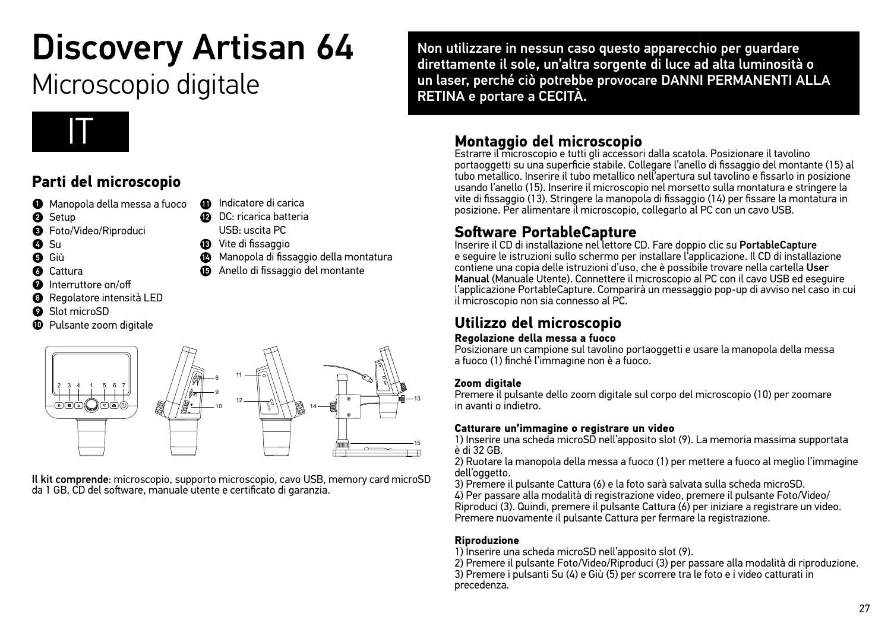# Discovery Artisan 64

Microscopio digitale

IT

**Non utilizzare in nessun caso questo apparecchio per guardare direttamente il sole, un'altra sorgente di luce ad alta luminosità o un laser, perché ciò potrebbe provocare DANNI PERMANENTI ALLA RETINA e portare a CECITÀ.**

## Parti del microscopio

1. Manopola della messa a fuoco
2. Setup
3. Foto/Video/Riproduci
4. Su
5. Giù
6. Cattura
7. Interruttore on/off
8. Regolatore intensità LED
9. Slot microSD
10. Pulsante zoom digitale
11. Indicatore di carica
12. DC: ricarica batteria
    USB: uscita PC
13. Vite di fissaggio
14. Manopola di fissaggio della montatura
15. Anello di fissaggio del montante

2 3 4 1 5 6 7
8
9
10
11
12
13
14
15

**Il kit comprende**: microscopio, supporto microscopio, cavo USB, memory card microSD da 1 GB, CD del software, manuale utente e certificato di garanzia.

## Montaggio del microscopio

Estrarre il microscopio e tutti gli accessori dalla scatola. Posizionare il tavolino portaoggetti su una superficie stabile. Collegare l'anello di fissaggio del montante (15) al tubo metallico. Inserire il tubo metallico nell'apertura sul tavolino e fissarlo in posizione usando l'anello (15). Inserire il microscopio nel morsetto sulla montatura e stringere la vite di fissaggio (13). Stringere la manopola di fissaggio (14) per fissare la montatura in posizione. Per alimentare il microscopio, collegarlo al PC con un cavo USB.

## Software PortableCapture

Inserire il CD di installazione nel lettore CD. Fare doppio clic su **PortableCapture** e seguire le istruzioni sullo schermo per installare l'applicazione. Il CD di installazione contiene una copia delle istruzioni d'uso, che è possibile trovare nella cartella **User Manual** (Manuale Utente). Connettere il microscopio al PC con il cavo USB ed eseguire l'applicazione PortableCapture. Comparirà un messaggio pop-up di avviso nel caso in cui il microscopio non sia connesso al PC.

## Utilizzo del microscopio

### Regolazione della messa a fuoco

Posizionare un campione sul tavolino portaoggetti e usare la manopola della messa a fuoco (1) finché l'immagine non è a fuoco.

### Zoom digitale

Premere il pulsante dello zoom digitale sul corpo del microscopio (10) per zoomare in avanti o indietro.

### Catturare un'immagine o registrare un video

1) Inserire una scheda microSD nell'apposito slot (9). La memoria massima supportata è di 32 GB.
2) Ruotare la manopola della messa a fuoco (1) per mettere a fuoco al meglio l'immagine dell'oggetto.
3) Premere il pulsante Cattura (6) e la foto sarà salvata sulla scheda microSD.
4) Per passare alla modalità di registrazione video, premere il pulsante Foto/Video/Riproduci (3). Quindi, premere il pulsante Cattura (6) per iniziare a registrare un video. Premere nuovamente il pulsante Cattura per fermare la registrazione.

### Riproduzione

1) Inserire una scheda microSD nell'apposito slot (9).
2) Premere il pulsante Foto/Video/Riproduci (3) per passare alla modalità di riproduzione.
3) Premere i pulsanti Su (4) e Giù (5) per scorrere tra le foto e i video catturati in precedenza.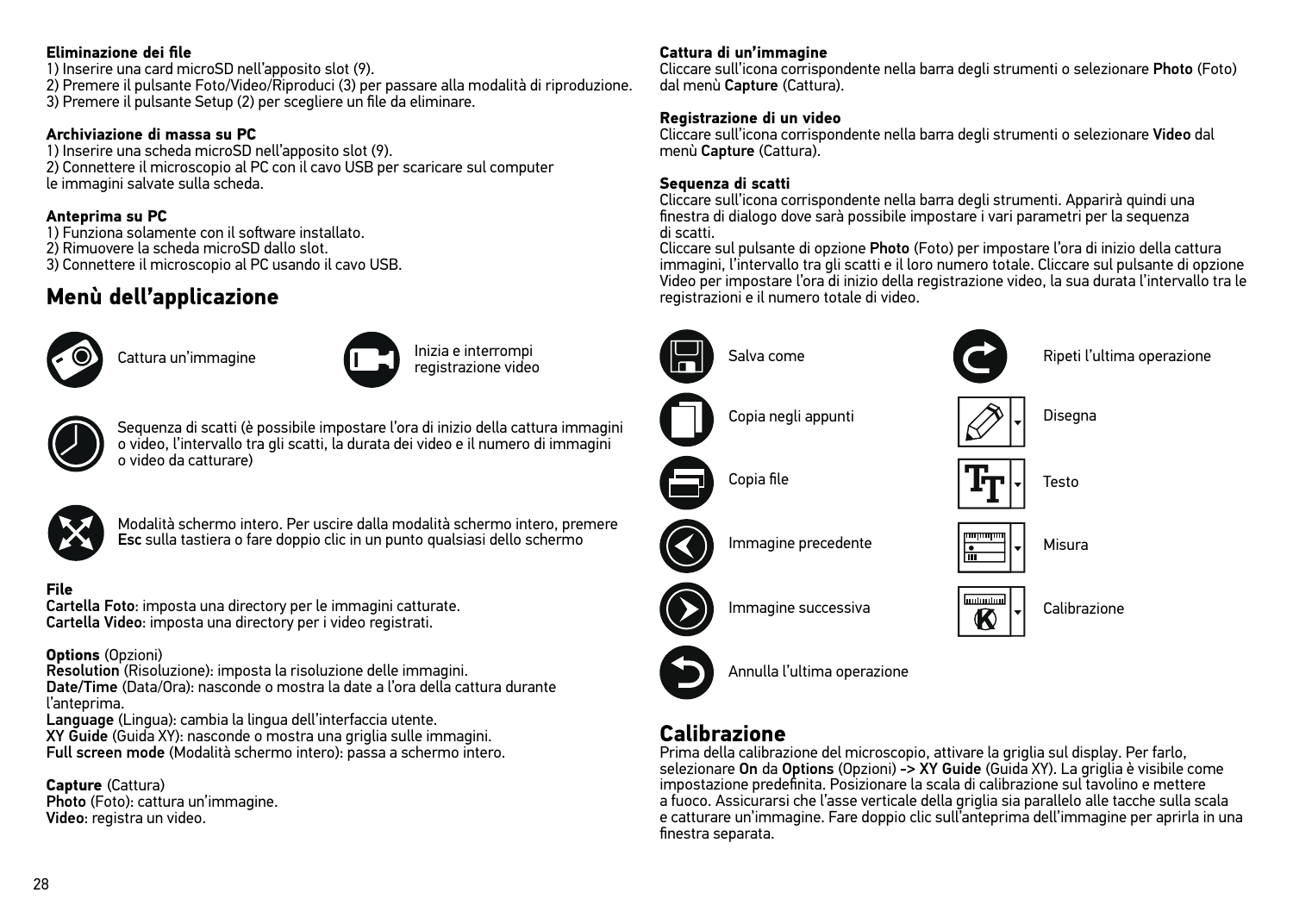**Eliminazione dei file**
1) Inserire una card microSD nell'apposito slot (9).
2) Premere il pulsante Foto/Video/Riproduci (3) per passare alla modalità di riproduzione.
3) Premere il pulsante Setup (2) per scegliere un file da eliminare.

**Archiviazione di massa su PC**
1) Inserire una scheda microSD nell'apposito slot (9).
2) Connettere il microscopio al PC con il cavo USB per scaricare sul computer le immagini salvate sulla scheda.

**Anteprima su PC**
1) Funziona solamente con il software installato.
2) Rimuovere la scheda microSD dallo slot.
3) Connettere il microscopio al PC usando il cavo USB.

## Menù dell'applicazione

Cattura un'immagine

Inizia e interrompi registrazione video

Sequenza di scatti (è possibile impostare l'ora di inizio della cattura immagini o video, l'intervallo tra gli scatti, la durata dei video e il numero di immagini o video da catturare)

Modalità schermo intero. Per uscire dalla modalità schermo intero, premere **Esc** sulla tastiera o fare doppio clic in un punto qualsiasi dello schermo

**File**
**Cartella Foto**: imposta una directory per le immagini catturate.
**Cartella Video**: imposta una directory per i video registrati.

**Options** (Opzioni)
**Resolution** (Risoluzione): imposta la risoluzione delle immagini.
**Date/Time** (Data/Ora): nasconde o mostra la date a l'ora della cattura durante l'anteprima.
**Language** (Lingua): cambia la lingua dell'interfaccia utente.
**XY Guide** (Guida XY): nasconde o mostra una griglia sulle immagini.
**Full screen mode** (Modalità schermo intero): passa a schermo intero.

**Capture** (Cattura)
**Photo** (Foto): cattura un'immagine.
**Video**: registra un video.

**Cattura di un'immagine**
Cliccare sull'icona corrispondente nella barra degli strumenti o selezionare **Photo** (Foto) dal menù **Capture** (Cattura).

**Registrazione di un video**
Cliccare sull'icona corrispondente nella barra degli strumenti o selezionare **Video** dal menù **Capture** (Cattura).

**Sequenza di scatti**
Cliccare sull'icona corrispondente nella barra degli strumenti. Apparirà quindi una finestra di dialogo dove sarà possibile impostare i vari parametri per la sequenza di scatti.
Cliccare sul pulsante di opzione **Photo** (Foto) per impostare l'ora di inizio della cattura immagini, l'intervallo tra gli scatti e il loro numero totale. Cliccare sul pulsante di opzione Video per impostare l'ora di inizio della registrazione video, la sua durata l'intervallo tra le registrazioni e il numero totale di video.

Salva come

Copia negli appunti

Copia file

Immagine precedente

Immagine successiva

Annulla l'ultima operazione

Ripeti l'ultima operazione

Disegna

Testo

Misura

Calibrazione

## Calibrazione

Prima della calibrazione del microscopio, attivare la griglia sul display. Per farlo, selezionare **On** da **Options** (Opzioni) **-> XY Guide** (Guida XY). La griglia è visibile come impostazione predefinita. Posizionare la scala di calibrazione sul tavolino e mettere a fuoco. Assicurarsi che l'asse verticale della griglia sia parallelo alle tacche sulla scala e catturare un'immagine. Fare doppio clic sull'anteprima dell'immagine per aprirla in una finestra separata.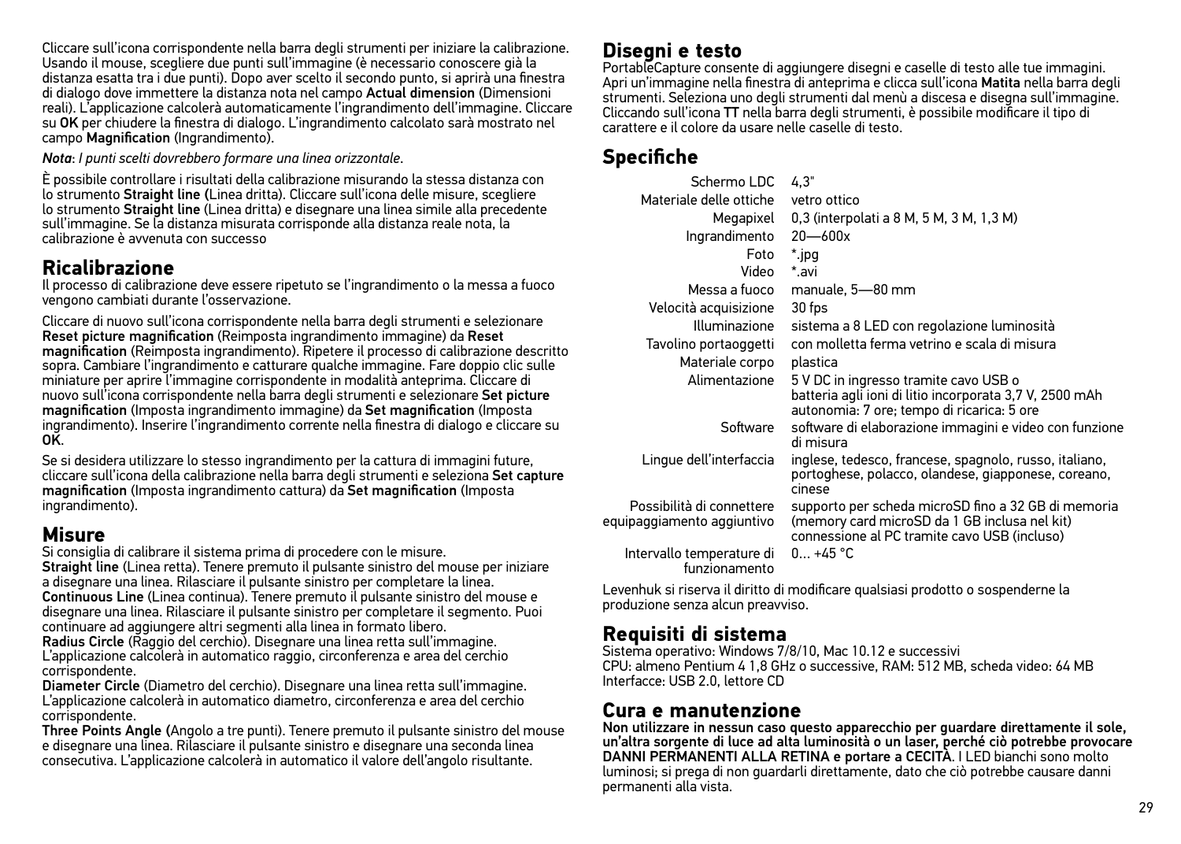Cliccare sull'icona corrispondente nella barra degli strumenti per iniziare la calibrazione. Usando il mouse, scegliere due punti sull'immagine (è necessario conoscere già la distanza esatta tra i due punti). Dopo aver scelto il secondo punto, si aprirà una finestra di dialogo dove immettere la distanza nota nel campo **Actual dimension** (Dimensioni reali). L'applicazione calcolerà automaticamente l'ingrandimento dell'immagine. Cliccare su **OK** per chiudere la finestra di dialogo. L'ingrandimento calcolato sarà mostrato nel campo **Magnification** (Ingrandimento).

***Nota**: I punti scelti dovrebbero formare una linea orizzontale.*

È possibile controllare i risultati della calibrazione misurando la stessa distanza con lo strumento **Straight line** (Linea dritta). Cliccare sull'icona delle misure, scegliere lo strumento **Straight line** (Linea dritta) e disegnare una linea simile alla precedente sull'immagine. Se la distanza misurata corrisponde alla distanza reale nota, la calibrazione è avvenuta con successo

## Ricalibrazione

Il processo di calibrazione deve essere ripetuto se l'ingrandimento o la messa a fuoco vengono cambiati durante l'osservazione.

Cliccare di nuovo sull'icona corrispondente nella barra degli strumenti e selezionare **Reset picture magnification** (Reimposta ingrandimento immagine) da **Reset magnification** (Reimposta ingrandimento). Ripetere il processo di calibrazione descritto sopra. Cambiare l'ingrandimento e catturare qualche immagine. Fare doppio clic sulle miniature per aprire l'immagine corrispondente in modalità anteprima. Cliccare di nuovo sull'icona corrispondente nella barra degli strumenti e selezionare **Set picture magnification** (Imposta ingrandimento immagine) da **Set magnification** (Imposta ingrandimento). Inserire l'ingrandimento corrente nella finestra di dialogo e cliccare su **OK**.

Se si desidera utilizzare lo stesso ingrandimento per la cattura di immagini future, cliccare sull'icona della calibrazione nella barra degli strumenti e seleziona **Set capture magnification** (Imposta ingrandimento cattura) da **Set magnification** (Imposta ingrandimento).

## Misure

Si consiglia di calibrare il sistema prima di procedere con le misure.
**Straight line** (Linea retta). Tenere premuto il pulsante sinistro del mouse per iniziare a disegnare una linea. Rilasciare il pulsante sinistro per completare la linea.
**Continuous Line** (Linea continua). Tenere premuto il pulsante sinistro del mouse e disegnare una linea. Rilasciare il pulsante sinistro per completare il segmento. Puoi continuare ad aggiungere altri segmenti alla linea in formato libero.
**Radius Circle** (Raggio del cerchio). Disegnare una linea retta sull'immagine. L'applicazione calcolerà in automatico raggio, circonferenza e area del cerchio corrispondente.
**Diameter Circle** (Diametro del cerchio). Disegnare una linea retta sull'immagine. L'applicazione calcolerà in automatico diametro, circonferenza e area del cerchio corrispondente.
**Three Points Angle** (Angolo a tre punti). Tenere premuto il pulsante sinistro del mouse e disegnare una linea. Rilasciare il pulsante sinistro e disegnare una seconda linea consecutiva. L'applicazione calcolerà in automatico il valore dell'angolo risultante.

## Disegni e testo

PortableCapture consente di aggiungere disegni e caselle di testo alle tue immagini. Apri un'immagine nella finestra di anteprima e clicca sull'icona **Matita** nella barra degli strumenti. Seleziona uno degli strumenti dal menù a discesa e disegna sull'immagine. Cliccando sull'icona **TT** nella barra degli strumenti, è possibile modificare il tipo di carattere e il colore da usare nelle caselle di testo.

## Specifiche

| | |
|---|---|
| Schermo LDC | 4,3" |
| Materiale delle ottiche | vetro ottico |
| Megapixel | 0,3 (interpolati a 8 M, 5 M, 3 M, 1,3 M) |
| Ingrandimento | 20—600x |
| Foto | *.jpg |
| Video | *.avi |
| Messa a fuoco | manuale, 5—80 mm |
| Velocità acquisizione | 30 fps |
| Illuminazione | sistema a 8 LED con regolazione luminosità |
| Tavolino portaoggetti | con molletta ferma vetrino e scala di misura |
| Materiale corpo | plastica |
| Alimentazione | 5 V DC in ingresso tramite cavo USB o batteria agli ioni di litio incorporata 3,7 V, 2500 mAh autonomia: 7 ore; tempo di ricarica: 5 ore |
| Software | software di elaborazione immagini e video con funzione di misura |
| Lingue dell'interfaccia | inglese, tedesco, francese, spagnolo, russo, italiano, portoghese, polacco, olandese, giapponese, coreano, cinese |
| Possibilità di connettere equipaggiamento aggiuntivo | supporto per scheda microSD fino a 32 GB di memoria (memory card microSD da 1 GB inclusa nel kit) connessione al PC tramite cavo USB (incluso) |
| Intervallo temperature di funzionamento | 0... +45 °C |

Levenhuk si riserva il diritto di modificare qualsiasi prodotto o sospenderne la produzione senza alcun preavviso.

## Requisiti di sistema

Sistema operativo: Windows 7/8/10, Mac 10.12 e successivi
CPU: almeno Pentium 4 1,8 GHz o successive, RAM: 512 MB, scheda video: 64 MB
Interfacce: USB 2.0, lettore CD

## Cura e manutenzione

**Non utilizzare in nessun caso questo apparecchio per guardare direttamente il sole, un'altra sorgente di luce ad alta luminosità o un laser, perché ciò potrebbe provocare DANNI PERMANENTI ALLA RETINA e portare a CECITÀ**. I LED bianchi sono molto luminosi; si prega di non guardarli direttamente, dato che ciò potrebbe causare danni permanenti alla vista.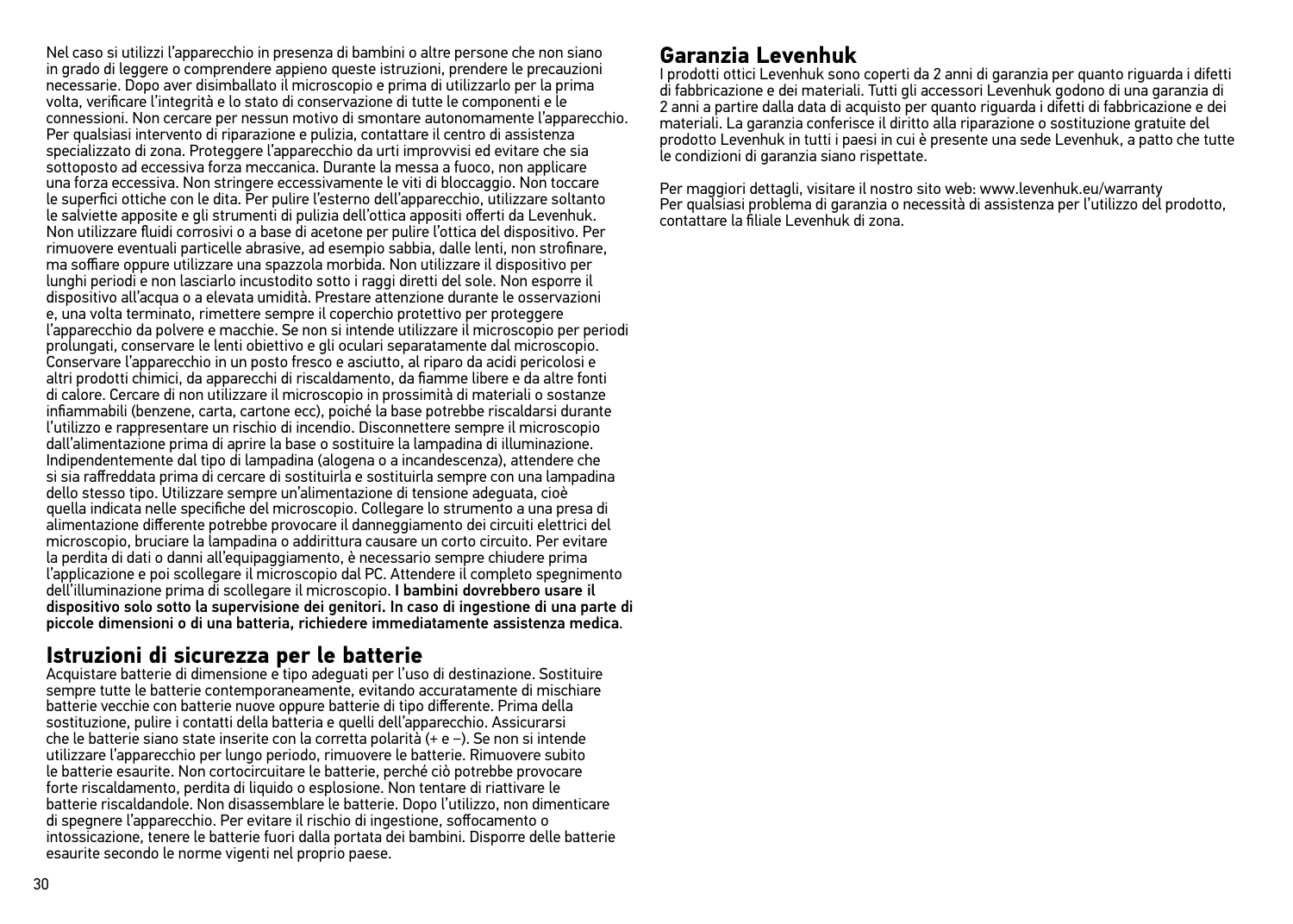Nel caso si utilizzi l'apparecchio in presenza di bambini o altre persone che non siano in grado di leggere o comprendere appieno queste istruzioni, prendere le precauzioni necessarie. Dopo aver disimballato il microscopio e prima di utilizzarlo per la prima volta, verificare l'integrità e lo stato di conservazione di tutte le componenti e le connessioni. Non cercare per nessun motivo di smontare autonomamente l'apparecchio. Per qualsiasi intervento di riparazione e pulizia, contattare il centro di assistenza specializzato di zona. Proteggere l'apparecchio da urti improvvisi ed evitare che sia sottoposto ad eccessiva forza meccanica. Durante la messa a fuoco, non applicare una forza eccessiva. Non stringere eccessivamente le viti di bloccaggio. Non toccare le superfici ottiche con le dita. Per pulire l'esterno dell'apparecchio, utilizzare soltanto le salviette apposite e gli strumenti di pulizia dell'ottica appositi offerti da Levenhuk. Non utilizzare fluidi corrosivi o a base di acetone per pulire l'ottica del dispositivo. Per rimuovere eventuali particelle abrasive, ad esempio sabbia, dalle lenti, non strofinare, ma soffiare oppure utilizzare una spazzola morbida. Non utilizzare il dispositivo per lunghi periodi e non lasciarlo incustodito sotto i raggi diretti del sole. Non esporre il dispositivo all'acqua o a elevata umidità. Prestare attenzione durante le osservazioni e, una volta terminato, rimettere sempre il coperchio protettivo per proteggere l'apparecchio da polvere e macchie. Se non si intende utilizzare il microscopio per periodi prolungati, conservare le lenti obiettivo e gli oculari separatamente dal microscopio. Conservare l'apparecchio in un posto fresco e asciutto, al riparo da acidi pericolosi e altri prodotti chimici, da apparecchi di riscaldamento, da fiamme libere e da altre fonti di calore. Cercare di non utilizzare il microscopio in prossimità di materiali o sostanze infiammabili (benzene, carta, cartone ecc), poiché la base potrebbe riscaldarsi durante l'utilizzo e rappresentare un rischio di incendio. Disconnettere sempre il microscopio dall'alimentazione prima di aprire la base o sostituire la lampadina di illuminazione. Indipendentemente dal tipo di lampadina (alogena o a incandescenza), attendere che si sia raffreddata prima di cercare di sostituirla e sostituirla sempre con una lampadina dello stesso tipo. Utilizzare sempre un'alimentazione di tensione adeguata, cioè quella indicata nelle specifiche del microscopio. Collegare lo strumento a una presa di alimentazione differente potrebbe provocare il danneggiamento dei circuiti elettrici del microscopio, bruciare la lampadina o addirittura causare un corto circuito. Per evitare la perdita di dati o danni all'equipaggiamento, è necessario sempre chiudere prima l'applicazione e poi scollegare il microscopio dal PC. Attendere il completo spegnimento dell'illuminazione prima di scollegare il microscopio. **I bambini dovrebbero usare il dispositivo solo sotto la supervisione dei genitori. In caso di ingestione di una parte di piccole dimensioni o di una batteria, richiedere immediatamente assistenza medica**.

## Istruzioni di sicurezza per le batterie

Acquistare batterie di dimensione e tipo adeguati per l'uso di destinazione. Sostituire sempre tutte le batterie contemporaneamente, evitando accuratamente di mischiare batterie vecchie con batterie nuove oppure batterie di tipo differente. Prima della sostituzione, pulire i contatti della batteria e quelli dell'apparecchio. Assicurarsi che le batterie siano state inserite con la corretta polarità (+ e –). Se non si intende utilizzare l'apparecchio per lungo periodo, rimuovere le batterie. Rimuovere subito le batterie esaurite. Non cortocircuitare le batterie, perché ciò potrebbe provocare forte riscaldamento, perdita di liquido o esplosione. Non tentare di riattivare le batterie riscaldandole. Non disassemblare le batterie. Dopo l'utilizzo, non dimenticare di spegnere l'apparecchio. Per evitare il rischio di ingestione, soffocamento o intossicazione, tenere le batterie fuori dalla portata dei bambini. Disporre delle batterie esaurite secondo le norme vigenti nel proprio paese.

## Garanzia Levenhuk

I prodotti ottici Levenhuk sono coperti da 2 anni di garanzia per quanto riguarda i difetti di fabbricazione e dei materiali. Tutti gli accessori Levenhuk godono di una garanzia di 2 anni a partire dalla data di acquisto per quanto riguarda i difetti di fabbricazione e dei materiali. La garanzia conferisce il diritto alla riparazione o sostituzione gratuite del prodotto Levenhuk in tutti i paesi in cui è presente una sede Levenhuk, a patto che tutte le condizioni di garanzia siano rispettate.

Per maggiori dettagli, visitare il nostro sito web: www.levenhuk.eu/warranty
Per qualsiasi problema di garanzia o necessità di assistenza per l'utilizzo del prodotto, contattare la filiale Levenhuk di zona.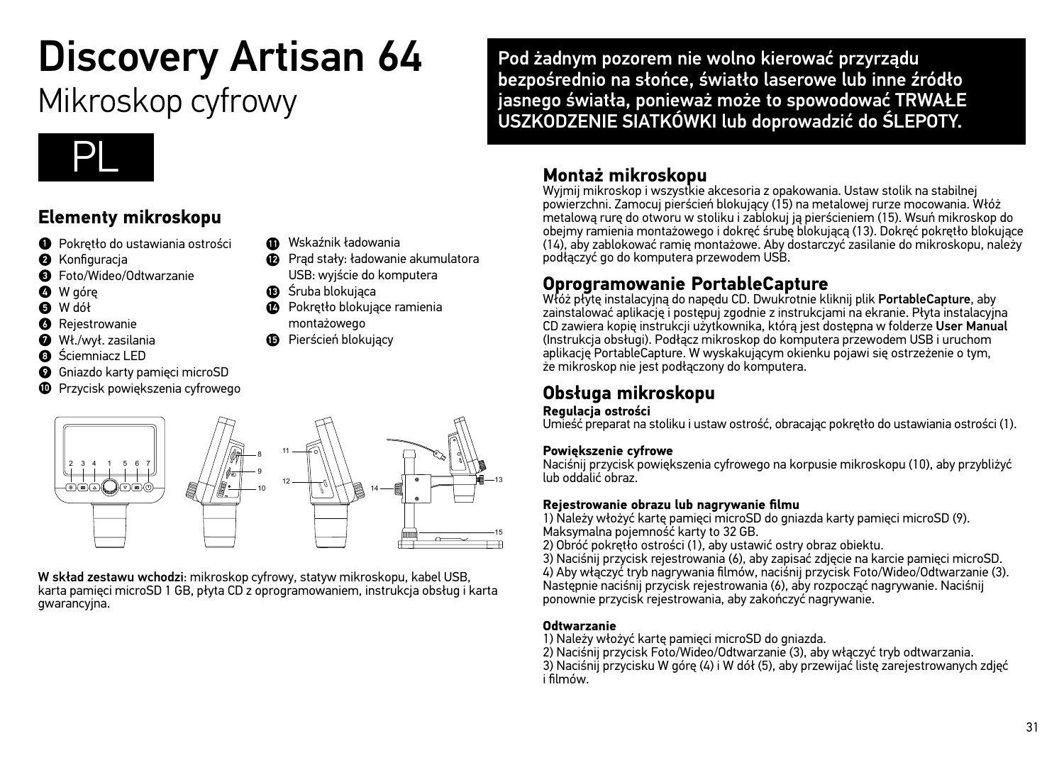# Discovery Artisan 64

Mikroskop cyfrowy

PL

## Elementy mikroskopu

1. Pokrętło do ustawiania ostrości
2. Konfiguracja
3. Foto/Wideo/Odtwarzanie
4. W górę
5. W dół
6. Rejestrowanie
7. Wł./wył. zasilania
8. Ściemniacz LED
9. Gniazdo karty pamięci microSD
10. Przycisk powiększenia cyfrowego
11. Wskaźnik ładowania
12. Prąd stały: ładowanie akumulatora USB: wyjście do komputera
13. Śruba blokująca
14. Pokrętło blokujące ramienia montażowego
15. Pierścień blokujący

2 3 4 1 5 6 7

8
9
10

11
12

14
13
15

**W skład zestawu wchodzi**: mikroskop cyfrowy, statyw mikroskopu, kabel USB, karta pamięci microSD 1 GB, płyta CD z oprogramowaniem, instrukcja obsług i karta gwarancyjna.

**Pod żadnym pozorem nie wolno kierować przyrządu bezpośrednio na słońce, światło laserowe lub inne źródło jasnego światła, ponieważ może to spowodować TRWAŁE USZKODZENIE SIATKÓWKI lub doprowadzić do ŚLEPOTY.**

## Montaż mikroskopu

Wyjmij mikroskop i wszystkie akcesoria z opakowania. Ustaw stolik na stabilnej powierzchni. Zamocuj pierścień blokujący (15) na metalowej rurze mocowania. Włóż metalową rurę do otworu w stoliku i zablokuj ją pierścieniem (15). Wsuń mikroskop do obejmy ramienia montażowego i dokręć śrubę blokującą (13). Dokręć pokrętło blokujące (14), aby zablokować ramię montażowe. Aby dostarczyć zasilanie do mikroskopu, należy podłączyć go do komputera przewodem USB.

## Oprogramowanie PortableCapture

Włóż płytę instalacyjną do napędu CD. Dwukrotnie kliknij plik **PortableCapture**, aby zainstalować aplikację i postępuj zgodnie z instrukcjami na ekranie. Płyta instalacyjna CD zawiera kopię instrukcji użytkownika, którą jest dostępna w folderze **User Manual** (Instrukcja obsługi). Podłącz mikroskop do komputera przewodem USB i uruchom aplikację PortableCapture. W wyskakującym okienku pojawi się ostrzeżenie o tym, że mikroskop nie jest podłączony do komputera.

## Obsługa mikroskopu

### Regulacja ostrości

Umieść preparat na stoliku i ustaw ostrość, obracając pokrętło do ustawiania ostrości (1).

### Powiększenie cyfrowe

Naciśnij przycisk powiększenia cyfrowego na korpusie mikroskopu (10), aby przybliżyć lub oddalić obraz.

### Rejestrowanie obrazu lub nagrywanie filmu

1) Należy włożyć kartę pamięci microSD do gniazda karty pamięci microSD (9). Maksymalna pojemność karty to 32 GB.
2) Obróć pokrętło ostrości (1), aby ustawić ostry obraz obiektu.
3) Naciśnij przycisk rejestrowania (6), aby zapisać zdjęcie na karcie pamięci microSD.
4) Aby włączyć tryb nagrywania filmów, naciśnij przycisk Foto/Wideo/Odtwarzanie (3). Następnie naciśnij przycisk rejestrowania (6), aby rozpocząć nagrywanie. Naciśnij ponownie przycisk rejestrowania, aby zakończyć nagrywanie.

### Odtwarzanie

1) Należy włożyć kartę pamięci microSD do gniazda.
2) Naciśnij przycisk Foto/Wideo/Odtwarzanie (3), aby włączyć tryb odtwarzania.
3) Naciśnij przycisku W górę (4) i W dół (5), aby przewijać listę zarejestrowanych zdjęć i filmów.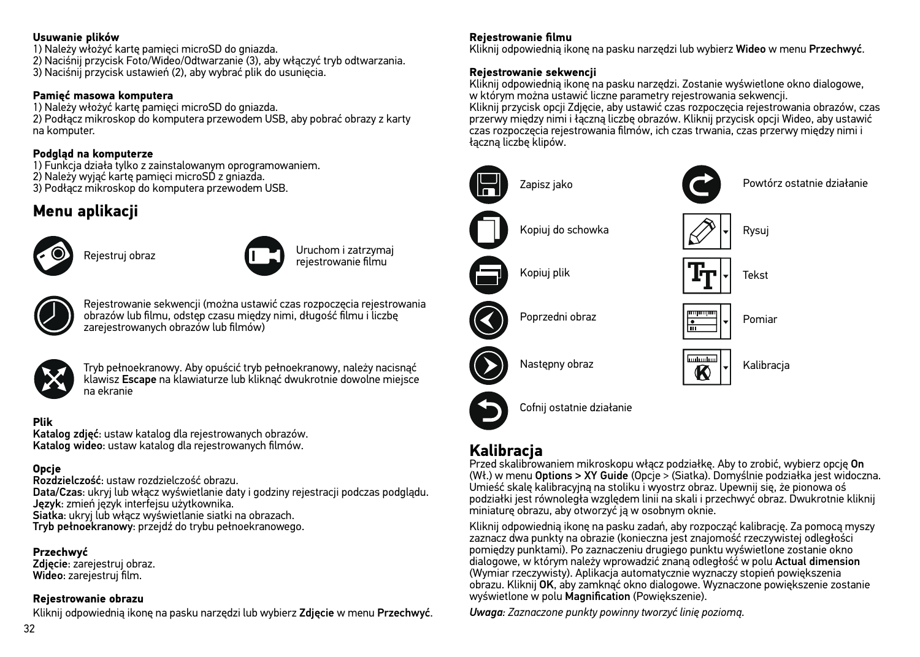**Usuwanie plików**

1) Należy włożyć kartę pamięci microSD do gniazda.
2) Naciśnij przycisk Foto/Wideo/Odtwarzanie (3), aby włączyć tryb odtwarzania.
3) Naciśnij przycisk ustawień (2), aby wybrać plik do usunięcia.

**Pamięć masowa komputera**

1) Należy włożyć kartę pamięci microSD do gniazda.
2) Podłącz mikroskop do komputera przewodem USB, aby pobrać obrazy z karty na komputer.

**Podgląd na komputerze**

1) Funkcja działa tylko z zainstalowanym oprogramowaniem.
2) Należy wyjąć kartę pamięci microSD z gniazda.
3) Podłącz mikroskop do komputera przewodem USB.

## Menu aplikacji

Rejestruj obraz

Uruchom i zatrzymaj rejestrowanie filmu

Rejestrowanie sekwencji (można ustawić czas rozpoczęcia rejestrowania obrazów lub filmu, odstęp czasu między nimi, długość filmu i liczbę zarejestrowanych obrazów lub filmów)

Tryb pełnoekranowy. Aby opuścić tryb pełnoekranowy, należy nacisnąć klawisz **Escape** na klawiaturze lub kliknąć dwukrotnie dowolne miejsce na ekranie

**Plik**

**Katalog zdjęć**: ustaw katalog dla rejestrowanych obrazów.
**Katalog wideo**: ustaw katalog dla rejestrowanych filmów.

**Opcje**

**Rozdzielczość**: ustaw rozdzielczość obrazu.
**Data/Czas**: ukryj lub włącz wyświetlanie daty i godziny rejestracji podczas podglądu.
**Język**: zmień język interfejsu użytkownika.
**Siatka**: ukryj lub włącz wyświetlanie siatki na obrazach.
**Tryb pełnoekranowy**: przejdź do trybu pełnoekranowego.

**Przechwyć**

**Zdjęcie**: zarejestruj obraz.
**Wideo**: zarejestruj film.

**Rejestrowanie obrazu**

Kliknij odpowiednią ikonę na pasku narzędzi lub wybierz **Zdjęcie** w menu **Przechwyć**.

**Rejestrowanie filmu**

Kliknij odpowiednią ikonę na pasku narzędzi lub wybierz **Wideo** w menu **Przechwyć**.

**Rejestrowanie sekwencji**

Kliknij odpowiednią ikonę na pasku narzędzi. Zostanie wyświetlone okno dialogowe, w którym można ustawić liczne parametry rejestrowania sekwencji.
Kliknij przycisk opcji Zdjęcie, aby ustawić czas rozpoczęcia rejestrowania obrazów, czas przerwy między nimi i łączną liczbę obrazów. Kliknij przycisk opcji Wideo, aby ustawić czas rozpoczęcia rejestrowania filmów, ich czas trwania, czas przerwy między nimi i łączną liczbę klipów.

Zapisz jako

Kopiuj do schowka

Kopiuj plik

Poprzedni obraz

Następny obraz

Cofnij ostatnie działanie

Powtórz ostatnie działanie

Rysuj

Tekst

Pomiar

Kalibracja

## Kalibracja

Przed skalibrowaniem mikroskopu włącz podziałkę. Aby to zrobić, wybierz opcję **On** (Wł.) w menu **Options > XY Guide** (Opcje > (Siatka). Domyślnie podziałka jest widoczna. Umieść skalę kalibracyjną na stoliku i wyostrz obraz. Upewnij się, że pionowa oś podziałki jest równoległa względem linii na skali i przechwyć obraz. Dwukrotnie kliknij miniaturę obrazu, aby otworzyć ją w osobnym oknie.

Kliknij odpowiednią ikonę na pasku zadań, aby rozpocząć kalibrację. Za pomocą myszy zaznacz dwa punkty na obrazie (konieczna jest znajomość rzeczywistej odległości pomiędzy punktami). Po zaznaczeniu drugiego punktu wyświetlone zostanie okno dialogowe, w którym należy wprowadzić znaną odległość w polu **Actual dimension** (Wymiar rzeczywisty). Aplikacja automatycznie wyznaczy stopień powiększenia obrazu. Kliknij **OK**, aby zamknąć okno dialogowe. Wyznaczone powiększenie zostanie wyświetlone w polu **Magnification** (Powiększenie).

***Uwaga****: Zaznaczone punkty powinny tworzyć linię poziomą.*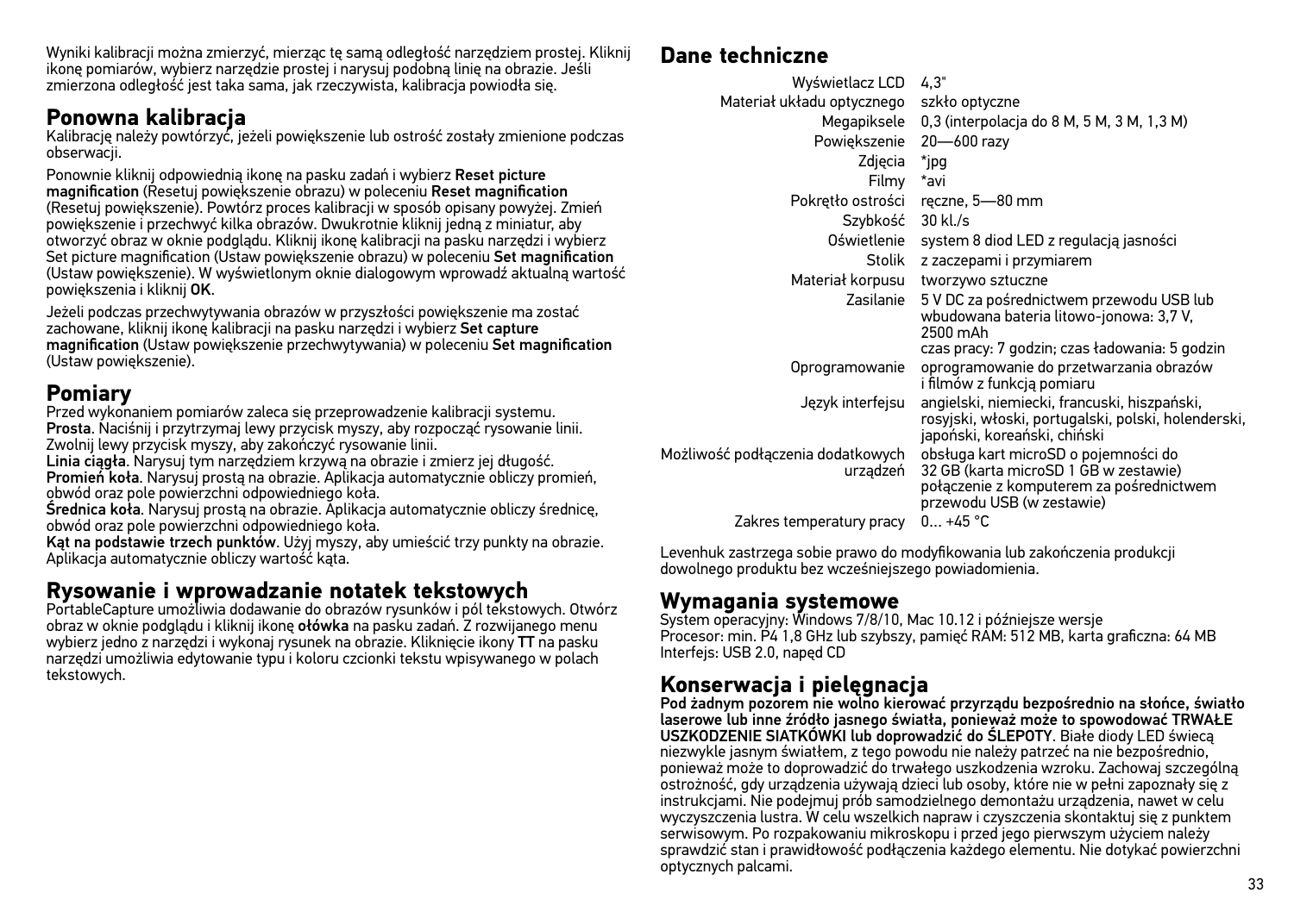Wyniki kalibracji można zmierzyć, mierząc tę samą odległość narzędziem prostej. Kliknij ikonę pomiarów, wybierz narzędzie prostej i narysuj podobną linię na obrazie. Jeśli zmierzona odległość jest taka sama, jak rzeczywista, kalibracja powiodła się.

## Ponowna kalibracja

Kalibrację należy powtórzyć, jeżeli powiększenie lub ostrość zostały zmienione podczas obserwacji.

Ponownie kliknij odpowiednią ikonę na pasku zadań i wybierz **Reset picture magnification** (Resetuj powiększenie obrazu) w poleceniu **Reset magnification** (Resetuj powiększenie). Powtórz proces kalibracji w sposób opisany powyżej. Zmień powiększenie i przechwyć kilka obrazów. Dwukrotnie kliknij jedną z miniatur, aby otworzyć obraz w oknie podglądu. Kliknij ikonę kalibracji na pasku narzędzi i wybierz Set picture magnification (Ustaw powiększenie obrazu) w poleceniu **Set magnification** (Ustaw powiększenie). W wyświetlonym oknie dialogowym wprowadź aktualną wartość powiększenia i kliknij **OK**.

Jeżeli podczas przechwytywania obrazów w przyszłości powiększenie ma zostać zachowane, kliknij ikonę kalibracji na pasku narzędzi i wybierz **Set capture magnification** (Ustaw powiększenie przechwytywania) w poleceniu **Set magnification** (Ustaw powiększenie).

## Pomiary

Przed wykonaniem pomiarów zaleca się przeprowadzenie kalibracji systemu.
**Prosta**. Naciśnij i przytrzymaj lewy przycisk myszy, aby rozpocząć rysowanie linii. Zwolnij lewy przycisk myszy, aby zakończyć rysowanie linii.
**Linia ciągła**. Narysuj tym narzędziem krzywą na obrazie i zmierz jej długość.
**Promień koła**. Narysuj prostą na obrazie. Aplikacja automatycznie obliczy promień, obwód oraz pole powierzchni odpowiedniego koła.
**Średnica koła**. Narysuj prostą na obrazie. Aplikacja automatycznie obliczy średnicę, obwód oraz pole powierzchni odpowiedniego koła.
**Kąt na podstawie trzech punktów**. Użyj myszy, aby umieścić trzy punkty na obrazie. Aplikacja automatycznie obliczy wartość kąta.

## Rysowanie i wprowadzanie notatek tekstowych

PortableCapture umożliwia dodawanie do obrazów rysunków i pól tekstowych. Otwórz obraz w oknie podglądu i kliknij ikonę **ołówka** na pasku zadań. Z rozwijanego menu wybierz jedno z narzędzi i wykonaj rysunek na obrazie. Kliknięcie ikony **TT** na pasku narzędzi umożliwia edytowanie typu i koloru czcionki tekstu wpisywanego w polach tekstowych.

## Dane techniczne

| | |
|---|---|
| Wyświetlacz LCD | 4,3" |
| Materiał układu optycznego | szkło optyczne |
| Megapiksele | 0,3 (interpolacja do 8 M, 5 M, 3 M, 1,3 M) |
| Powiększenie | 20—600 razy |
| Zdjęcia | *jpg |
| Filmy | *avi |
| Pokrętło ostrości | ręczne, 5—80 mm |
| Szybkość | 30 kl./s |
| Oświetlenie | system 8 diod LED z regulacją jasności |
| Stolik | z zaczepami i przymiarem |
| Materiał korpusu | tworzywo sztuczne |
| Zasilanie | 5 V DC za pośrednictwem przewodu USB lub wbudowana bateria litowo-jonowa: 3,7 V, 2500 mAh<br>czas pracy: 7 godzin; czas ładowania: 5 godzin |
| Oprogramowanie | oprogramowanie do przetwarzania obrazów i filmów z funkcją pomiaru |
| Język interfejsu | angielski, niemiecki, francuski, hiszpański, rosyjski, włoski, portugalski, polski, holenderski, japoński, koreański, chiński |
| Możliwość podłączenia dodatkowych urządzeń | obsługa kart microSD o pojemności do 32 GB (karta microSD 1 GB w zestawie)<br>połączenie z komputerem za pośrednictwem przewodu USB (w zestawie) |
| Zakres temperatury pracy | 0… +45 °C |

Levenhuk zastrzega sobie prawo do modyfikowania lub zakończenia produkcji dowolnego produktu bez wcześniejszego powiadomienia.

## Wymagania systemowe

System operacyjny: Windows 7/8/10, Mac 10.12 i późniejsze wersje
Procesor: min. P4 1,8 GHz lub szybszy, pamięć RAM: 512 MB, karta graficzna: 64 MB
Interfejs: USB 2.0, napęd CD

## Konserwacja i pielęgnacja

**Pod żadnym pozorem nie wolno kierować przyrządu bezpośrednio na słońce, światło laserowe lub inne źródło jasnego światła, ponieważ może to spowodować TRWAŁE USZKODZENIE SIATKÓWKI lub doprowadzić do ŚLEPOTY**. Białe diody LED świecą niezwykle jasnym światłem, z tego powodu nie należy patrzeć na nie bezpośrednio, ponieważ może to doprowadzić do trwałego uszkodzenia wzroku. Zachowaj szczególną ostrożność, gdy urządzenia używają dzieci lub osoby, które nie w pełni zapoznały się z instrukcjami. Nie podejmuj prób samodzielnego demontażu urządzenia, nawet w celu wyczyszczenia lustra. W celu wszelkich napraw i czyszczenia skontaktuj się z punktem serwisowym. Po rozpakowaniu mikroskopu i przed jego pierwszym użyciem należy sprawdzić stan i prawidłowość podłączenia każdego elementu. Nie dotykać powierzchni optycznych palcami.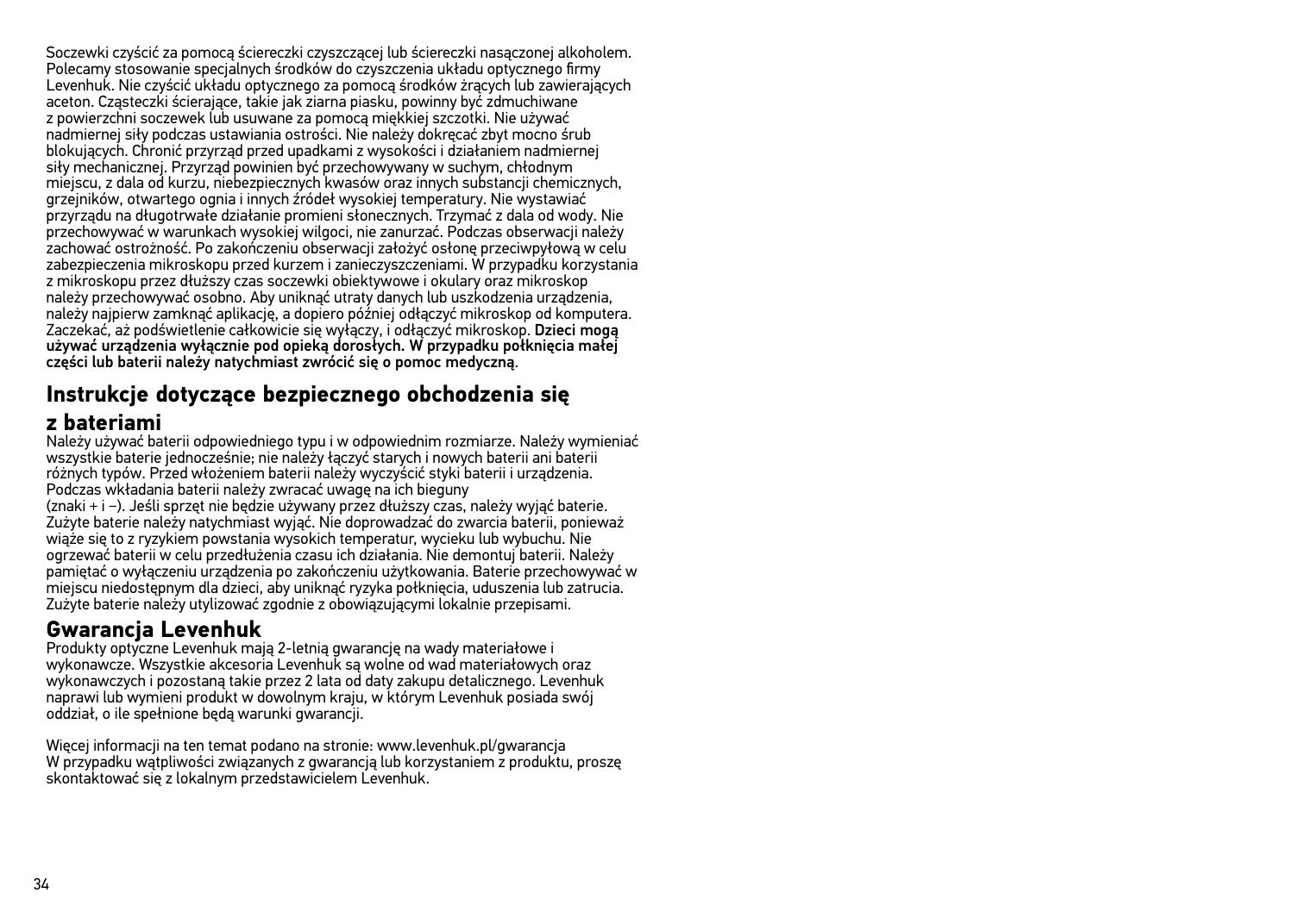Soczewki czyścić za pomocą ściereczki czyszczącej lub ściereczki nasączonej alkoholem. Polecamy stosowanie specjalnych środków do czyszczenia układu optycznego firmy Levenhuk. Nie czyścić układu optycznego za pomocą środków żrących lub zawierających aceton. Cząsteczki ścierające, takie jak ziarna piasku, powinny być zdmuchiwane z powierzchni soczewek lub usuwane za pomocą miękkiej szczotki. Nie używać nadmiernej siły podczas ustawiania ostrości. Nie należy dokręcać zbyt mocno śrub blokujących. Chronić przyrząd przed upadkami z wysokości i działaniem nadmiernej siły mechanicznej. Przyrząd powinien być przechowywany w suchym, chłodnym miejscu, z dala od kurzu, niebezpiecznych kwasów oraz innych substancji chemicznych, grzejników, otwartego ognia i innych źródeł wysokiej temperatury. Nie wystawiać przyrządu na długotrwałe działanie promieni słonecznych. Trzymać z dala od wody. Nie przechowywać w warunkach wysokiej wilgoci, nie zanurzać. Podczas obserwacji należy zachować ostrożność. Po zakończeniu obserwacji założyć osłonę przeciwpyłową w celu zabezpieczenia mikroskopu przed kurzem i zanieczyszczeniami. W przypadku korzystania z mikroskopu przez dłuższy czas soczewki obiektywowe i okulary oraz mikroskop należy przechowywać osobno. Aby uniknąć utraty danych lub uszkodzenia urządzenia, należy najpierw zamknąć aplikację, a dopiero później odłączyć mikroskop od komputera. Zaczekać, aż podświetlenie całkowicie się wyłączy, i odłączyć mikroskop. **Dzieci mogą używać urządzenia wyłącznie pod opieką dorosłych. W przypadku połknięcia małej części lub baterii należy natychmiast zwrócić się o pomoc medyczną**.

## Instrukcje dotyczące bezpiecznego obchodzenia się z bateriami

Należy używać baterii odpowiedniego typu i w odpowiednim rozmiarze. Należy wymieniać wszystkie baterie jednocześnie; nie należy łączyć starych i nowych baterii ani baterii różnych typów. Przed włożeniem baterii należy wyczyścić styki baterii i urządzenia. Podczas wkładania baterii należy zwracać uwagę na ich bieguny (znaki + i –). Jeśli sprzęt nie będzie używany przez dłuższy czas, należy wyjąć baterie. Zużyte baterie należy natychmiast wyjąć. Nie doprowadzać do zwarcia baterii, ponieważ wiąże się to z ryzykiem powstania wysokich temperatur, wycieku lub wybuchu. Nie ogrzewać baterii w celu przedłużenia czasu ich działania. Nie demontuj baterii. Należy pamiętać o wyłączeniu urządzenia po zakończeniu użytkowania. Baterie przechowywać w miejscu niedostępnym dla dzieci, aby uniknąć ryzyka połknięcia, uduszenia lub zatrucia. Zużyte baterie należy utylizować zgodnie z obowiązującymi lokalnie przepisami.

## Gwarancja Levenhuk

Produkty optyczne Levenhuk mają 2-letnią gwarancję na wady materiałowe i wykonawcze. Wszystkie akcesoria Levenhuk są wolne od wad materiałowych oraz wykonawczych i pozostaną takie przez 2 lata od daty zakupu detalicznego. Levenhuk naprawi lub wymieni produkt w dowolnym kraju, w którym Levenhuk posiada swój oddział, o ile spełnione będą warunki gwarancji.

Więcej informacji na ten temat podano na stronie: www.levenhuk.pl/gwarancja
W przypadku wątpliwości związanych z gwarancją lub korzystaniem z produktu, proszę skontaktować się z lokalnym przedstawicielem Levenhuk.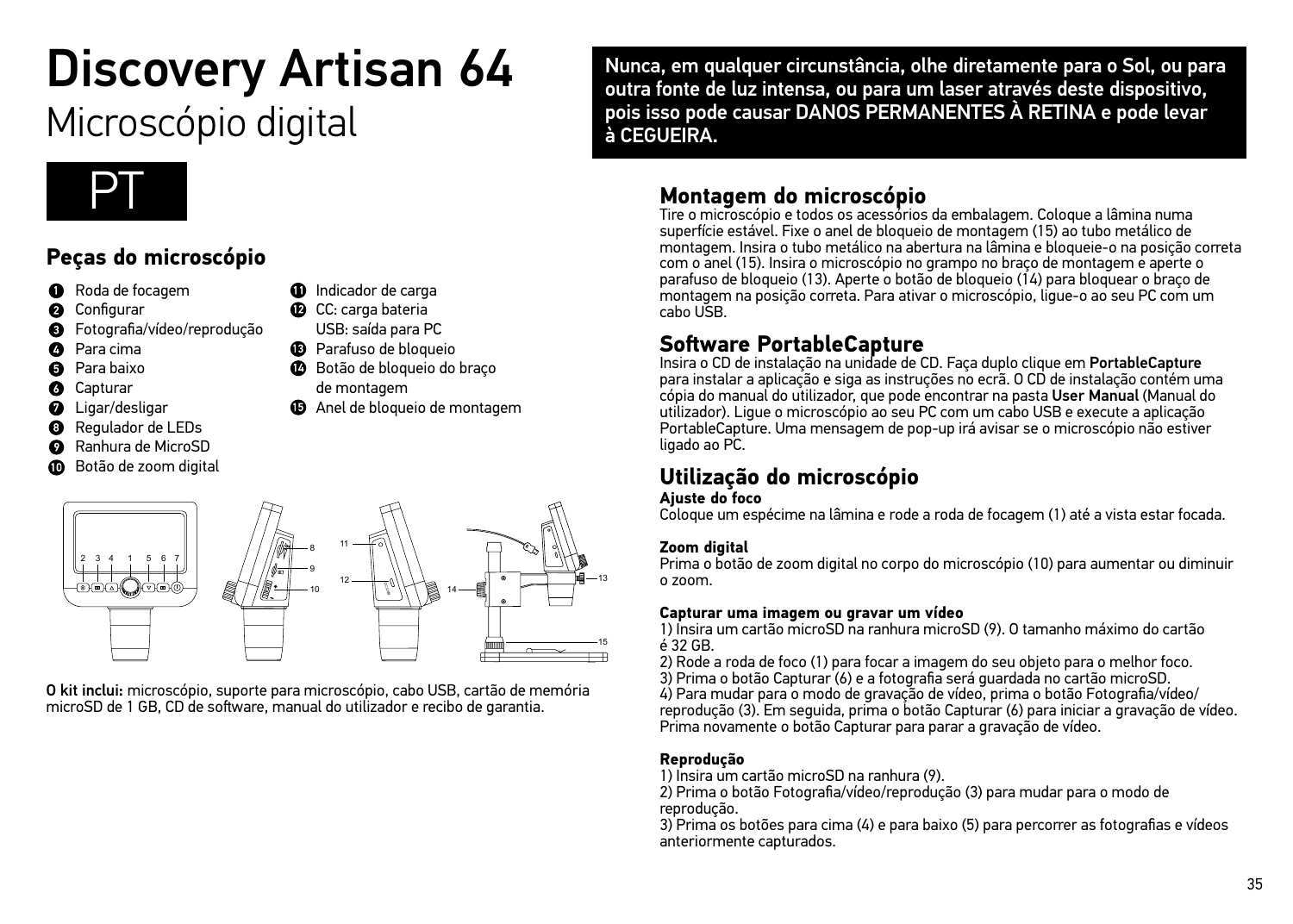# Discovery Artisan 64

Microscópio digital

PT

## Peças do microscópio

1. Roda de focagem
2. Configurar
3. Fotografia/vídeo/reprodução
4. Para cima
5. Para baixo
6. Capturar
7. Ligar/desligar
8. Regulador de LEDs
9. Ranhura de MicroSD
10. Botão de zoom digital
11. Indicador de carga
12. CC: carga bateria
    USB: saída para PC
13. Parafuso de bloqueio
14. Botão de bloqueio do braço de montagem
15. Anel de bloqueio de montagem

2 3 4 1 5 6 7

8
9
10

11
12

14
13
15

**O kit inclui:** microscópio, suporte para microscópio, cabo USB, cartão de memória microSD de 1 GB, CD de software, manual do utilizador e recibo de garantia.

**Nunca, em qualquer circunstância, olhe diretamente para o Sol, ou para outra fonte de luz intensa, ou para um laser através deste dispositivo, pois isso pode causar DANOS PERMANENTES À RETINA e pode levar à CEGUEIRA.**

## Montagem do microscópio

Tire o microscópio e todos os acessórios da embalagem. Coloque a lâmina numa superfície estável. Fixe o anel de bloqueio de montagem (15) ao tubo metálico de montagem. Insira o tubo metálico na abertura na lâmina e bloqueie-o na posição correta com o anel (15). Insira o microscópio no grampo no braço de montagem e aperte o parafuso de bloqueio (13). Aperte o botão de bloqueio (14) para bloquear o braço de montagem na posição correta. Para ativar o microscópio, ligue-o ao seu PC com um cabo USB.

## Software PortableCapture

Insira o CD de instalação na unidade de CD. Faça duplo clique em **PortableCapture** para instalar a aplicação e siga as instruções no ecrã. O CD de instalação contém uma cópia do manual do utilizador, que pode encontrar na pasta **User Manual** (Manual do utilizador). Ligue o microscópio ao seu PC com um cabo USB e execute a aplicação PortableCapture. Uma mensagem de pop-up irá avisar se o microscópio não estiver ligado ao PC.

## Utilização do microscópio

**Ajuste do foco**

Coloque um espécime na lâmina e rode a roda de focagem (1) até a vista estar focada.

**Zoom digital**

Prima o botão de zoom digital no corpo do microscópio (10) para aumentar ou diminuir o zoom.

**Capturar uma imagem ou gravar um vídeo**

1) Insira um cartão microSD na ranhura microSD (9). O tamanho máximo do cartão é 32 GB.
2) Rode a roda de foco (1) para focar a imagem do seu objeto para o melhor foco.
3) Prima o botão Capturar (6) e a fotografia será guardada no cartão microSD.
4) Para mudar para o modo de gravação de vídeo, prima o botão Fotografia/vídeo/reprodução (3). Em seguida, prima o botão Capturar (6) para iniciar a gravação de vídeo. Prima novamente o botão Capturar para parar a gravação de vídeo.

**Reprodução**

1) Insira um cartão microSD na ranhura (9).
2) Prima o botão Fotografia/vídeo/reprodução (3) para mudar para o modo de reprodução.
3) Prima os botões para cima (4) e para baixo (5) para percorrer as fotografias e vídeos anteriormente capturados.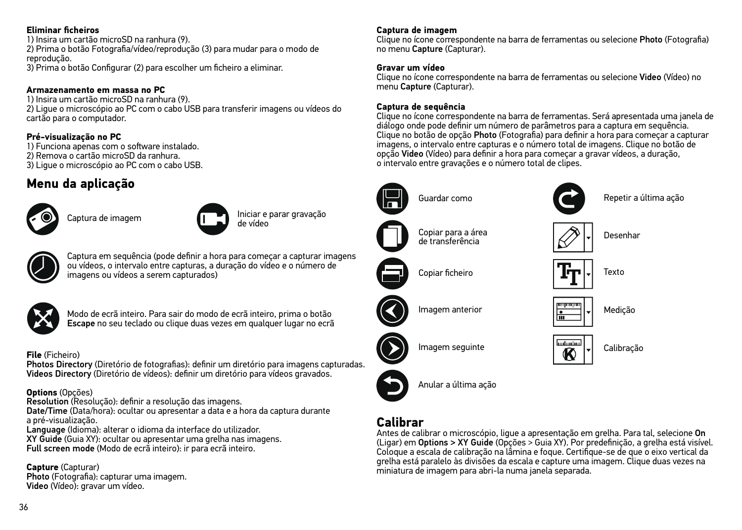**Eliminar ficheiros**
1) Insira um cartão microSD na ranhura (9).
2) Prima o botão Fotografia/vídeo/reprodução (3) para mudar para o modo de reprodução.
3) Prima o botão Configurar (2) para escolher um ficheiro a eliminar.

**Armazenamento em massa no PC**
1) Insira um cartão microSD na ranhura (9).
2) Ligue o microscópio ao PC com o cabo USB para transferir imagens ou vídeos do cartão para o computador.

**Pré-visualização no PC**
1) Funciona apenas com o software instalado.
2) Remova o cartão microSD da ranhura.
3) Ligue o microscópio ao PC com o cabo USB.

## Menu da aplicação

Captura de imagem

Iniciar e parar gravação de vídeo

Captura em sequência (pode definir a hora para começar a capturar imagens ou vídeos, o intervalo entre capturas, a duração do vídeo e o número de imagens ou vídeos a serem capturados)

Modo de ecrã inteiro. Para sair do modo de ecrã inteiro, prima o botão **Escape** no seu teclado ou clique duas vezes em qualquer lugar no ecrã

**File** (Ficheiro)
**Photos Directory** (Diretório de fotografias): definir um diretório para imagens capturadas.
**Videos Directory** (Diretório de vídeos): definir um diretório para vídeos gravados.

**Options** (Opções)
**Resolution** (Resolução): definir a resolução das imagens.
**Date/Time** (Data/hora): ocultar ou apresentar a data e a hora da captura durante a pré-visualização.
**Language** (Idioma): alterar o idioma da interface do utilizador.
**XY Guide** (Guia XY): ocultar ou apresentar uma grelha nas imagens.
**Full screen mode** (Modo de ecrã inteiro): ir para ecrã inteiro.

**Capture** (Capturar)
**Photo** (Fotografia): capturar uma imagem.
**Video** (Vídeo): gravar um vídeo.

**Captura de imagem**
Clique no ícone correspondente na barra de ferramentas ou selecione **Photo** (Fotografia) no menu **Capture** (Capturar).

**Gravar um vídeo**
Clique no ícone correspondente na barra de ferramentas ou selecione **Video** (Vídeo) no menu **Capture** (Capturar).

**Captura de sequência**
Clique no ícone correspondente na barra de ferramentas. Será apresentada uma janela de diálogo onde pode definir um número de parâmetros para a captura em sequência. Clique no botão de opção **Photo** (Fotografia) para definir a hora para começar a capturar imagens, o intervalo entre capturas e o número total de imagens. Clique no botão de opção **Video** (Vídeo) para definir a hora para começar a gravar vídeos, a duração, o intervalo entre gravações e o número total de clipes.

Guardar como

Copiar para a área de transferência

Copiar ficheiro

Imagem anterior

Imagem seguinte

Anular a última ação

Repetir a última ação

Desenhar

Texto

Medição

Calibração

## Calibrar

Antes de calibrar o microscópio, ligue a apresentação em grelha. Para tal, selecione **On** (Ligar) em **Options > XY Guide** (Opções > Guia XY). Por predefinição, a grelha está visível. Coloque a escala de calibração na lâmina e foque. Certifique-se de que o eixo vertical da grelha está paralelo às divisões da escala e capture uma imagem. Clique duas vezes na miniatura de imagem para abri-la numa janela separada.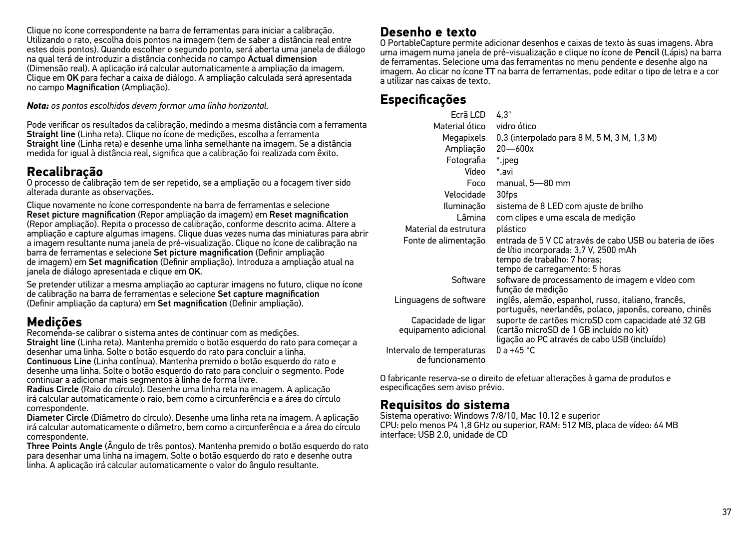Clique no ícone correspondente na barra de ferramentas para iniciar a calibração. Utilizando o rato, escolha dois pontos na imagem (tem de saber a distância real entre estes dois pontos). Quando escolher o segundo ponto, será aberta uma janela de diálogo na qual terá de introduzir a distância conhecida no campo **Actual dimension** (Dimensão real). A aplicação irá calcular automaticamente a ampliação da imagem. Clique em **OK** para fechar a caixa de diálogo. A ampliação calculada será apresentada no campo **Magnification** (Ampliação).

***Nota:*** *os pontos escolhidos devem formar uma linha horizontal.*

Pode verificar os resultados da calibração, medindo a mesma distância com a ferramenta **Straight line** (Linha reta). Clique no ícone de medições, escolha a ferramenta **Straight line** (Linha reta) e desenhe uma linha semelhante na imagem. Se a distância medida for igual à distância real, significa que a calibração foi realizada com êxito.

## Recalibração

O processo de calibração tem de ser repetido, se a ampliação ou a focagem tiver sido alterada durante as observações.

Clique novamente no ícone correspondente na barra de ferramentas e selecione **Reset picture magnification** (Repor ampliação da imagem) em **Reset magnification** (Repor ampliação). Repita o processo de calibração, conforme descrito acima. Altere a ampliação e capture algumas imagens. Clique duas vezes numa das miniaturas para abrir a imagem resultante numa janela de pré-visualização. Clique no ícone de calibração na barra de ferramentas e selecione **Set picture magnification** (Definir ampliação de imagem) em **Set magnification** (Definir ampliação). Introduza a ampliação atual na janela de diálogo apresentada e clique em **OK**.

Se pretender utilizar a mesma ampliação ao capturar imagens no futuro, clique no ícone de calibração na barra de ferramentas e selecione **Set capture magnification** (Definir ampliação da captura) em **Set magnification** (Definir ampliação).

## Medições

Recomenda-se calibrar o sistema antes de continuar com as medições.

**Straight line** (Linha reta). Mantenha premido o botão esquerdo do rato para começar a desenhar uma linha. Solte o botão esquerdo do rato para concluir a linha.

**Continuous Line** (Linha contínua). Mantenha premido o botão esquerdo do rato e desenhe uma linha. Solte o botão esquerdo do rato para concluir o segmento. Pode continuar a adicionar mais segmentos à linha de forma livre.

**Radius Circle** (Raio do círculo). Desenhe uma linha reta na imagem. A aplicação irá calcular automaticamente o raio, bem como a circunferência e a área do círculo correspondente.

**Diameter Circle** (Diâmetro do círculo). Desenhe uma linha reta na imagem. A aplicação irá calcular automaticamente o diâmetro, bem como a circunferência e a área do círculo correspondente.

**Three Points Angle** (Ângulo de três pontos). Mantenha premido o botão esquerdo do rato para desenhar uma linha na imagem. Solte o botão esquerdo do rato e desenhe outra linha. A aplicação irá calcular automaticamente o valor do ângulo resultante.

## Desenho e texto

O PortableCapture permite adicionar desenhos e caixas de texto às suas imagens. Abra uma imagem numa janela de pré-visualização e clique no ícone de **Pencil** (Lápis) na barra de ferramentas. Selecione uma das ferramentas no menu pendente e desenhe algo na imagem. Ao clicar no ícone **TT** na barra de ferramentas, pode editar o tipo de letra e a cor a utilizar nas caixas de texto.

## Especificações

| | |
|---|---|
| Ecrã LCD | 4,3" |
| Material ótico | vidro ótico |
| Megapixels | 0,3 (interpolado para 8 M, 5 M, 3 M, 1,3 M) |
| Ampliação | 20—600x |
| Fotografia | *.jpeg |
| Vídeo | *.avi |
| Foco | manual, 5—80 mm |
| Velocidade | 30fps |
| Iluminação | sistema de 8 LED com ajuste de brilho |
| Lâmina | com clipes e uma escala de medição |
| Material da estrutura | plástico |
| Fonte de alimentação | entrada de 5 V CC através de cabo USB ou bateria de iões de lítio incorporada: 3,7 V, 2500 mAh<br>tempo de trabalho: 7 horas;<br>tempo de carregamento: 5 horas |
| Software | software de processamento de imagem e vídeo com função de medição |
| Linguagens de software | inglês, alemão, espanhol, russo, italiano, francês, português, neerlandês, polaco, japonês, coreano, chinês |
| Capacidade de ligar equipamento adicional | suporte de cartões microSD com capacidade até 32 GB (cartão microSD de 1 GB incluído no kit)<br>ligação ao PC através de cabo USB (incluído) |
| Intervalo de temperaturas de funcionamento | 0 a +45 °C |

O fabricante reserva-se o direito de efetuar alterações à gama de produtos e especificações sem aviso prévio.

## Requisitos do sistema

Sistema operativo: Windows 7/8/10, Mac 10.12 e superior
CPU: pelo menos P4 1,8 GHz ou superior, RAM: 512 MB, placa de vídeo: 64 MB
interface: USB 2.0, unidade de CD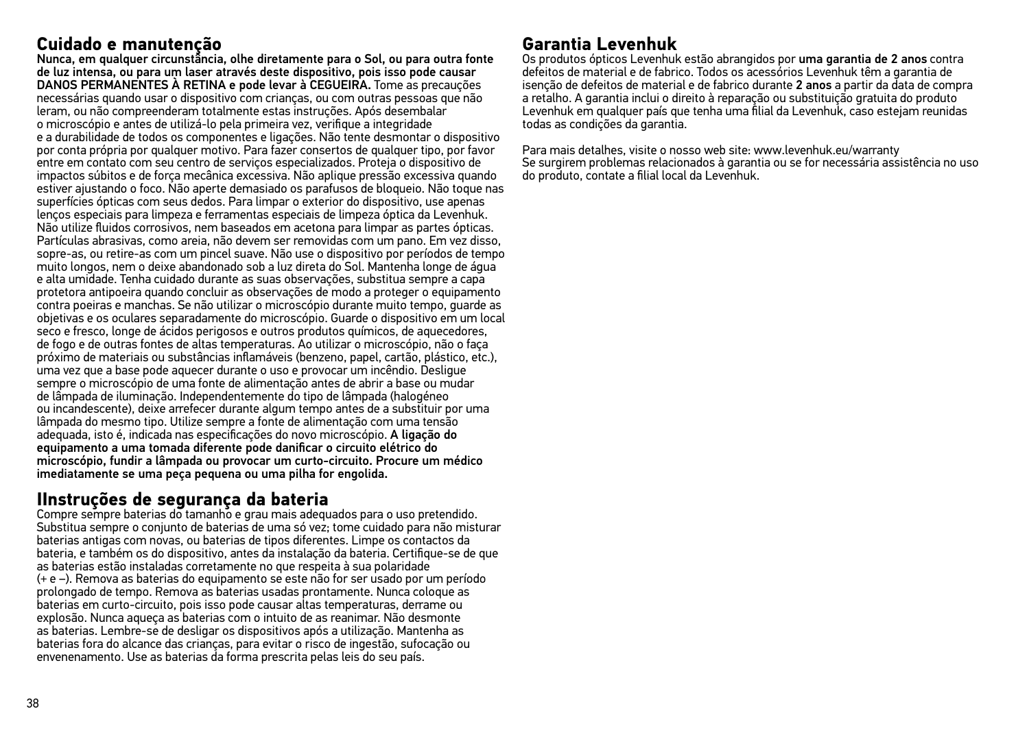## Cuidado e manutenção

**Nunca, em qualquer circunstância, olhe diretamente para o Sol, ou para outra fonte de luz intensa, ou para um laser através deste dispositivo, pois isso pode causar DANOS PERMANENTES À RETINA e pode levar à CEGUEIRA.** Tome as precauções necessárias quando usar o dispositivo com crianças, ou com outras pessoas que não leram, ou não compreenderam totalmente estas instruções. Após desembalar o microscópio e antes de utilizá-lo pela primeira vez, verifique a integridade e a durabilidade de todos os componentes e ligações. Não tente desmontar o dispositivo por conta própria por qualquer motivo. Para fazer consertos de qualquer tipo, por favor entre em contato com seu centro de serviços especializados. Proteja o dispositivo de impactos súbitos e de força mecânica excessiva. Não aplique pressão excessiva quando estiver ajustando o foco. Não aperte demasiado os parafusos de bloqueio. Não toque nas superfícies ópticas com seus dedos. Para limpar o exterior do dispositivo, use apenas lenços especiais para limpeza e ferramentas especiais de limpeza óptica da Levenhuk. Não utilize fluidos corrosivos, nem baseados em acetona para limpar as partes ópticas. Partículas abrasivas, como areia, não devem ser removidas com um pano. Em vez disso, sopre-as, ou retire-as com um pincel suave. Não use o dispositivo por períodos de tempo muito longos, nem o deixe abandonado sob a luz direta do Sol. Mantenha longe de água e alta umidade. Tenha cuidado durante as suas observações, substitua sempre a capa protetora antipoeira quando concluir as observações de modo a proteger o equipamento contra poeiras e manchas. Se não utilizar o microscópio durante muito tempo, guarde as objetivas e os oculares separadamente do microscópio. Guarde o dispositivo em um local seco e fresco, longe de ácidos perigosos e outros produtos químicos, de aquecedores, de fogo e de outras fontes de altas temperaturas. Ao utilizar o microscópio, não o faça próximo de materiais ou substâncias inflamáveis (benzeno, papel, cartão, plástico, etc.), uma vez que a base pode aquecer durante o uso e provocar um incêndio. Desligue sempre o microscópio de uma fonte de alimentação antes de abrir a base ou mudar de lâmpada de iluminação. Independentemente do tipo de lâmpada (halogéneo ou incandescente), deixe arrefecer durante algum tempo antes de a substituir por uma lâmpada do mesmo tipo. Utilize sempre a fonte de alimentação com uma tensão adequada, isto é, indicada nas especificações do novo microscópio. **A ligação do equipamento a uma tomada diferente pode danificar o circuito elétrico do microscópio, fundir a lâmpada ou provocar um curto-circuito. Procure um médico imediatamente se uma peça pequena ou uma pilha for engolida.**

## IInstruções de segurança da bateria

Compre sempre baterias do tamanho e grau mais adequados para o uso pretendido. Substitua sempre o conjunto de baterias de uma só vez; tome cuidado para não misturar baterias antigas com novas, ou baterias de tipos diferentes. Limpe os contactos da bateria, e também os do dispositivo, antes da instalação da bateria. Certifique-se de que as baterias estão instaladas corretamente no que respeita à sua polaridade (+ e –). Remova as baterias do equipamento se este não for ser usado por um período prolongado de tempo. Remova as baterias usadas prontamente. Nunca coloque as baterias em curto-circuito, pois isso pode causar altas temperaturas, derrame ou explosão. Nunca aqueça as baterias com o intuito de as reanimar. Não desmonte as baterias. Lembre-se de desligar os dispositivos após a utilização. Mantenha as baterias fora do alcance das crianças, para evitar o risco de ingestão, sufocação ou envenenamento. Use as baterias da forma prescrita pelas leis do seu país.

## Garantia Levenhuk

Os produtos ópticos Levenhuk estão abrangidos por **uma garantia de 2 anos** contra defeitos de material e de fabrico. Todos os acessórios Levenhuk têm a garantia de isenção de defeitos de material e de fabrico durante **2 anos** a partir da data de compra a retalho. A garantia inclui o direito à reparação ou substituição gratuita do produto Levenhuk em qualquer país que tenha uma filial da Levenhuk, caso estejam reunidas todas as condições da garantia.

Para mais detalhes, visite o nosso web site: www.levenhuk.eu/warranty
Se surgirem problemas relacionados à garantia ou se for necessária assistência no uso do produto, contate a filial local da Levenhuk.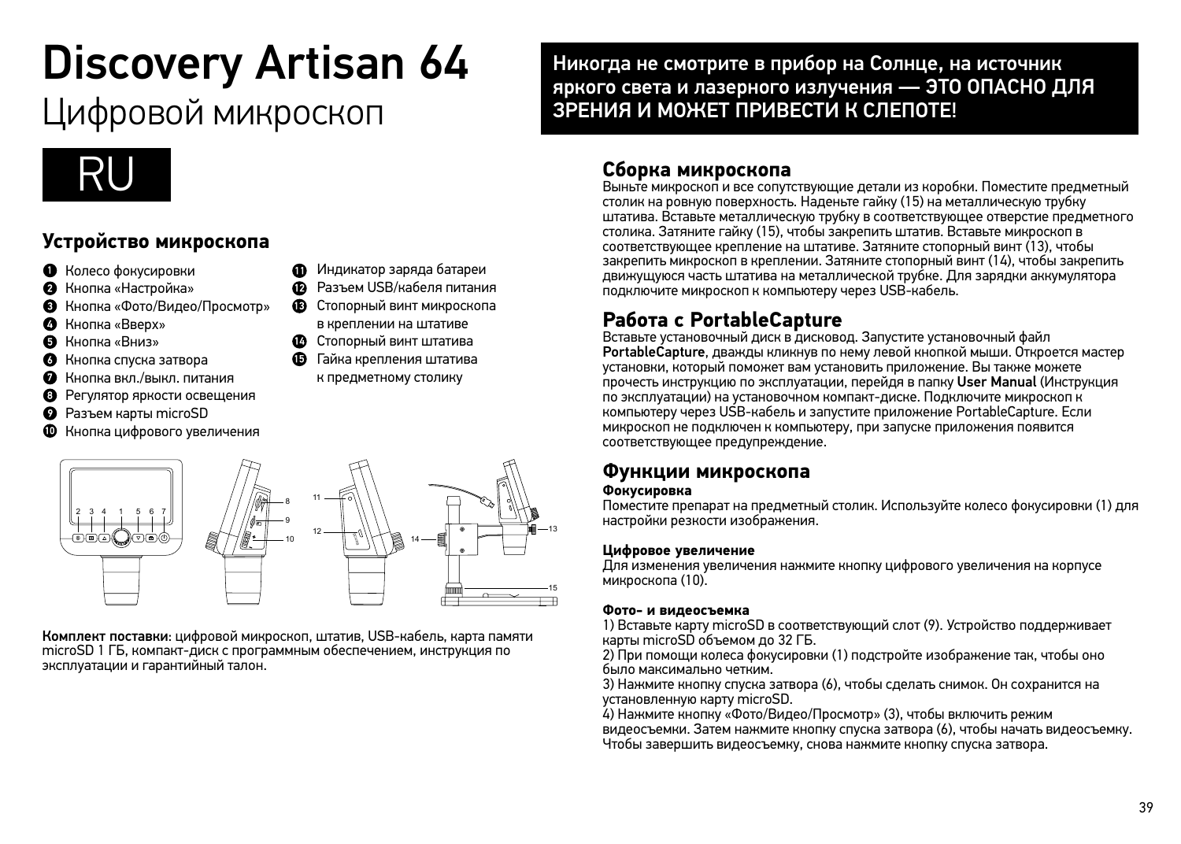# Discovery Artisan 64

Цифровой микроскоп

RU

## Устройство микроскопа

1. Колесо фокусировки
2. Кнопка «Настройка»
3. Кнопка «Фото/Видео/Просмотр»
4. Кнопка «Вверх»
5. Кнопка «Вниз»
6. Кнопка спуска затвора
7. Кнопка вкл./выкл. питания
8. Регулятор яркости освещения
9. Разъем карты microSD
10. Кнопка цифрового увеличения
11. Индикатор заряда батареи
12. Разъем USB/кабеля питания
13. Стопорный винт микроскопа в креплении на штативе
14. Стопорный винт штатива
15. Гайка крепления штатива к предметному столику

2 3 4 1 5 6 7

8 9 10

11 12

13 14 15

**Комплект поставки**: цифровой микроскоп, штатив, USB-кабель, карта памяти microSD 1 ГБ, компакт-диск с программным обеспечением, инструкция по эксплуатации и гарантийный талон.

**Никогда не смотрите в прибор на Солнце, на источник яркого света и лазерного излучения — ЭТО ОПАСНО ДЛЯ ЗРЕНИЯ И МОЖЕТ ПРИВЕСТИ К СЛЕПОТЕ!**

## Сборка микроскопа

Выньте микроскоп и все сопутствующие детали из коробки. Поместите предметный столик на ровную поверхность. Наденьте гайку (15) на металлическую трубку штатива. Вставьте металлическую трубку в соответствующее отверстие предметного столика. Затяните гайку (15), чтобы закрепить штатив. Вставьте микроскоп в соответствующее крепление на штативе. Затяните стопорный винт (13), чтобы закрепить микроскоп в креплении. Затяните стопорный винт (14), чтобы закрепить движущуюся часть штатива на металлической трубке. Для зарядки аккумулятора подключите микроскоп к компьютеру через USB-кабель.

## Работа с PortableCapture

Вставьте установочный диск в дисковод. Запустите установочный файл **PortableCapture**, дважды кликнув по нему левой кнопкой мыши. Откроется мастер установки, который поможет вам установить приложение. Вы также можете прочесть инструкцию по эксплуатации, перейдя в папку **User Manual** (Инструкция по эксплуатации) на установочном компакт-диске. Подключите микроскоп к компьютеру через USB-кабель и запустите приложение PortableCapture. Если микроскоп не подключен к компьютеру, при запуске приложения появится соответствующее предупреждение.

## Функции микроскопа

### Фокусировка

Поместите препарат на предметный столик. Используйте колесо фокусировки (1) для настройки резкости изображения.

### Цифровое увеличение

Для изменения увеличения нажмите кнопку цифрового увеличения на корпусе микроскопа (10).

### Фото- и видеосъемка

1) Вставьте карту microSD в соответствующий слот (9). Устройство поддерживает карты microSD объемом до 32 ГБ.
2) При помощи колеса фокусировки (1) подстройте изображение так, чтобы оно было максимально четким.
3) Нажмите кнопку спуска затвора (6), чтобы сделать снимок. Он сохранится на установленную карту microSD.
4) Нажмите кнопку «Фото/Видео/Просмотр» (3), чтобы включить режим видеосъемки. Затем нажмите кнопку спуска затвора (6), чтобы начать видеосъемку. Чтобы завершить видеосъемку, снова нажмите кнопку спуска затвора.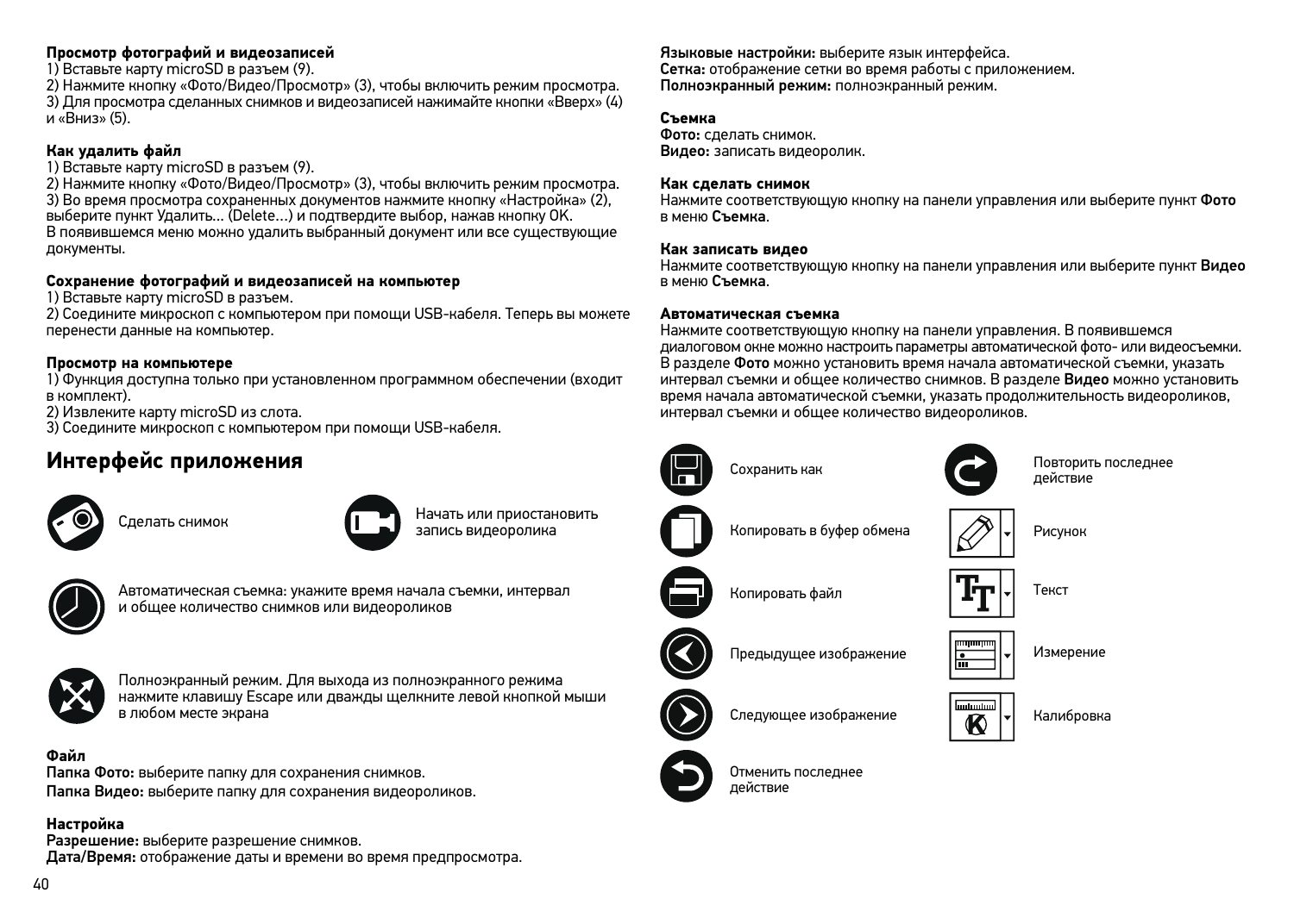**Просмотр фотографий и видеозаписей**

1) Вставьте карту microSD в разъем (9).
2) Нажмите кнопку «Фото/Видео/Просмотр» (3), чтобы включить режим просмотра.
3) Для просмотра сделанных снимков и видеозаписей нажимайте кнопки «Вверх» (4) и «Вниз» (5).

**Как удалить файл**

1) Вставьте карту microSD в разъем (9).
2) Нажмите кнопку «Фото/Видео/Просмотр» (3), чтобы включить режим просмотра.
3) Во время просмотра сохраненных документов нажмите кнопку «Настройка» (2), выберите пункт Удалить... (Delete...) и подтвердите выбор, нажав кнопку OK.
В появившемся меню можно удалить выбранный документ или все существующие документы.

**Сохранение фотографий и видеозаписей на компьютер**

1) Вставьте карту microSD в разъем.
2) Соедините микроскоп с компьютером при помощи USB-кабеля. Теперь вы можете перенести данные на компьютер.

**Просмотр на компьютере**

1) Функция доступна только при установленном программном обеспечении (входит в комплект).
2) Извлеките карту microSD из слота.
3) Соедините микроскоп с компьютером при помощи USB-кабеля.

## Интерфейс приложения

Сделать снимок

Начать или приостановить запись видеоролика

Автоматическая съемка: укажите время начала съемки, интервал и общее количество снимков или видеороликов

Полноэкранный режим. Для выхода из полноэкранного режима нажмите клавишу Escape или дважды щелкните левой кнопкой мыши в любом месте экрана

**Файл**

**Папка Фото:** выберите папку для сохранения снимков.
**Папка Видео:** выберите папку для сохранения видеороликов.

**Настройка**

**Разрешение:** выберите разрешение снимков.
**Дата/Время:** отображение даты и времени во время предпросмотра.
**Языковые настройки:** выберите язык интерфейса.
**Сетка:** отображение сетки во время работы с приложением.
**Полноэкранный режим:** полноэкранный режим.

**Съемка**

**Фото:** сделать снимок.
**Видео:** записать видеоролик.

**Как сделать снимок**

Нажмите соответствующую кнопку на панели управления или выберите пункт **Фото** в меню **Съемка**.

**Как записать видео**

Нажмите соответствующую кнопку на панели управления или выберите пункт **Видео** в меню **Съемка**.

**Автоматическая съемка**

Нажмите соответствующую кнопку на панели управления. В появившемся диалоговом окне можно настроить параметры автоматической фото- или видеосъемки. В разделе **Фото** можно установить время начала автоматической съемки, указать интервал съемки и общее количество снимков. В разделе **Видео** можно установить время начала автоматической съемки, указать продолжительность видеороликов, интервал съемки и общее количество видеороликов.

Сохранить как

Копировать в буфер обмена

Копировать файл

Предыдущее изображение

Следующее изображение

Отменить последнее действие

Повторить последнее действие

Рисунок

Текст

Измерение

Калибровка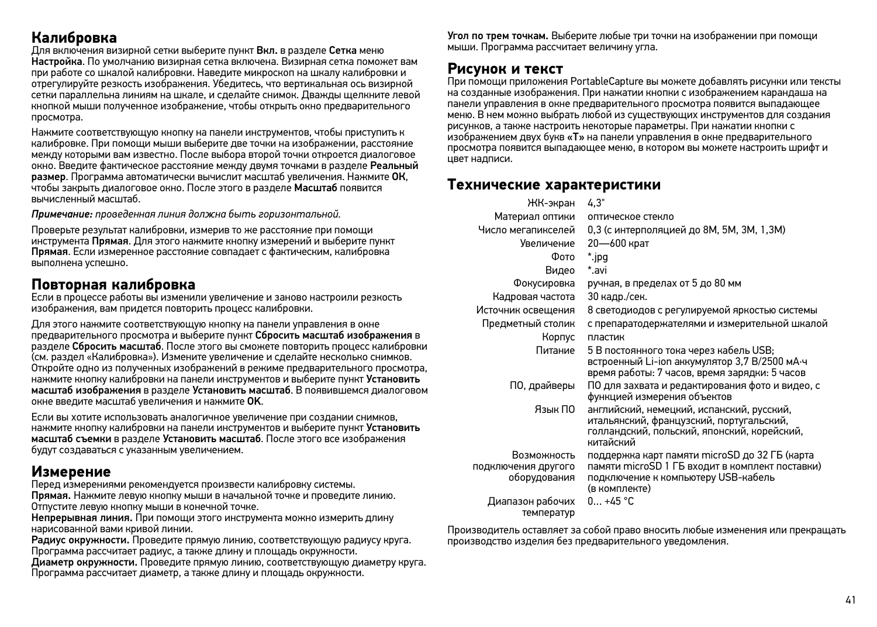## Калибровка

Для включения визирной сетки выберите пункт **Вкл.** в разделе **Сетка** меню **Настройка**. По умолчанию визирная сетка включена. Визирная сетка поможет вам при работе со шкалой калибровки. Наведите микроскоп на шкалу калибровки и отрегулируйте резкость изображения. Убедитесь, что вертикальная ось визирной сетки параллельна линиям на шкале, и сделайте снимок. Дважды щелкните левой кнопкой мыши полученное изображение, чтобы открыть окно предварительного просмотра.

Нажмите соответствующую кнопку на панели инструментов, чтобы приступить к калибровке. При помощи мыши выберите две точки на изображении, расстояние между которыми вам известно. После выбора второй точки откроется диалоговое окно. Введите фактическое расстояние между двумя точками в разделе **Реальный размер**. Программа автоматически вычислит масштаб увеличения. Нажмите **OK**, чтобы закрыть диалоговое окно. После этого в разделе **Масштаб** появится вычисленный масштаб.

***Примечание:*** *проведенная линия должна быть горизонтальной.*

Проверьте результат калибровки, измерив то же расстояние при помощи инструмента **Прямая**. Для этого нажмите кнопку измерений и выберите пункт **Прямая**. Если измеренное расстояние совпадает с фактическим, калибровка выполнена успешно.

## Повторная калибровка

Если в процессе работы вы изменили увеличение и заново настроили резкость изображения, вам придется повторить процесс калибровки.

Для этого нажмите соответствующую кнопку на панели управления в окне предварительного просмотра и выберите пункт **Сбросить масштаб изображения** в разделе **Сбросить масштаб**. После этого вы сможете повторить процесс калибровки (см. раздел «Калибровка»). Измените увеличение и сделайте несколько снимков. Откройте одно из полученных изображений в режиме предварительного просмотра, нажмите кнопку калибровки на панели инструментов и выберите пункт **Установить масштаб изображения** в разделе **Установить масштаб**. В появившемся диалоговом окне введите масштаб увеличения и нажмите **OK**.

Если вы хотите использовать аналогичное увеличение при создании снимков, нажмите кнопку калибровки на панели инструментов и выберите пункт **Установить масштаб съемки** в разделе **Установить масштаб**. После этого все изображения будут создаваться с указанным увеличением.

## Измерение

Перед измерениями рекомендуется произвести калибровку системы.
**Прямая.** Нажмите левую кнопку мыши в начальной точке и проведите линию. Отпустите левую кнопку мыши в конечной точке.
**Непрерывная линия.** При помощи этого инструмента можно измерить длину нарисованной вами кривой линии.
**Радиус окружности.** Проведите прямую линию, соответствующую радиусу круга. Программа рассчитает радиус, а также длину и площадь окружности.
**Диаметр окружности.** Проведите прямую линию, соответствующую диаметру круга. Программа рассчитает диаметр, а также длину и площадь окружности.
**Угол по трем точкам.** Выберите любые три точки на изображении при помощи мыши. Программа рассчитает величину угла.

## Рисунок и текст

При помощи приложения PortableCapture вы можете добавлять рисунки или тексты на созданные изображения. При нажатии кнопки с изображением карандаша на панели управления в окне предварительного просмотра появится выпадающее меню. В нем можно выбрать любой из существующих инструментов для создания рисунков, а также настроить некоторые параметры. При нажатии кнопки с изображением двух букв **«T»** на панели управления в окне предварительного просмотра появится выпадающее меню, в котором вы можете настроить шрифт и цвет надписи.

## Технические характеристики

| | |
|---|---|
| ЖК-экран | 4,3" |
| Материал оптики | оптическое стекло |
| Число мегапикселей | 0,3 (с интерполяцией до 8M, 5M, 3M, 1,3M) |
| Увеличение | 20—600 крат |
| Фото | *.jpg |
| Видео | *.avi |
| Фокусировка | ручная, в пределах от 5 до 80 мм |
| Кадровая частота | 30 кадр./сек. |
| Источник освещения | 8 светодиодов с регулируемой яркостью системы |
| Предметный столик | с препаратодержателями и измерительной шкалой |
| Корпус | пластик |
| Питание | 5 В постоянного тока через кабель USB; встроенный Li-ion аккумулятор 3,7 В/2500 мА·ч время работы: 7 часов, время зарядки: 5 часов |
| ПО, драйверы | ПО для захвата и редактирования фото и видео, с функцией измерения объектов |
| Язык ПО | английский, немецкий, испанский, русский, итальянский, французский, португальский, голландский, польский, японский, корейский, китайский |
| Возможность подключения другого оборудования | поддержка карт памяти microSD до 32 ГБ (карта памяти microSD 1 ГБ входит в комплект поставки) подключение к компьютеру USB-кабель (в комплекте) |
| Диапазон рабочих температур | 0... +45 °С |

Производитель оставляет за собой право вносить любые изменения или прекращать производство изделия без предварительного уведомления.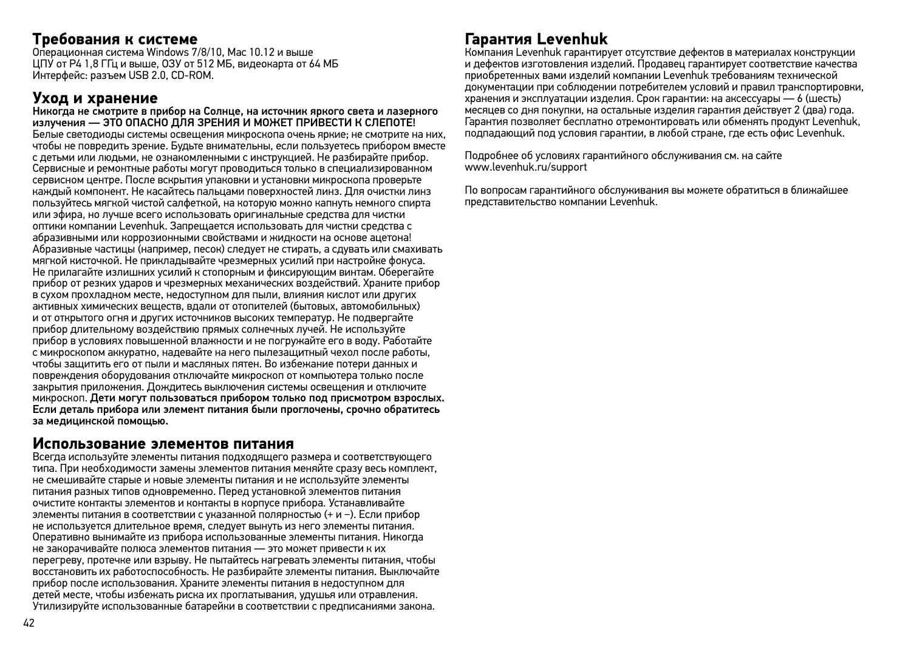## Требования к системе

Операционная система Windows 7/8/10, Mac 10.12 и выше
ЦПУ от P4 1,8 ГГц и выше, ОЗУ от 512 МБ, видеокарта от 64 МБ
Интерфейс: разъем USB 2.0, CD-ROM.

## Уход и хранение

**Никогда не смотрите в прибор на Солнце, на источник яркого света и лазерного излучения — ЭТО ОПАСНО ДЛЯ ЗРЕНИЯ И МОЖЕТ ПРИВЕСТИ К СЛЕПОТЕ!** Белые светодиоды системы освещения микроскопа очень яркие; не смотрите на них, чтобы не повредить зрение. Будьте внимательны, если пользуетесь прибором вместе с детьми или людьми, не ознакомленными с инструкцией. Не разбирайте прибор. Сервисные и ремонтные работы могут проводиться только в специализированном сервисном центре. После вскрытия упаковки и установки микроскопа проверьте каждый компонент. Не касайтесь пальцами поверхностей линз. Для очистки линз пользуйтесь мягкой чистой салфеткой, на которую можно капнуть немного спирта или эфира, но лучше всего использовать оригинальные средства для чистки оптики компании Levenhuk. Запрещается использовать для чистки средства с абразивными или коррозионными свойствами и жидкости на основе ацетона! Абразивные частицы (например, песок) следует не стирать, а сдувать или смахивать мягкой кисточкой. Не прикладывайте чрезмерных усилий при настройке фокуса. Не прилагайте излишних усилий к стопорным и фиксирующим винтам. Оберегайте прибор от резких ударов и чрезмерных механических воздействий. Храните прибор в сухом прохладном месте, недоступном для пыли, влияния кислот или других активных химических веществ, вдали от отопителей (бытовых, автомобильных) и от открытого огня и других источников высоких температур. Не подвергайте прибор длительному воздействию прямых солнечных лучей. Не используйте прибор в условиях повышенной влажности и не погружайте его в воду. Работайте с микроскопом аккуратно, надевайте на него пылезащитный чехол после работы, чтобы защитить его от пыли и масляных пятен. Во избежание потери данных и повреждения оборудования отключайте микроскоп от компьютера только после закрытия приложения. Дождитесь выключения системы освещения и отключите микроскоп. **Дети могут пользоваться прибором только под присмотром взрослых. Если деталь прибора или элемент питания были проглочены, срочно обратитесь за медицинской помощью.**

## Использование элементов питания

Всегда используйте элементы питания подходящего размера и соответствующего типа. При необходимости замены элементов питания меняйте сразу весь комплект, не смешивайте старые и новые элементы питания и не используйте элементы питания разных типов одновременно. Перед установкой элементов питания очистите контакты элементов и контакты в корпусе прибора. Устанавливайте элементы питания в соответствии с указанной полярностью (+ и –). Если прибор не используется длительное время, следует вынуть из него элементы питания. Оперативно вынимайте из прибора использованные элементы питания. Никогда не закорачивайте полюса элементов питания — это может привести к их перегреву, протечке или взрыву. Не пытайтесь нагревать элементы питания, чтобы восстановить их работоспособность. Не разбирайте элементы питания. Выключайте прибор после использования. Храните элементы питания в недоступном для детей месте, чтобы избежать риска их проглатывания, удушья или отравления. Утилизируйте использованные батарейки в соответствии с предписаниями закона.

## Гарантия Levenhuk

Компания Levenhuk гарантирует отсутствие дефектов в материалах конструкции и дефектов изготовления изделий. Продавец гарантирует соответствие качества приобретенных вами изделий компании Levenhuk требованиям технической документации при соблюдении потребителем условий и правил транспортировки, хранения и эксплуатации изделия. Срок гарантии: на аксессуары — 6 (шесть) месяцев со дня покупки, на остальные изделия гарантия действует 2 (два) года. Гарантия позволяет бесплатно отремонтировать или обменять продукт Levenhuk, подпадающий под условия гарантии, в любой стране, где есть офис Levenhuk.

Подробнее об условиях гарантийного обслуживания см. на сайте www.levenhuk.ru/support

По вопросам гарантийного обслуживания вы можете обратиться в ближайшее представительство компании Levenhuk.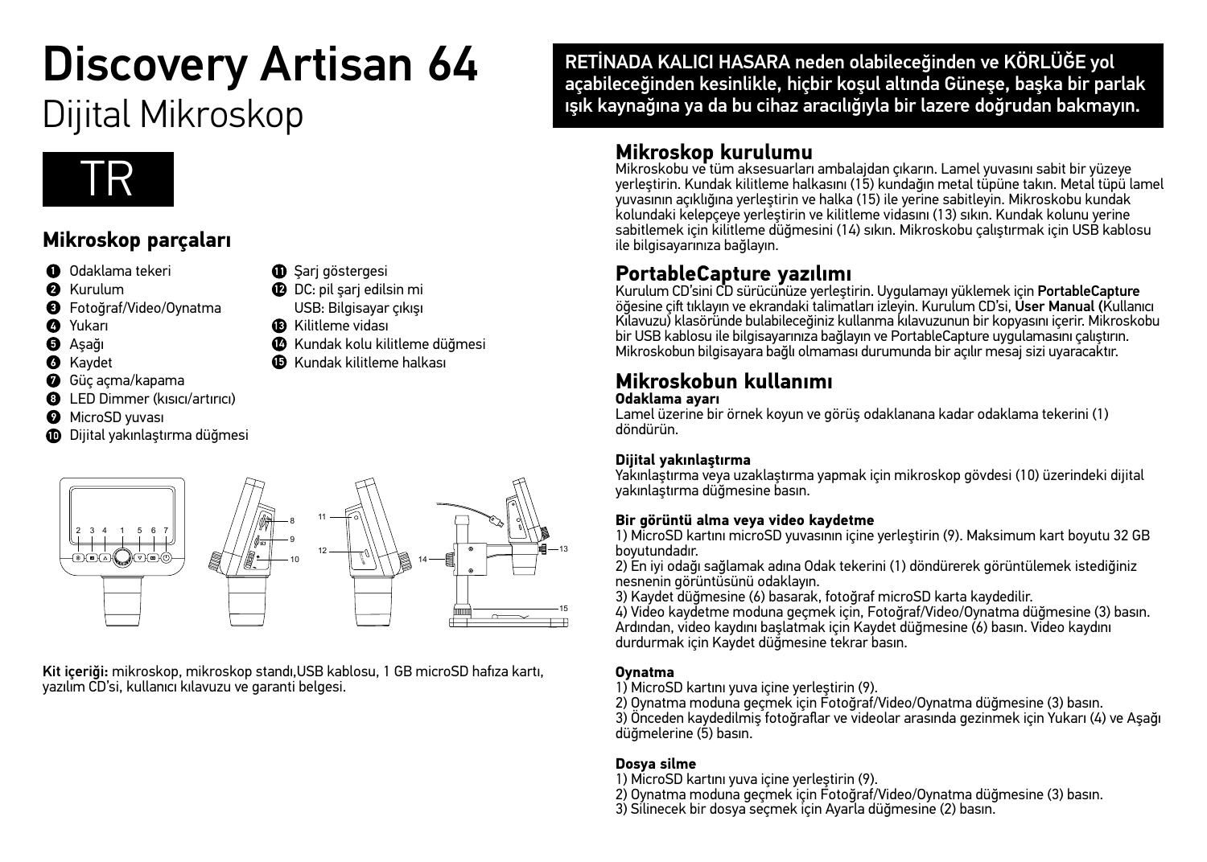# Discovery Artisan 64

Dijital Mikroskop

TR

## Mikroskop parçaları

1. Odaklama tekeri
2. Kurulum
3. Fotoğraf/Video/Oynatma
4. Yukarı
5. Aşağı
6. Kaydet
7. Güç açma/kapama
8. LED Dimmer (kısıcı/artırıcı)
9. MicroSD yuvası
10. Dijital yakınlaştırma düğmesi
11. Şarj göstergesi
12. DC: pil şarj edilsin mi
    USB: Bilgisayar çıkışı
13. Kilitleme vidası
14. Kundak kolu kilitleme düğmesi
15. Kundak kilitleme halkası

2 3 4 1 5 6 7

8
9
10

11
12

14
13
15

**Kit içeriği:** mikroskop, mikroskop standı,USB kablosu, 1 GB microSD hafıza kartı, yazılım CD'si, kullanıcı kılavuzu ve garanti belgesi.

**RETİNADA KALICI HASARA neden olabileceğinden ve KÖRLÜĞE yol açabileceğinden kesinlikle, hiçbir koşul altında Güneşe, başka bir parlak ışık kaynağına ya da bu cihaz aracılığıyla bir lazere doğrudan bakmayın.**

## Mikroskop kurulumu

Mikroskobu ve tüm aksesuarları ambalajdan çıkarın. Lamel yuvasını sabit bir yüzeye yerleştirin. Kundak kilitleme halkasını (15) kundağın metal tüpüne takın. Metal tüpü lamel yuvasının açıklığına yerleştirin ve halka (15) ile yerine sabitleyin. Mikroskobu kundak kolundaki kelepçeye yerleştirin ve kilitleme vidasını (13) sıkın. Kundak kolunu yerine sabitlemek için kilitleme düğmesini (14) sıkın. Mikroskobu çalıştırmak için USB kablosu ile bilgisayarınıza bağlayın.

## PortableCapture yazılımı

Kurulum CD'sini CD sürücünüze yerleştirin. Uygulamayı yüklemek için **PortableCapture** öğesine çift tıklayın ve ekrandaki talimatları izleyin. Kurulum CD'si, **User Manual (**Kullanıcı Kılavuzu) klasöründe bulabileceğiniz kullanma kılavuzunun bir kopyasını içerir. Mikroskobu bir USB kablosu ile bilgisayarınıza bağlayın ve PortableCapture uygulamasını çalıştırın. Mikroskobun bilgisayara bağlı olmaması durumunda bir açılır mesaj sizi uyaracaktır.

## Mikroskobun kullanımı

**Odaklama ayarı**

Lamel üzerine bir örnek koyun ve görüş odaklanana kadar odaklama tekerini (1) döndürün.

**Dijital yakınlaştırma**

Yakınlaştırma veya uzaklaştırma yapmak için mikroskop gövdesi (10) üzerindeki dijital yakınlaştırma düğmesine basın.

**Bir görüntü alma veya video kaydetme**

1) MicroSD kartını microSD yuvasının içine yerleştirin (9). Maksimum kart boyutu 32 GB boyutundadır.
2) En iyi odağı sağlamak adına Odak tekerini (1) döndürerek görüntülemek istediğiniz nesnenin görüntüsünü odaklayın.
3) Kaydet düğmesine (6) basarak, fotoğraf microSD karta kaydedilir.
4) Video kaydetme moduna geçmek için, Fotoğraf/Video/Oynatma düğmesine (3) basın. Ardından, video kaydını başlatmak için Kaydet düğmesine (6) basın. Video kaydını durdurmak için Kaydet düğmesine tekrar basın.

**Oynatma**

1) MicroSD kartını yuva içine yerleştirin (9).
2) Oynatma moduna geçmek için Fotoğraf/Video/Oynatma düğmesine (3) basın.
3) Önceden kaydedilmiş fotoğraflar ve videolar arasında gezinmek için Yukarı (4) ve Aşağı düğmelerine (5) basın.

**Dosya silme**

1) MicroSD kartını yuva içine yerleştirin (9).
2) Oynatma moduna geçmek için Fotoğraf/Video/Oynatma düğmesine (3) basın.
3) Silinecek bir dosya seçmek için Ayarla düğmesine (2) basın.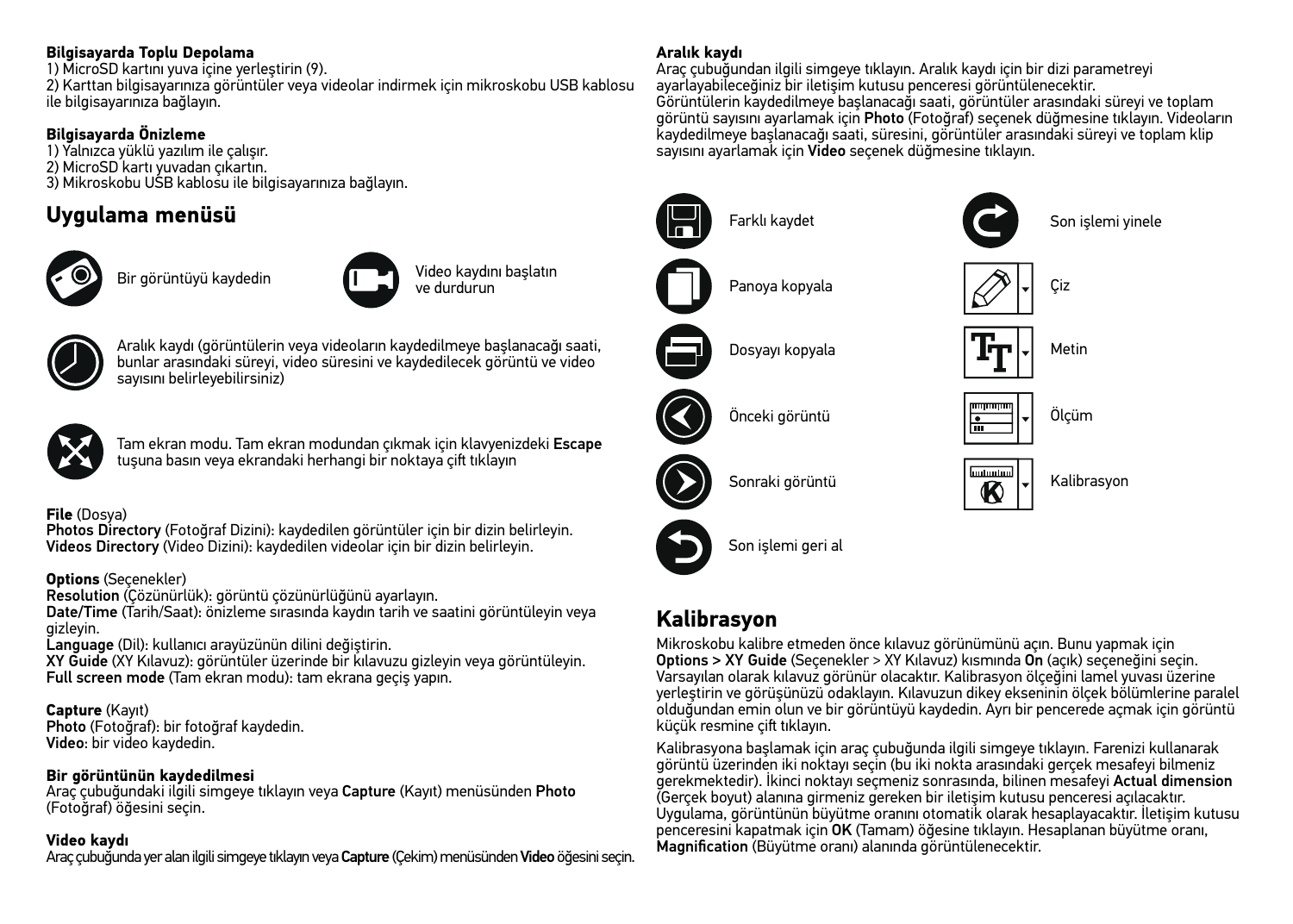**Bilgisayarda Toplu Depolama**
1) MicroSD kartını yuva içine yerleştirin (9).
2) Karttan bilgisayarınıza görüntüler veya videolar indirmek için mikroskobu USB kablosu ile bilgisayarınıza bağlayın.

**Bilgisayarda Önizleme**
1) Yalnızca yüklü yazılım ile çalışır.
2) MicroSD kartı yuvadan çıkartın.
3) Mikroskobu USB kablosu ile bilgisayarınıza bağlayın.

## Uygulama menüsü

Bir görüntüyü kaydedin

Video kaydını başlatın ve durdurun

Aralık kaydı (görüntülerin veya videoların kaydedilmeye başlanacağı saati, bunlar arasındaki süreyi, video süresini ve kaydedilecek görüntü ve video sayısını belirleyebilirsiniz)

Tam ekran modu. Tam ekran modundan çıkmak için klavyenizdeki **Escape** tuşuna basın veya ekrandaki herhangi bir noktaya çift tıklayın

**File** (Dosya)
**Photos Directory** (Fotoğraf Dizini): kaydedilen görüntüler için bir dizin belirleyin.
**Videos Directory** (Video Dizini): kaydedilen videolar için bir dizin belirleyin.

**Options** (Seçenekler)
**Resolution** (Çözünürlük): görüntü çözünürlüğünü ayarlayın.
**Date/Time** (Tarih/Saat): önizleme sırasında kaydın tarih ve saatini görüntüleyin veya gizleyin.
**Language** (Dil): kullanıcı arayüzünün dilini değiştirin.
**XY Guide** (XY Kılavuz): görüntüler üzerinde bir kılavuzu gizleyin veya görüntüleyin.
**Full screen mode** (Tam ekran modu): tam ekrana geçiş yapın.

**Capture** (Kayıt)
**Photo** (Fotoğraf): bir fotoğraf kaydedin.
**Video**: bir video kaydedin.

**Bir görüntünün kaydedilmesi**
Araç çubuğundaki ilgili simgeye tıklayın veya **Capture** (Kayıt) menüsünden **Photo** (Fotoğraf) öğesini seçin.

**Video kaydı**
Araç çubuğunda yer alan ilgili simgeye tıklayın veya **Capture** (Çekim) menüsünden **Video** öğesini seçin.

**Aralık kaydı**
Araç çubuğundan ilgili simgeye tıklayın. Aralık kaydı için bir dizi parametreyi ayarlayabileceğiniz bir iletişim kutusu penceresi görüntülenecektir.
Görüntülerin kaydedilmeye başlanacağı saati, görüntüler arasındaki süreyi ve toplam görüntü sayısını ayarlamak için **Photo** (Fotoğraf) seçenek düğmesine tıklayın. Videoların kaydedilmeye başlanacağı saati, süresini, görüntüler arasındaki süreyi ve toplam klip sayısını ayarlamak için **Video** seçenek düğmesine tıklayın.

Farklı kaydet

Panoya kopyala

Dosyayı kopyala

Önceki görüntü

Sonraki görüntü

Son işlemi geri al

Son işlemi yinele

Çiz

Metin

Ölçüm

Kalibrasyon

## Kalibrasyon

Mikroskobu kalibre etmeden önce kılavuz görünümünü açın. Bunu yapmak için **Options > XY Guide** (Seçenekler > XY Kılavuz) kısmında **On** (açık) seçeneğini seçin. Varsayılan olarak kılavuz görünür olacaktır. Kalibrasyon ölçeğini lamel yuvası üzerine yerleştirin ve görüşünüzü odaklayın. Kılavuzun dikey ekseninin ölçek bölümlerine paralel olduğundan emin olun ve bir görüntüyü kaydedin. Ayrı bir pencerede açmak için görüntü küçük resmine çift tıklayın.

Kalibrasyona başlamak için araç çubuğunda ilgili simgeye tıklayın. Farenizi kullanarak görüntü üzerinden iki noktayı seçin (bu iki nokta arasındaki gerçek mesafeyi bilmeniz gerekmektedir). İkinci noktayı seçmeniz sonrasında, bilinen mesafeyi **Actual dimension** (Gerçek boyut) alanına girmeniz gereken bir iletişim kutusu penceresi açılacaktır. Uygulama, görüntünün büyütme oranını otomatik olarak hesaplayacaktır. İletişim kutusu penceresini kapatmak için **OK** (Tamam) öğesine tıklayın. Hesaplanan büyütme oranı, **Magnification** (Büyütme oranı) alanında görüntülenecektir.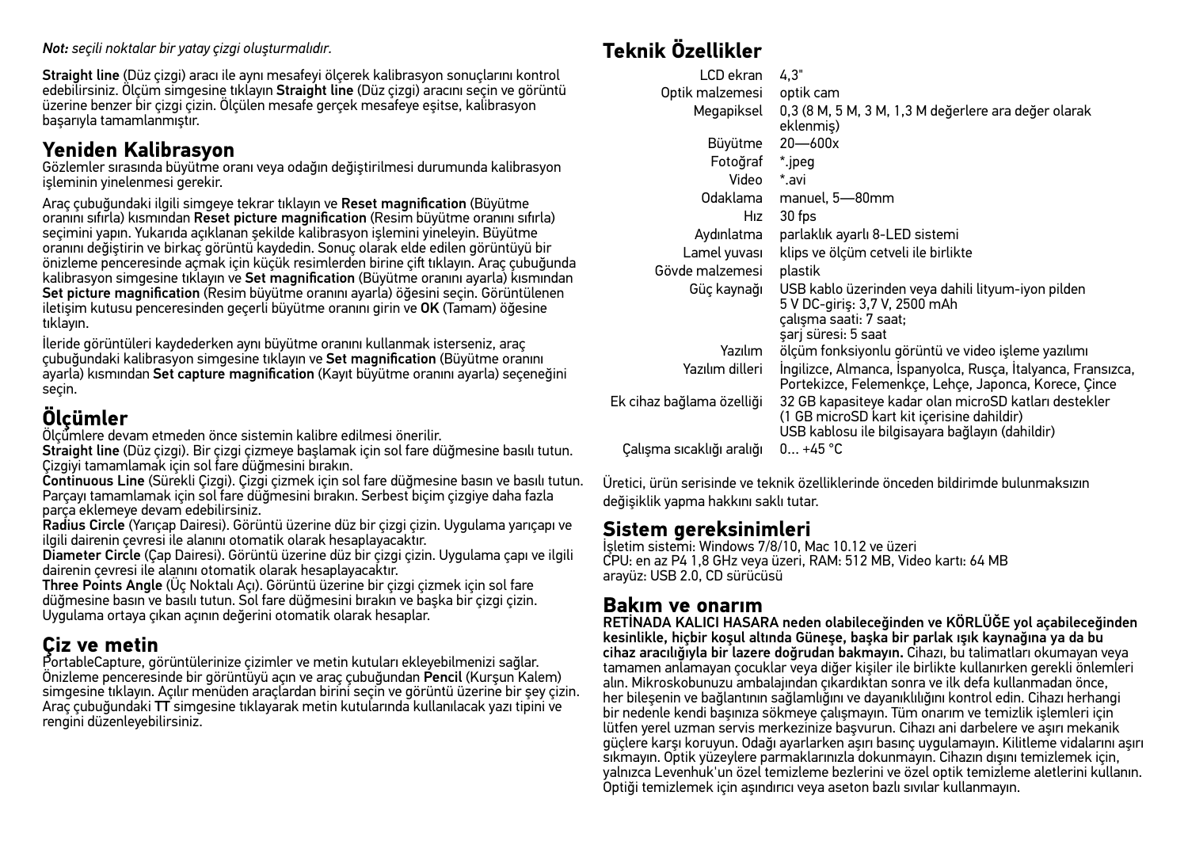*Not: seçili noktalar bir yatay çizgi oluşturmalıdır.*

**Straight line** (Düz çizgi) aracı ile aynı mesafeyi ölçerek kalibrasyon sonuçlarını kontrol edebilirsiniz. Ölçüm simgesine tıklayın **Straight line** (Düz çizgi) aracını seçin ve görüntü üzerine benzer bir çizgi çizin. Ölçülen mesafe gerçek mesafeye eşitse, kalibrasyon başarıyla tamamlanmıştır.

## Yeniden Kalibrasyon

Gözlemler sırasında büyütme oranı veya odağın değiştirilmesi durumunda kalibrasyon işleminin yinelenmesi gerekir.

Araç çubuğundaki ilgili simgeye tekrar tıklayın ve **Reset magnification** (Büyütme oranını sıfırla) kısmından **Reset picture magnification** (Resim büyütme oranını sıfırla) seçimini yapın. Yukarıda açıklanan şekilde kalibrasyon işlemini yineleyin. Büyütme oranını değiştirin ve birkaç görüntü kaydedin. Sonuç olarak elde edilen görüntüyü bir önizleme penceresinde açmak için küçük resimlerden birine çift tıklayın. Araç çubuğunda kalibrasyon simgesine tıklayın ve **Set magnification** (Büyütme oranını ayarla) kısmından **Set picture magnification** (Resim büyütme oranını ayarla) öğesini seçin. Görüntülenen iletişim kutusu penceresinden geçerli büyütme oranını girin ve **OK** (Tamam) öğesine tıklayın.

İleride görüntüleri kaydederken aynı büyütme oranını kullanmak isterseniz, araç çubuğundaki kalibrasyon simgesine tıklayın ve **Set magnification** (Büyütme oranını ayarla) kısmından **Set capture magnification** (Kayıt büyütme oranını ayarla) seçeneğini seçin.

## Ölçümler

Ölçümlere devam etmeden önce sistemin kalibre edilmesi önerilir.

**Straight line** (Düz çizgi). Bir çizgi çizmeye başlamak için sol fare düğmesine basılı tutun. Çizgiyi tamamlamak için sol fare düğmesini bırakın.

**Continuous Line** (Sürekli Çizgi). Çizgi çizmek için sol fare düğmesine basın ve basılı tutun. Parçayı tamamlamak için sol fare düğmesini bırakın. Serbest biçim çizgiye daha fazla parça eklemeye devam edebilirsiniz.

**Radius Circle** (Yarıçap Dairesi). Görüntü üzerine düz bir çizgi çizin. Uygulama yarıçapı ve ilgili dairenin çevresi ile alanını otomatik olarak hesaplayacaktır.

**Diameter Circle** (Çap Dairesi). Görüntü üzerine düz bir çizgi çizin. Uygulama çapı ve ilgili dairenin çevresi ile alanını otomatik olarak hesaplayacaktır.

**Three Points Angle** (Üç Noktalı Açı). Görüntü üzerine bir çizgi çizmek için sol fare düğmesine basın ve basılı tutun. Sol fare düğmesini bırakın ve başka bir çizgi çizin. Uygulama ortaya çıkan açının değerini otomatik olarak hesaplar.

## Çiz ve metin

PortableCapture, görüntülerinize çizimler ve metin kutuları ekleyebilmenizi sağlar. Önizleme penceresinde bir görüntüyü açın ve araç çubuğundan **Pencil** (Kurşun Kalem) simgesine tıklayın. Açılır menüden araçlardan birini seçin ve görüntü üzerine bir şey çizin. Araç çubuğundaki **TT** simgesine tıklayarak metin kutularında kullanılacak yazı tipini ve rengini düzenleyebilirsiniz.

## Teknik Özellikler

| | |
|---|---|
| LCD ekran | 4,3" |
| Optik malzemesi | optik cam |
| Megapiksel | 0,3 (8 M, 5 M, 3 M, 1,3 M değerlere ara değer olarak eklenmiş) |
| Büyütme | 20—600x |
| Fotoğraf | *.jpeg |
| Video | *.avi |
| Odaklama | manuel, 5—80mm |
| Hız | 30 fps |
| Aydınlatma | parlaklık ayarlı 8-LED sistemi |
| Lamel yuvası | klips ve ölçüm cetveli ile birlikte |
| Gövde malzemesi | plastik |
| Güç kaynağı | USB kablo üzerinden veya dahili lityum-iyon pilden 5 V DC-giriş: 3,7 V, 2500 mAh çalışma saati: 7 saat; şarj süresi: 5 saat |
| Yazılım | ölçüm fonksiyonlu görüntü ve video işleme yazılımı |
| Yazılım dilleri | İngilizce, Almanca, İspanyolca, Rusça, İtalyanca, Fransızca, Portekizce, Felemenkçe, Lehçe, Japonca, Korece, Çince |
| Ek cihaz bağlama özelliği | 32 GB kapasiteye kadar olan microSD katları destekler (1 GB microSD kart kit içerisine dahildir) USB kablosu ile bilgisayara bağlayın (dahildir) |
| Çalışma sıcaklığı aralığı | 0... +45 °C |

Üretici, ürün serisinde ve teknik özelliklerinde önceden bildirimde bulunmaksızın değişiklik yapma hakkını saklı tutar.

## Sistem gereksinimleri

İşletim sistemi: Windows 7/8/10, Mac 10.12 ve üzeri
CPU: en az P4 1,8 GHz veya üzeri, RAM: 512 MB, Video kartı: 64 MB
arayüz: USB 2.0, CD sürücüsü

## Bakım ve onarım

**RETİNADA KALICI HASARA neden olabileceğinden ve KÖRLÜĞE yol açabileceğinden kesinlikle, hiçbir koşul altında Güneşe, başka bir parlak ışık kaynağına ya da bu cihaz aracılığıyla bir lazere doğrudan bakmayın.** Cihazı, bu talimatları okumayan veya tamamen anlamayan çocuklar veya diğer kişiler ile birlikte kullanırken gerekli önlemleri alın. Mikroskobunuzu ambalajından çıkardıktan sonra ve ilk defa kullanmadan önce, her bileşenin ve bağlantının sağlamlığını ve dayanıklılığını kontrol edin. Cihazı herhangi bir nedenle kendi başınıza sökmeye çalışmayın. Tüm onarım ve temizlik işlemleri için lütfen yerel uzman servis merkezinize başvurun. Cihazı ani darbelere ve aşırı mekanik güçlere karşı koruyun. Odağı ayarlarken aşırı basınç uygulamayın. Kilitleme vidalarını aşırı sıkmayın. Optik yüzeylere parmaklarınızla dokunmayın. Cihazın dışını temizlemek için, yalnızca Levenhuk'un özel temizleme bezlerini ve özel optik temizleme aletlerini kullanın. Optiği temizlemek için aşındırıcı veya aseton bazlı sıvılar kullanmayın.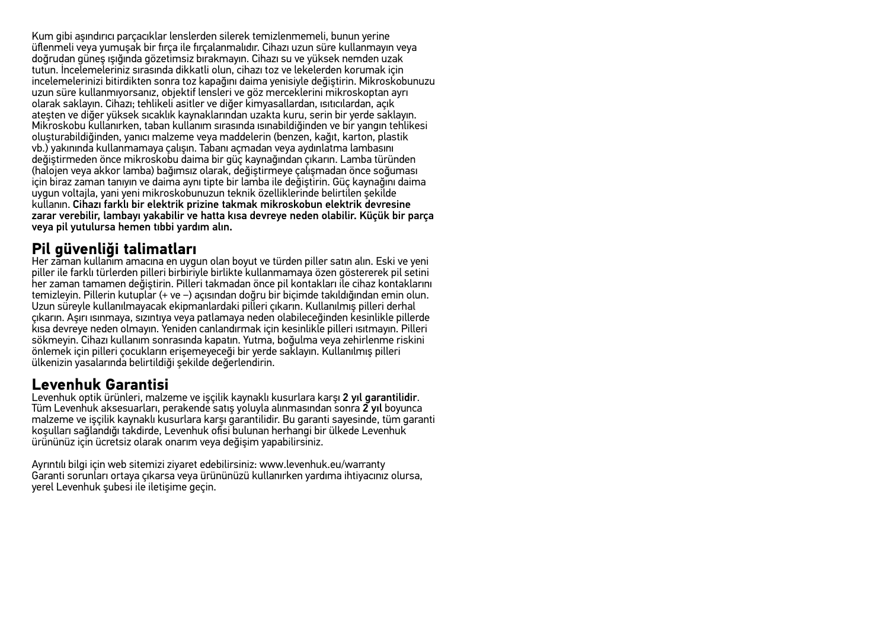Kum gibi aşındırıcı parçacıklar lenslerden silerek temizlenmemeli, bunun yerine üflenmeli veya yumuşak bir fırça ile fırçalanmalıdır. Cihazı uzun süre kullanmayın veya doğrudan güneş ışığında gözetimsiz bırakmayın. Cihazı su ve yüksek nemden uzak tutun. İncelemeleriniz sırasında dikkatli olun, cihazı toz ve lekelerden korumak için incelemelerinizi bitirdikten sonra toz kapağını daima yenisiyle değiştirin. Mikroskobunuzu uzun süre kullanmıyorsanız, objektif lensleri ve göz merceklerini mikroskoptan ayrı olarak saklayın. Cihazı; tehlikeli asitler ve diğer kimyasallardan, ısıtıcılardan, açık ateşten ve diğer yüksek sıcaklık kaynaklarından uzakta kuru, serin bir yerde saklayın. Mikroskobu kullanırken, taban kullanım sırasında ısınabildiğinden ve bir yangın tehlikesi oluşturabildiğinden, yanıcı malzeme veya maddelerin (benzen, kağıt, karton, plastik vb.) yakınında kullanmamaya çalışın. Tabanı açmadan veya aydınlatma lambasını değiştirmeden önce mikroskobu daima bir güç kaynağından çıkarın. Lamba türünden (halojen veya akkor lamba) bağımsız olarak, değiştirmeye çalışmadan önce soğuması için biraz zaman tanıyın ve daima aynı tipte bir lamba ile değiştirin. Güç kaynağını daima uygun voltajla, yani yeni mikroskobunuzun teknik özelliklerinde belirtilen şekilde kullanın. **Cihazı farklı bir elektrik prizine takmak mikroskobun elektrik devresine zarar verebilir, lambayı yakabilir ve hatta kısa devreye neden olabilir. Küçük bir parça veya pil yutulursa hemen tıbbi yardım alın.**

## Pil güvenliği talimatları

Her zaman kullanım amacına en uygun olan boyut ve türden piller satın alın. Eski ve yeni piller ile farklı türlerden pilleri birbiriyle birlikte kullanmamaya özen göstererek pil setini her zaman tamamen değiştirin. Pilleri takmadan önce pil kontakları ile cihaz kontaklarını temizleyin. Pillerin kutuplar (+ ve –) açısından doğru bir biçimde takıldığından emin olun. Uzun süreyle kullanılmayacak ekipmanlardaki pilleri çıkarın. Kullanılmış pilleri derhal çıkarın. Aşırı ısınmaya, sızıntıya veya patlamaya neden olabileceğinden kesinlikle pillerde kısa devreye neden olmayın. Yeniden canlandırmak için kesinlikle pilleri ısıtmayın. Pilleri sökmeyin. Cihazı kullanım sonrasında kapatın. Yutma, boğulma veya zehirlenme riskini önlemek için pilleri çocukların erişemeyeceği bir yerde saklayın. Kullanılmış pilleri ülkenizin yasalarında belirtildiği şekilde değerlendirin.

## Levenhuk Garantisi

Levenhuk optik ürünleri, malzeme ve işçilik kaynaklı kusurlara karşı **2 yıl garantilidir**. Tüm Levenhuk aksesuarları, perakende satış yoluyla alınmasından sonra **2 yıl** boyunca malzeme ve işçilik kaynaklı kusurlara karşı garantilidir. Bu garanti sayesinde, tüm garanti koşulları sağlandığı takdirde, Levenhuk ofisi bulunan herhangi bir ülkede Levenhuk ürününüz için ücretsiz olarak onarım veya değişim yapabilirsiniz.

Ayrıntılı bilgi için web sitemizi ziyaret edebilirsiniz: www.levenhuk.eu/warranty
Garanti sorunları ortaya çıkarsa veya ürününüzü kullanırken yardıma ihtiyacınız olursa, yerel Levenhuk şubesi ile iletişime geçin.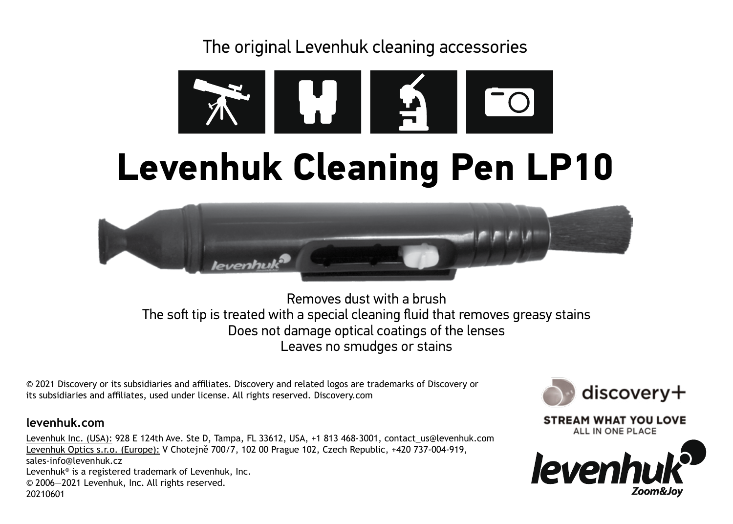The original Levenhuk cleaning accessories

# Levenhuk Cleaning Pen LP10

Removes dust with a brush
The soft tip is treated with a special cleaning fluid that removes greasy stains
Does not damage optical coatings of the lenses
Leaves no smudges or stains

© 2021 Discovery or its subsidiaries and affiliates. Discovery and related logos are trademarks of Discovery or its subsidiaries and affiliates, used under license. All rights reserved. Discovery.com

discovery+

STREAM WHAT YOU LOVE
ALL IN ONE PLACE

**levenhuk.com**

Levenhuk Inc. (USA): 928 E 124th Ave. Ste D, Tampa, FL 33612, USA, +1 813 468-3001, contact_us@levenhuk.com
Levenhuk Optics s.r.o. (Europe): V Chotejně 700/7, 102 00 Prague 102, Czech Republic, +420 737-004-919, sales-info@levenhuk.cz
Levenhuk® is a registered trademark of Levenhuk, Inc.
© 2006—2021 Levenhuk, Inc. All rights reserved.
20210601

levenhuk
Zoom&Joy